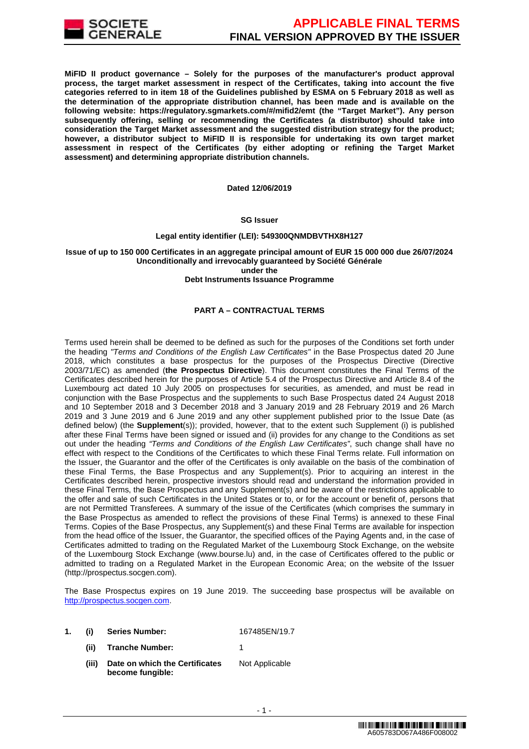**MiFID II product governance – Solely for the purposes of the manufacturer's product approval process, the target market assessment in respect of the Certificates, taking into account the five categories referred to in item 18 of the Guidelines published by ESMA on 5 February 2018 as well as the determination of the appropriate distribution channel, has been made and is available on the following website: https://regulatory.sgmarkets.com/#/mifid2/emt (the "Target Market"). Any person subsequently offering, selling or recommending the Certificates (a distributor) should take into consideration the Target Market assessment and the suggested distribution strategy for the product; however, a distributor subject to MiFID II is responsible for undertaking its own target market assessment in respect of the Certificates (by either adopting or refining the Target Market assessment) and determining appropriate distribution channels.**

**Dated 12/06/2019**

**SG Issuer**

**Legal entity identifier (LEI): 549300QNMDBVTHX8H127**

**Issue of up to 150 000 Certificates in an aggregate principal amount of EUR 15 000 000 due 26/07/2024**
**Unconditionally and irrevocably guaranteed by Société Générale**
**under the**
**Debt Instruments Issuance Programme**

## PART A – CONTRACTUAL TERMS

Terms used herein shall be deemed to be defined as such for the purposes of the Conditions set forth under the heading *"Terms and Conditions of the English Law Certificates"* in the Base Prospectus dated 20 June 2018, which constitutes a base prospectus for the purposes of the Prospectus Directive (Directive 2003/71/EC) as amended (**the Prospectus Directive**). This document constitutes the Final Terms of the Certificates described herein for the purposes of Article 5.4 of the Prospectus Directive and Article 8.4 of the Luxembourg act dated 10 July 2005 on prospectuses for securities, as amended, and must be read in conjunction with the Base Prospectus and the supplements to such Base Prospectus dated 24 August 2018 and 10 September 2018 and 3 December 2018 and 3 January 2019 and 28 February 2019 and 26 March 2019 and 3 June 2019 and 6 June 2019 and any other supplement published prior to the Issue Date (as defined below) (the **Supplement**(s)); provided, however, that to the extent such Supplement (i) is published after these Final Terms have been signed or issued and (ii) provides for any change to the Conditions as set out under the heading *"Terms and Conditions of the English Law Certificates"*, such change shall have no effect with respect to the Conditions of the Certificates to which these Final Terms relate. Full information on the Issuer, the Guarantor and the offer of the Certificates is only available on the basis of the combination of these Final Terms, the Base Prospectus and any Supplement(s). Prior to acquiring an interest in the Certificates described herein, prospective investors should read and understand the information provided in these Final Terms, the Base Prospectus and any Supplement(s) and be aware of the restrictions applicable to the offer and sale of such Certificates in the United States or to, or for the account or benefit of, persons that are not Permitted Transferees. A summary of the issue of the Certificates (which comprises the summary in the Base Prospectus as amended to reflect the provisions of these Final Terms) is annexed to these Final Terms. Copies of the Base Prospectus, any Supplement(s) and these Final Terms are available for inspection from the head office of the Issuer, the Guarantor, the specified offices of the Paying Agents and, in the case of Certificates admitted to trading on the Regulated Market of the Luxembourg Stock Exchange, on the website of the Luxembourg Stock Exchange (www.bourse.lu) and, in the case of Certificates offered to the public or admitted to trading on a Regulated Market in the European Economic Area; on the website of the Issuer (http://prospectus.socgen.com).

The Base Prospectus expires on 19 June 2019. The succeeding base prospectus will be available on http://prospectus.socgen.com.

| | | | |
|---|---|---|---|
| **1.** | **(i)** | **Series Number:** | 167485EN/19.7 |
| | **(ii)** | **Tranche Number:** | 1 |
| | **(iii)** | **Date on which the Certificates become fungible:** | Not Applicable |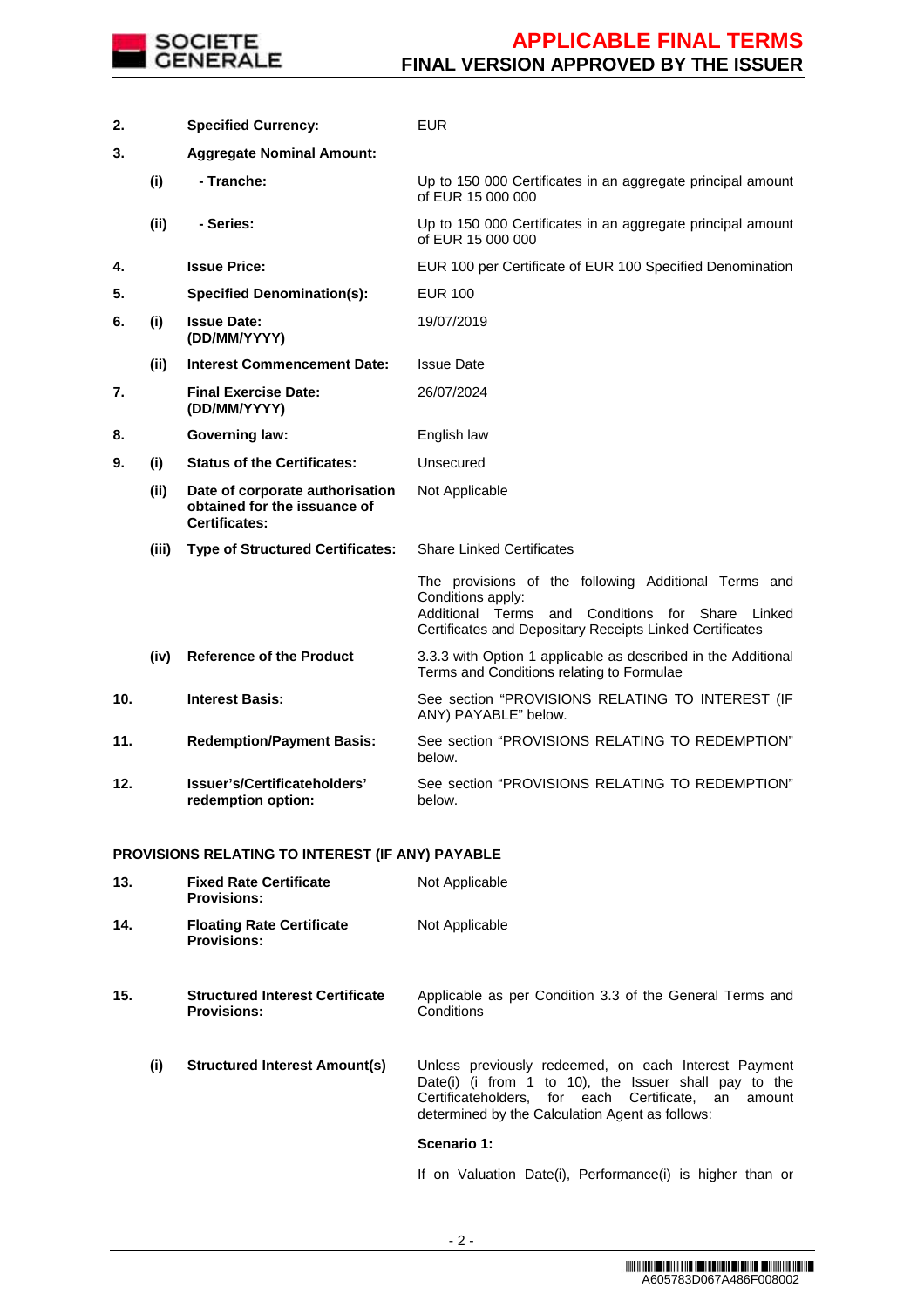| | | | |
|---|---|---|---|
| **2.** | | **Specified Currency:** | EUR |
| **3.** | | **Aggregate Nominal Amount:** | |
| | **(i)** | **- Tranche:** | Up to 150 000 Certificates in an aggregate principal amount of EUR 15 000 000 |
| | **(ii)** | **- Series:** | Up to 150 000 Certificates in an aggregate principal amount of EUR 15 000 000 |
| **4.** | | **Issue Price:** | EUR 100 per Certificate of EUR 100 Specified Denomination |
| **5.** | | **Specified Denomination(s):** | EUR 100 |
| **6.** | **(i)** | **Issue Date: (DD/MM/YYYY)** | 19/07/2019 |
| | **(ii)** | **Interest Commencement Date:** | Issue Date |
| **7.** | | **Final Exercise Date: (DD/MM/YYYY)** | 26/07/2024 |
| **8.** | | **Governing law:** | English law |
| **9.** | **(i)** | **Status of the Certificates:** | Unsecured |
| | **(ii)** | **Date of corporate authorisation obtained for the issuance of Certificates:** | Not Applicable |
| | **(iii)** | **Type of Structured Certificates:** | Share Linked Certificates |
| | | | The provisions of the following Additional Terms and Conditions apply: Additional Terms and Conditions for Share Linked Certificates and Depositary Receipts Linked Certificates |
| | **(iv)** | **Reference of the Product** | 3.3.3 with Option 1 applicable as described in the Additional Terms and Conditions relating to Formulae |
| **10.** | | **Interest Basis:** | See section "PROVISIONS RELATING TO INTEREST (IF ANY) PAYABLE" below. |
| **11.** | | **Redemption/Payment Basis:** | See section "PROVISIONS RELATING TO REDEMPTION" below. |
| **12.** | | **Issuer's/Certificateholders' redemption option:** | See section "PROVISIONS RELATING TO REDEMPTION" below. |

**PROVISIONS RELATING TO INTEREST (IF ANY) PAYABLE**

| | | | |
|---|---|---|---|
| **13.** | | **Fixed Rate Certificate Provisions:** | Not Applicable |
| **14.** | | **Floating Rate Certificate Provisions:** | Not Applicable |
| **15.** | | **Structured Interest Certificate Provisions:** | Applicable as per Condition 3.3 of the General Terms and Conditions |
| | **(i)** | **Structured Interest Amount(s)** | Unless previously redeemed, on each Interest Payment Date(i) (i from 1 to 10), the Issuer shall pay to the Certificateholders, for each Certificate, an amount determined by the Calculation Agent as follows: |
| | | | **Scenario 1:** |
| | | | If on Valuation Date(i), Performance(i) is higher than or |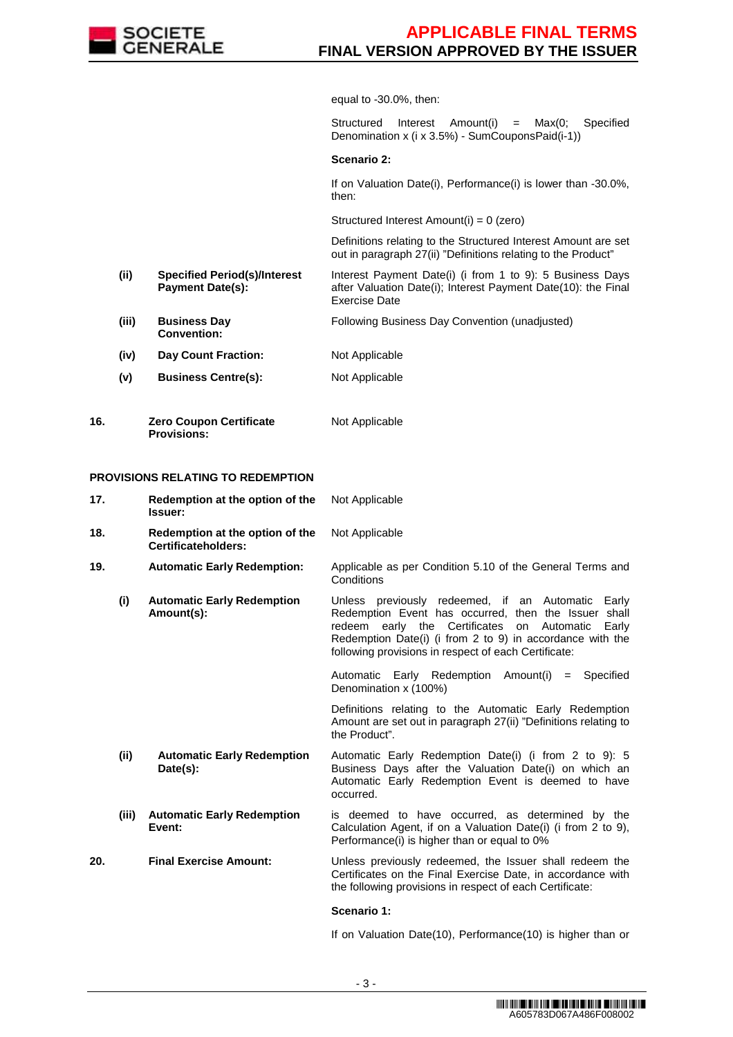| | | | |
|---|---|---|---|
| | | | equal to -30.0%, then: |
| | | | Structured Interest Amount(i) = Max(0; Specified Denomination x (i x 3.5%) - SumCouponsPaid(i-1)) |
| | | | **Scenario 2:** |
| | | | If on Valuation Date(i), Performance(i) is lower than -30.0%, then: |
| | | | Structured Interest Amount(i) = 0 (zero) |
| | | | Definitions relating to the Structured Interest Amount are set out in paragraph 27(ii) "Definitions relating to the Product" |
| | (ii) | **Specified Period(s)/Interest Payment Date(s):** | Interest Payment Date(i) (i from 1 to 9): 5 Business Days after Valuation Date(i); Interest Payment Date(10): the Final Exercise Date |
| | (iii) | **Business Day Convention:** | Following Business Day Convention (unadjusted) |
| | (iv) | **Day Count Fraction:** | Not Applicable |
| | (v) | **Business Centre(s):** | Not Applicable |
| 16. | | **Zero Coupon Certificate Provisions:** | Not Applicable |

**PROVISIONS RELATING TO REDEMPTION**

| | | | |
|---|---|---|---|
| 17. | | **Redemption at the option of the Issuer:** | Not Applicable |
| 18. | | **Redemption at the option of the Certificateholders:** | Not Applicable |
| 19. | | **Automatic Early Redemption:** | Applicable as per Condition 5.10 of the General Terms and Conditions |
| | (i) | **Automatic Early Redemption Amount(s):** | Unless previously redeemed, if an Automatic Early Redemption Event has occurred, then the Issuer shall redeem early the Certificates on Automatic Early Redemption Date(i) (i from 2 to 9) in accordance with the following provisions in respect of each Certificate: |
| | | | Automatic Early Redemption Amount(i) = Specified Denomination x (100%) |
| | | | Definitions relating to the Automatic Early Redemption Amount are set out in paragraph 27(ii) "Definitions relating to the Product". |
| | (ii) | **Automatic Early Redemption Date(s):** | Automatic Early Redemption Date(i) (i from 2 to 9): 5 Business Days after the Valuation Date(i) on which an Automatic Early Redemption Event is deemed to have occurred. |
| | (iii) | **Automatic Early Redemption Event:** | is deemed to have occurred, as determined by the Calculation Agent, if on a Valuation Date(i) (i from 2 to 9), Performance(i) is higher than or equal to 0% |
| 20. | | **Final Exercise Amount:** | Unless previously redeemed, the Issuer shall redeem the Certificates on the Final Exercise Date, in accordance with the following provisions in respect of each Certificate: |
| | | | **Scenario 1:** |
| | | | If on Valuation Date(10), Performance(10) is higher than or |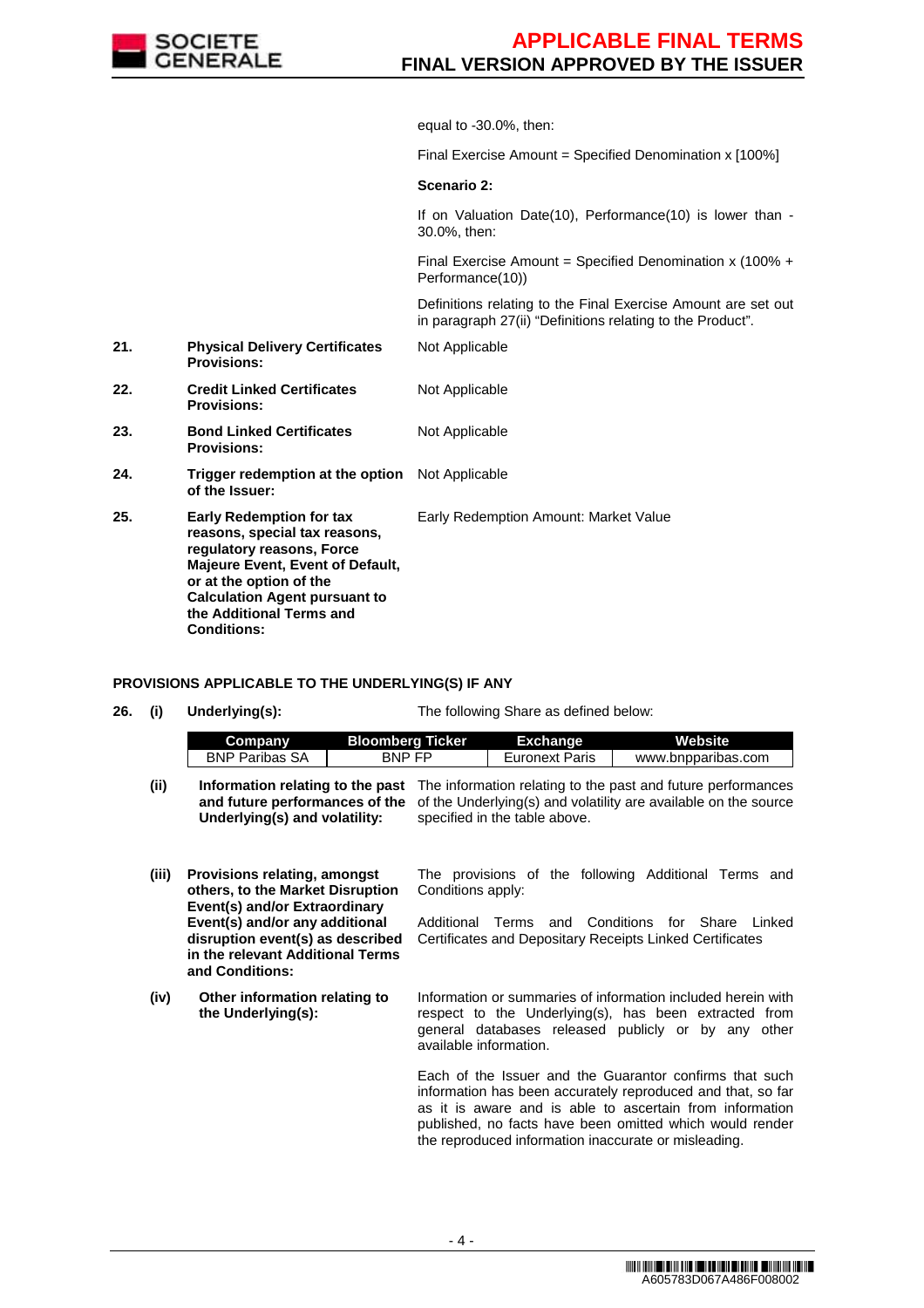equal to -30.0%, then:

Final Exercise Amount = Specified Denomination x [100%]

**Scenario 2:**

If on Valuation Date(10), Performance(10) is lower than -30.0%, then:

Final Exercise Amount = Specified Denomination x (100% + Performance(10))

Definitions relating to the Final Exercise Amount are set out in paragraph 27(ii) "Definitions relating to the Product".

| | | |
|---|---|---|
| **21.** | **Physical Delivery Certificates Provisions:** | Not Applicable |
| **22.** | **Credit Linked Certificates Provisions:** | Not Applicable |
| **23.** | **Bond Linked Certificates Provisions:** | Not Applicable |
| **24.** | **Trigger redemption at the option of the Issuer:** | Not Applicable |
| **25.** | **Early Redemption for tax reasons, special tax reasons, regulatory reasons, Force Majeure Event, Event of Default, or at the option of the Calculation Agent pursuant to the Additional Terms and Conditions:** | Early Redemption Amount: Market Value |

**PROVISIONS APPLICABLE TO THE UNDERLYING(S) IF ANY**

**26. (i) Underlying(s):** The following Share as defined below:

| Company | Bloomberg Ticker | Exchange | Website |
|---|---|---|---|
| BNP Paribas SA | BNP FP | Euronext Paris | www.bnpparibas.com |

**(ii) Information relating to the past and future performances of the Underlying(s) and volatility:** The information relating to the past and future performances of the Underlying(s) and volatility are available on the source specified in the table above.

**(iii) Provisions relating, amongst others, to the Market Disruption Event(s) and/or Extraordinary Event(s) and/or any additional disruption event(s) as described in the relevant Additional Terms and Conditions:** The provisions of the following Additional Terms and Conditions apply:

Additional Terms and Conditions for Share Linked Certificates and Depositary Receipts Linked Certificates

**(iv) Other information relating to the Underlying(s):** Information or summaries of information included herein with respect to the Underlying(s), has been extracted from general databases released publicly or by any other available information.

Each of the Issuer and the Guarantor confirms that such information has been accurately reproduced and that, so far as it is aware and is able to ascertain from information published, no facts have been omitted which would render the reproduced information inaccurate or misleading.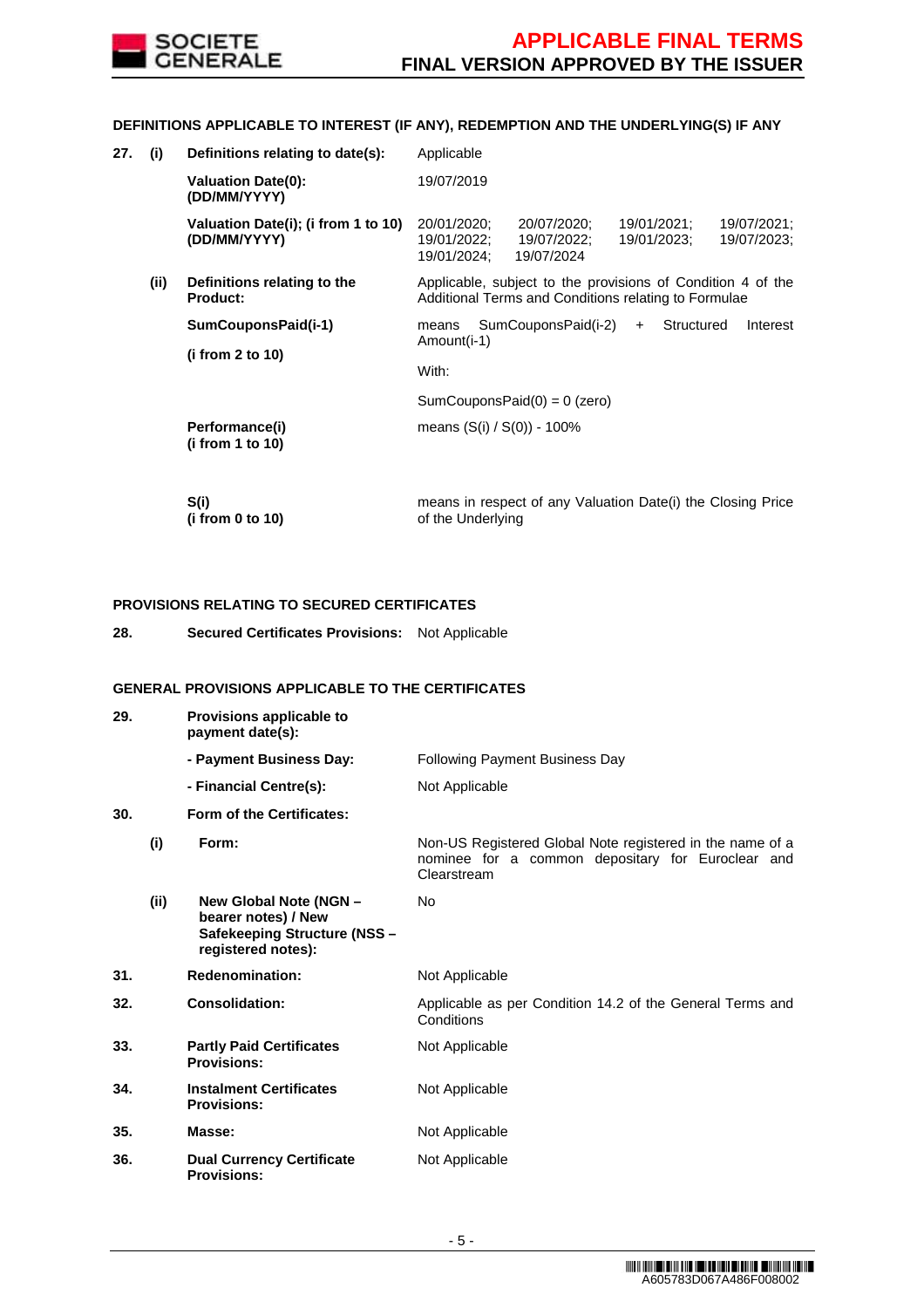### DEFINITIONS APPLICABLE TO INTEREST (IF ANY), REDEMPTION AND THE UNDERLYING(S) IF ANY

| | | | |
|---|---|---|---|
| **27.** | **(i)** | **Definitions relating to date(s):** | Applicable |
| | | **Valuation Date(0): (DD/MM/YYYY)** | 19/07/2019 |
| | | **Valuation Date(i); (i from 1 to 10) (DD/MM/YYYY)** | 20/01/2020; 20/07/2020; 19/01/2021; 19/07/2021; 19/01/2022; 19/07/2022; 19/01/2023; 19/07/2023; 19/01/2024; 19/07/2024 |
| | **(ii)** | **Definitions relating to the Product:** | Applicable, subject to the provisions of Condition 4 of the Additional Terms and Conditions relating to Formulae |
| | | **SumCouponsPaid(i-1)** **(i from 2 to 10)** | means SumCouponsPaid(i-2) + Structured Interest Amount(i-1)<br><br>With:<br><br>SumCouponsPaid(0) = 0 (zero) |
| | | **Performance(i)** **(i from 1 to 10)** | means (S(i) / S(0)) - 100% |
| | | **S(i)** **(i from 0 to 10)** | means in respect of any Valuation Date(i) the Closing Price of the Underlying |

### PROVISIONS RELATING TO SECURED CERTIFICATES

| | | |
|---|---|---|
| **28.** | **Secured Certificates Provisions:** | Not Applicable |

### GENERAL PROVISIONS APPLICABLE TO THE CERTIFICATES

| | | | |
|---|---|---|---|
| **29.** | | **Provisions applicable to payment date(s):** | |
| | | **- Payment Business Day:** | Following Payment Business Day |
| | | **- Financial Centre(s):** | Not Applicable |
| **30.** | | **Form of the Certificates:** | |
| | **(i)** | **Form:** | Non-US Registered Global Note registered in the name of a nominee for a common depositary for Euroclear and Clearstream |
| | **(ii)** | **New Global Note (NGN – bearer notes) / New Safekeeping Structure (NSS – registered notes):** | No |
| **31.** | | **Redenomination:** | Not Applicable |
| **32.** | | **Consolidation:** | Applicable as per Condition 14.2 of the General Terms and Conditions |
| **33.** | | **Partly Paid Certificates Provisions:** | Not Applicable |
| **34.** | | **Instalment Certificates Provisions:** | Not Applicable |
| **35.** | | **Masse:** | Not Applicable |
| **36.** | | **Dual Currency Certificate Provisions:** | Not Applicable |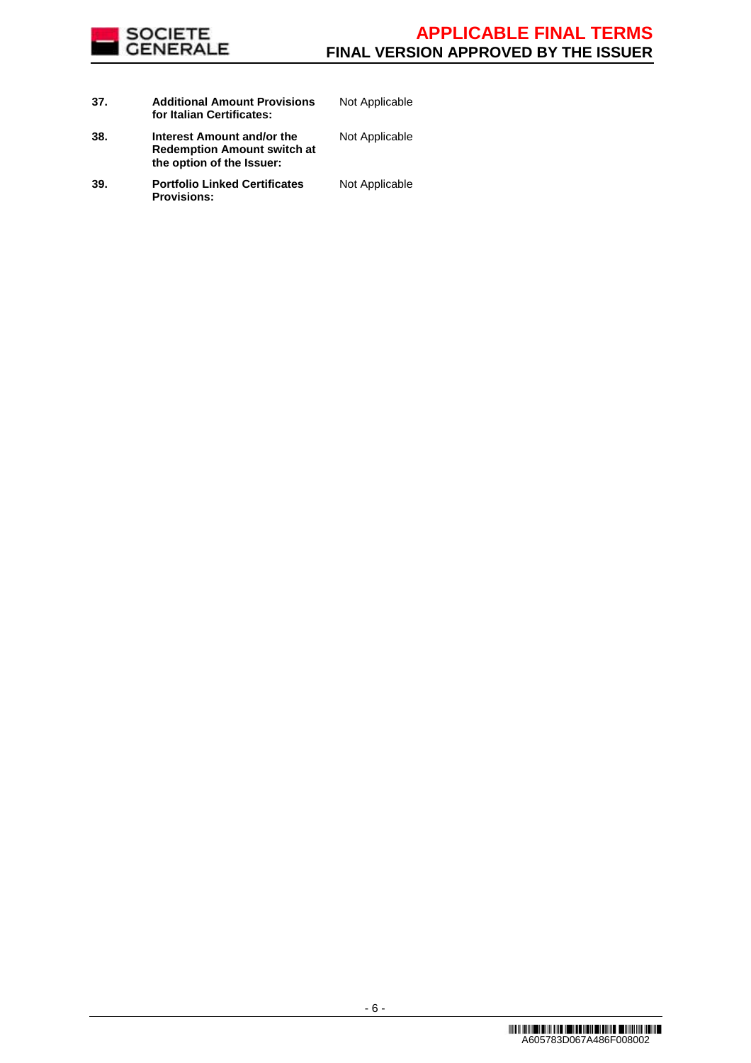**37.** **Additional Amount Provisions for Italian Certificates:** Not Applicable

**38.** **Interest Amount and/or the Redemption Amount switch at the option of the Issuer:** Not Applicable

**39.** **Portfolio Linked Certificates Provisions:** Not Applicable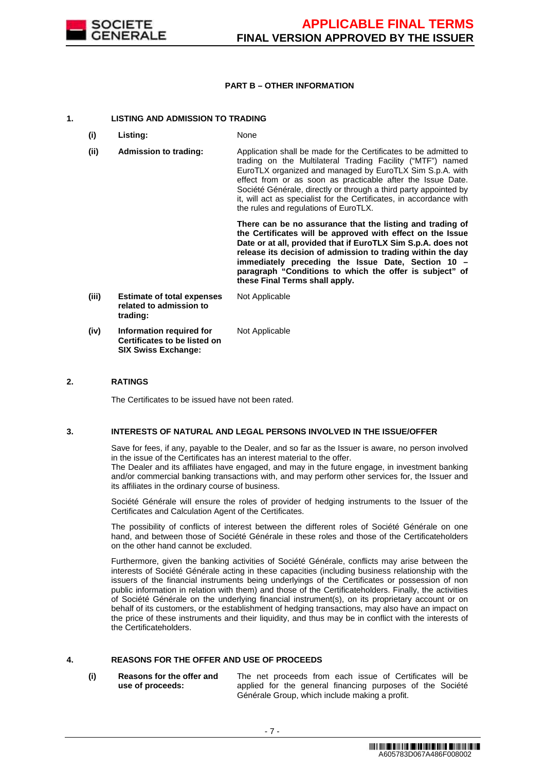## PART B – OTHER INFORMATION

### 1. LISTING AND ADMISSION TO TRADING

| | | |
|---|---|---|
| **(i)** | **Listing:** | None |
| **(ii)** | **Admission to trading:** | Application shall be made for the Certificates to be admitted to trading on the Multilateral Trading Facility ("MTF") named EuroTLX organized and managed by EuroTLX Sim S.p.A. with effect from or as soon as practicable after the Issue Date. Société Générale, directly or through a third party appointed by it, will act as specialist for the Certificates, in accordance with the rules and regulations of EuroTLX.<br><br>**There can be no assurance that the listing and trading of the Certificates will be approved with effect on the Issue Date or at all, provided that if EuroTLX Sim S.p.A. does not release its decision of admission to trading within the day immediately preceding the Issue Date, Section 10 – paragraph "Conditions to which the offer is subject" of these Final Terms shall apply.** |
| **(iii)** | **Estimate of total expenses related to admission to trading:** | Not Applicable |
| **(iv)** | **Information required for Certificates to be listed on SIX Swiss Exchange:** | Not Applicable |

### 2. RATINGS

The Certificates to be issued have not been rated.

### 3. INTERESTS OF NATURAL AND LEGAL PERSONS INVOLVED IN THE ISSUE/OFFER

Save for fees, if any, payable to the Dealer, and so far as the Issuer is aware, no person involved in the issue of the Certificates has an interest material to the offer.
The Dealer and its affiliates have engaged, and may in the future engage, in investment banking and/or commercial banking transactions with, and may perform other services for, the Issuer and its affiliates in the ordinary course of business.

Société Générale will ensure the roles of provider of hedging instruments to the Issuer of the Certificates and Calculation Agent of the Certificates.

The possibility of conflicts of interest between the different roles of Société Générale on one hand, and between those of Société Générale in these roles and those of the Certificateholders on the other hand cannot be excluded.

Furthermore, given the banking activities of Société Générale, conflicts may arise between the interests of Société Générale acting in these capacities (including business relationship with the issuers of the financial instruments being underlyings of the Certificates or possession of non public information in relation with them) and those of the Certificateholders. Finally, the activities of Société Générale on the underlying financial instrument(s), on its proprietary account or on behalf of its customers, or the establishment of hedging transactions, may also have an impact on the price of these instruments and their liquidity, and thus may be in conflict with the interests of the Certificateholders.

### 4. REASONS FOR THE OFFER AND USE OF PROCEEDS

| | | |
|---|---|---|
| **(i)** | **Reasons for the offer and use of proceeds:** | The net proceeds from each issue of Certificates will be applied for the general financing purposes of the Société Générale Group, which include making a profit. |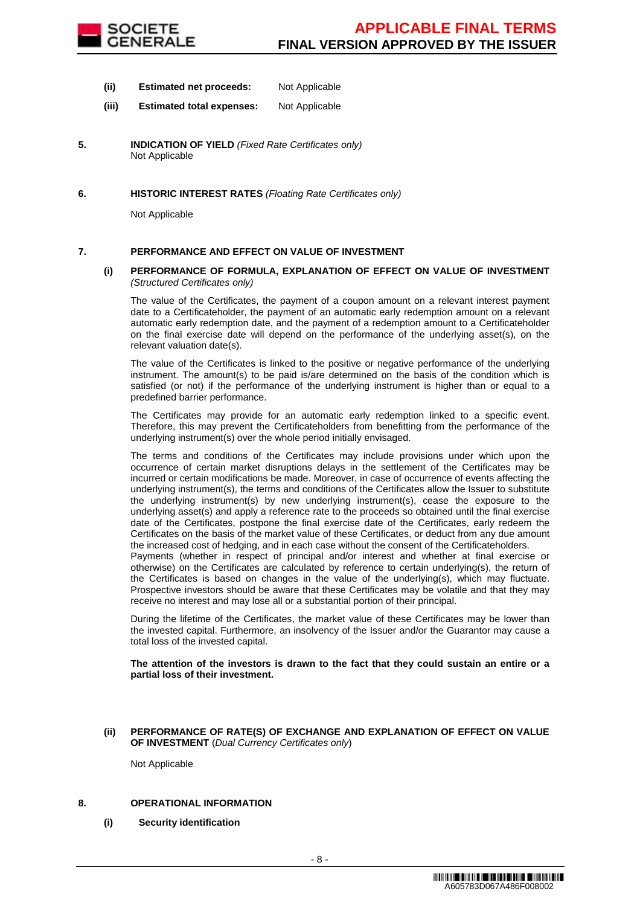**(ii) Estimated net proceeds:** Not Applicable

**(iii) Estimated total expenses:** Not Applicable

**5. INDICATION OF YIELD** *(Fixed Rate Certificates only)*

Not Applicable

**6. HISTORIC INTEREST RATES** *(Floating Rate Certificates only)*

Not Applicable

**7. PERFORMANCE AND EFFECT ON VALUE OF INVESTMENT**

**(i) PERFORMANCE OF FORMULA, EXPLANATION OF EFFECT ON VALUE OF INVESTMENT** *(Structured Certificates only)*

The value of the Certificates, the payment of a coupon amount on a relevant interest payment date to a Certificateholder, the payment of an automatic early redemption amount on a relevant automatic early redemption date, and the payment of a redemption amount to a Certificateholder on the final exercise date will depend on the performance of the underlying asset(s), on the relevant valuation date(s).

The value of the Certificates is linked to the positive or negative performance of the underlying instrument. The amount(s) to be paid is/are determined on the basis of the condition which is satisfied (or not) if the performance of the underlying instrument is higher than or equal to a predefined barrier performance.

The Certificates may provide for an automatic early redemption linked to a specific event. Therefore, this may prevent the Certificateholders from benefitting from the performance of the underlying instrument(s) over the whole period initially envisaged.

The terms and conditions of the Certificates may include provisions under which upon the occurrence of certain market disruptions delays in the settlement of the Certificates may be incurred or certain modifications be made. Moreover, in case of occurrence of events affecting the underlying instrument(s), the terms and conditions of the Certificates allow the Issuer to substitute the underlying instrument(s) by new underlying instrument(s), cease the exposure to the underlying asset(s) and apply a reference rate to the proceeds so obtained until the final exercise date of the Certificates, postpone the final exercise date of the Certificates, early redeem the Certificates on the basis of the market value of these Certificates, or deduct from any due amount the increased cost of hedging, and in each case without the consent of the Certificateholders.
Payments (whether in respect of principal and/or interest and whether at final exercise or otherwise) on the Certificates are calculated by reference to certain underlying(s), the return of the Certificates is based on changes in the value of the underlying(s), which may fluctuate. Prospective investors should be aware that these Certificates may be volatile and that they may receive no interest and may lose all or a substantial portion of their principal.

During the lifetime of the Certificates, the market value of these Certificates may be lower than the invested capital. Furthermore, an insolvency of the Issuer and/or the Guarantor may cause a total loss of the invested capital.

**The attention of the investors is drawn to the fact that they could sustain an entire or a partial loss of their investment.**

**(ii) PERFORMANCE OF RATE(S) OF EXCHANGE AND EXPLANATION OF EFFECT ON VALUE OF INVESTMENT** (*Dual Currency Certificates only*)

Not Applicable

**8. OPERATIONAL INFORMATION**

**(i) Security identification**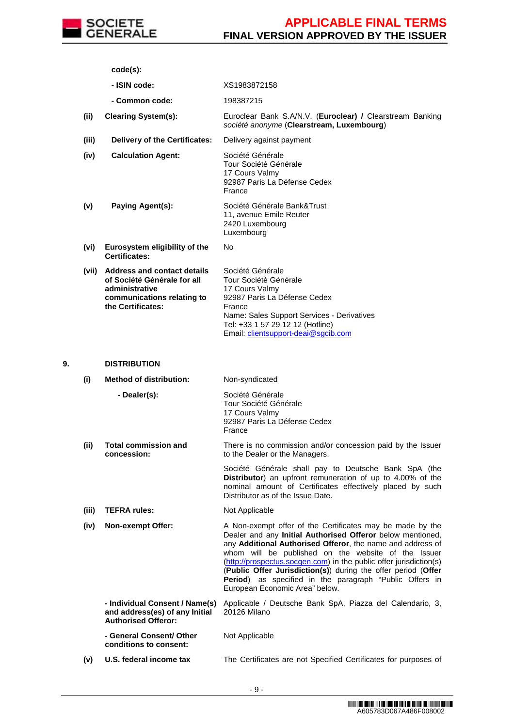| | | |
|---|---|---|
| | **code(s):** | |
| | **- ISIN code:** | XS1983872158 |
| | **- Common code:** | 198387215 |
| **(ii)** | **Clearing System(s):** | Euroclear Bank S.A/N.V. (**Euroclear) /** Clearstream Banking *société anonyme* (**Clearstream, Luxembourg**) |
| **(iii)** | **Delivery of the Certificates:** | Delivery against payment |
| **(iv)** | **Calculation Agent:** | Société Générale<br>Tour Société Générale<br>17 Cours Valmy<br>92987 Paris La Défense Cedex<br>France |
| **(v)** | **Paying Agent(s):** | Société Générale Bank&Trust<br>11, avenue Emile Reuter<br>2420 Luxembourg<br>Luxembourg |
| **(vi)** | **Eurosystem eligibility of the Certificates:** | No |
| **(vii)** | **Address and contact details of Société Générale for all administrative communications relating to the Certificates:** | Société Générale<br>Tour Société Générale<br>17 Cours Valmy<br>92987 Paris La Défense Cedex<br>France<br>Name: Sales Support Services - Derivatives<br>Tel: +33 1 57 29 12 12 (Hotline)<br>Email: clientsupport-deai@sgcib.com |

## 9. DISTRIBUTION

| | | |
|---|---|---|
| **(i)** | **Method of distribution:** | Non-syndicated |
| | **- Dealer(s):** | Société Générale<br>Tour Société Générale<br>17 Cours Valmy<br>92987 Paris La Défense Cedex<br>France |
| **(ii)** | **Total commission and concession:** | There is no commission and/or concession paid by the Issuer to the Dealer or the Managers.<br><br>Société Générale shall pay to Deutsche Bank SpA (the **Distributor**) an upfront remuneration of up to 4.00% of the nominal amount of Certificates effectively placed by such Distributor as of the Issue Date. |
| **(iii)** | **TEFRA rules:** | Not Applicable |
| **(iv)** | **Non-exempt Offer:** | A Non-exempt offer of the Certificates may be made by the Dealer and any **Initial Authorised Offeror** below mentioned, any **Additional Authorised Offeror**, the name and address of whom will be published on the website of the Issuer (http://prospectus.socgen.com) in the public offer jurisdiction(s) (**Public Offer Jurisdiction(s)**) during the offer period (**Offer Period**) as specified in the paragraph "Public Offers in European Economic Area" below. |
| | **- Individual Consent / Name(s) and address(es) of any Initial Authorised Offeror:** | Applicable / Deutsche Bank SpA, Piazza del Calendario, 3, 20126 Milano |
| | **- General Consent/ Other conditions to consent:** | Not Applicable |
| **(v)** | **U.S. federal income tax** | The Certificates are not Specified Certificates for purposes of |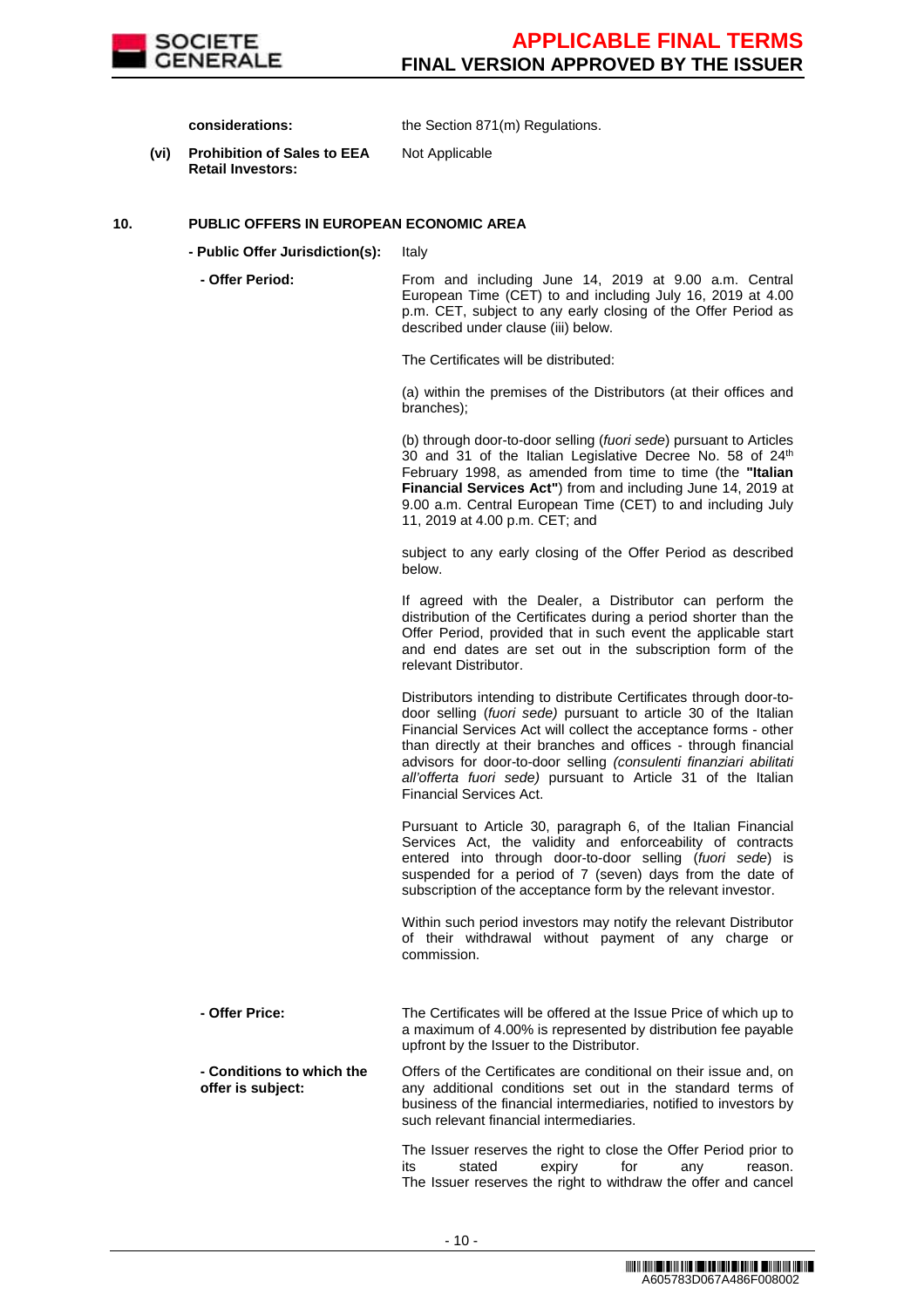**considerations:** the Section 871(m) Regulations.

**(vi) Prohibition of Sales to EEA Retail Investors:** Not Applicable

**10. PUBLIC OFFERS IN EUROPEAN ECONOMIC AREA**

**- Public Offer Jurisdiction(s):** Italy

**- Offer Period:** From and including June 14, 2019 at 9.00 a.m. Central European Time (CET) to and including July 16, 2019 at 4.00 p.m. CET, subject to any early closing of the Offer Period as described under clause (iii) below.

The Certificates will be distributed:

(a) within the premises of the Distributors (at their offices and branches);

(b) through door-to-door selling (*fuori sede*) pursuant to Articles 30 and 31 of the Italian Legislative Decree No. 58 of 24th February 1998, as amended from time to time (the **"Italian Financial Services Act"**) from and including June 14, 2019 at 9.00 a.m. Central European Time (CET) to and including July 11, 2019 at 4.00 p.m. CET; and

subject to any early closing of the Offer Period as described below.

If agreed with the Dealer, a Distributor can perform the distribution of the Certificates during a period shorter than the Offer Period, provided that in such event the applicable start and end dates are set out in the subscription form of the relevant Distributor.

Distributors intending to distribute Certificates through door-to-door selling (*fuori sede)* pursuant to article 30 of the Italian Financial Services Act will collect the acceptance forms - other than directly at their branches and offices - through financial advisors for door-to-door selling *(consulenti finanziari abilitati all'offerta fuori sede)* pursuant to Article 31 of the Italian Financial Services Act.

Pursuant to Article 30, paragraph 6, of the Italian Financial Services Act, the validity and enforceability of contracts entered into through door-to-door selling (*fuori sede*) is suspended for a period of 7 (seven) days from the date of subscription of the acceptance form by the relevant investor.

Within such period investors may notify the relevant Distributor of their withdrawal without payment of any charge or commission.

**- Offer Price:** The Certificates will be offered at the Issue Price of which up to a maximum of 4.00% is represented by distribution fee payable upfront by the Issuer to the Distributor.

**- Conditions to which the offer is subject:** Offers of the Certificates are conditional on their issue and, on any additional conditions set out in the standard terms of business of the financial intermediaries, notified to investors by such relevant financial intermediaries.

The Issuer reserves the right to close the Offer Period prior to its stated expiry for any reason. The Issuer reserves the right to withdraw the offer and cancel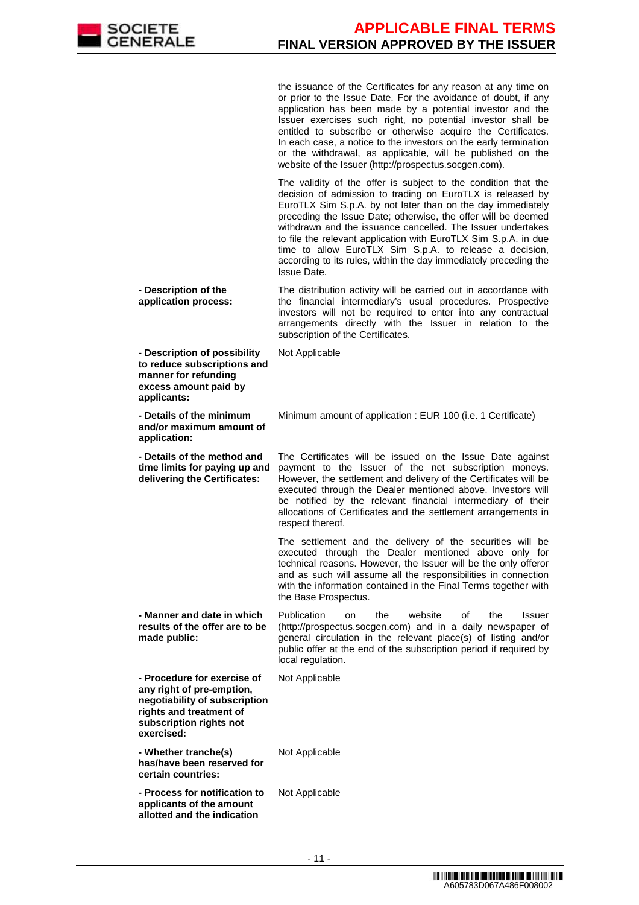| | |
|---|---|
| | the issuance of the Certificates for any reason at any time on or prior to the Issue Date. For the avoidance of doubt, if any application has been made by a potential investor and the Issuer exercises such right, no potential investor shall be entitled to subscribe or otherwise acquire the Certificates. In each case, a notice to the investors on the early termination or the withdrawal, as applicable, will be published on the website of the Issuer (http://prospectus.socgen.com).<br><br>The validity of the offer is subject to the condition that the decision of admission to trading on EuroTLX is released by EuroTLX Sim S.p.A. by not later than on the day immediately preceding the Issue Date; otherwise, the offer will be deemed withdrawn and the issuance cancelled. The Issuer undertakes to file the relevant application with EuroTLX Sim S.p.A. in due time to allow EuroTLX Sim S.p.A. to release a decision, according to its rules, within the day immediately preceding the Issue Date. |
| **- Description of the application process:** | The distribution activity will be carried out in accordance with the financial intermediary's usual procedures. Prospective investors will not be required to enter into any contractual arrangements directly with the Issuer in relation to the subscription of the Certificates. |
| **- Description of possibility to reduce subscriptions and manner for refunding excess amount paid by applicants:** | Not Applicable |
| **- Details of the minimum and/or maximum amount of application:** | Minimum amount of application : EUR 100 (i.e. 1 Certificate) |
| **- Details of the method and time limits for paying up and delivering the Certificates:** | The Certificates will be issued on the Issue Date against payment to the Issuer of the net subscription moneys. However, the settlement and delivery of the Certificates will be executed through the Dealer mentioned above. Investors will be notified by the relevant financial intermediary of their allocations of Certificates and the settlement arrangements in respect thereof.<br><br>The settlement and the delivery of the securities will be executed through the Dealer mentioned above only for technical reasons. However, the Issuer will be the only offeror and as such will assume all the responsibilities in connection with the information contained in the Final Terms together with the Base Prospectus. |
| **- Manner and date in which results of the offer are to be made public:** | Publication on the website of the Issuer (http://prospectus.socgen.com) and in a daily newspaper of general circulation in the relevant place(s) of listing and/or public offer at the end of the subscription period if required by local regulation. |
| **- Procedure for exercise of any right of pre-emption, negotiability of subscription rights and treatment of subscription rights not exercised:** | Not Applicable |
| **- Whether tranche(s) has/have been reserved for certain countries:** | Not Applicable |
| **- Process for notification to applicants of the amount allotted and the indication** | Not Applicable |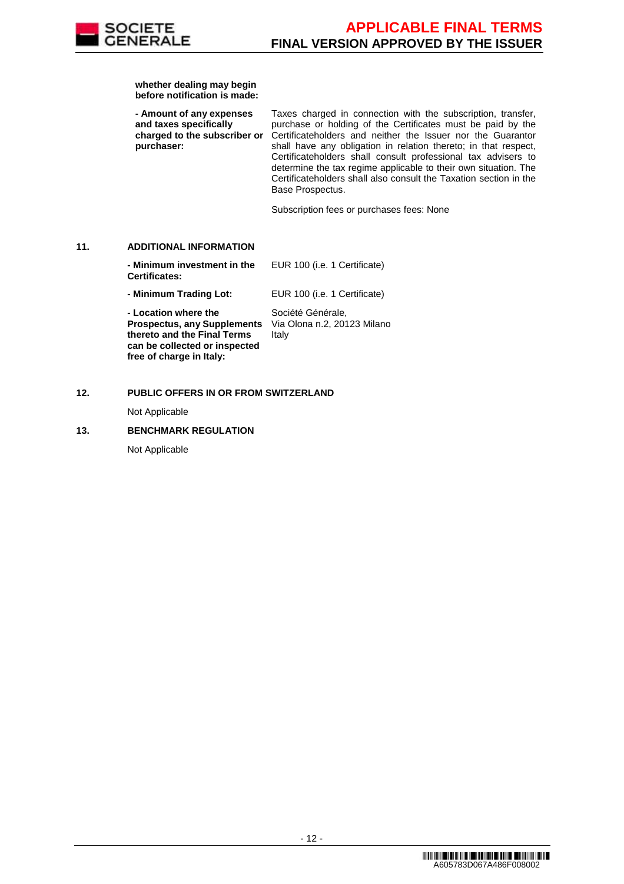| | |
|---|---|
| **whether dealing may begin before notification is made:** | |
| **- Amount of any expenses and taxes specifically charged to the subscriber or purchaser:** | Taxes charged in connection with the subscription, transfer, purchase or holding of the Certificates must be paid by the Certificateholders and neither the Issuer nor the Guarantor shall have any obligation in relation thereto; in that respect, Certificateholders shall consult professional tax advisers to determine the tax regime applicable to their own situation. The Certificateholders shall also consult the Taxation section in the Base Prospectus.<br><br>Subscription fees or purchases fees: None |

## 11. ADDITIONAL INFORMATION

| | |
|---|---|
| **- Minimum investment in the Certificates:** | EUR 100 (i.e. 1 Certificate) |
| **- Minimum Trading Lot:** | EUR 100 (i.e. 1 Certificate) |
| **- Location where the Prospectus, any Supplements thereto and the Final Terms can be collected or inspected free of charge in Italy:** | Société Générale,<br>Via Olona n.2, 20123 Milano<br>Italy |

## 12. PUBLIC OFFERS IN OR FROM SWITZERLAND

Not Applicable

## 13. BENCHMARK REGULATION

Not Applicable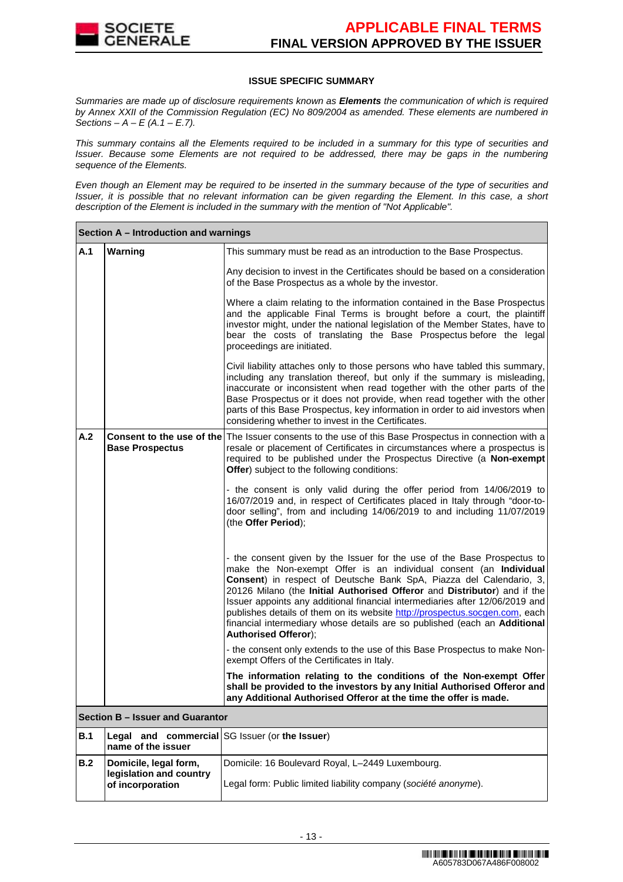## ISSUE SPECIFIC SUMMARY

*Summaries are made up of disclosure requirements known as **Elements** the communication of which is required by Annex XXII of the Commission Regulation (EC) No 809/2004 as amended. These elements are numbered in Sections – A – E (A.1 – E.7).*

*This summary contains all the Elements required to be included in a summary for this type of securities and Issuer. Because some Elements are not required to be addressed, there may be gaps in the numbering sequence of the Elements.*

*Even though an Element may be required to be inserted in the summary because of the type of securities and Issuer, it is possible that no relevant information can be given regarding the Element. In this case, a short description of the Element is included in the summary with the mention of "Not Applicable".*

| **Section A – Introduction and warnings** | | |
|---|---|---|
| **A.1** | **Warning** | This summary must be read as an introduction to the Base Prospectus.<br><br>Any decision to invest in the Certificates should be based on a consideration of the Base Prospectus as a whole by the investor.<br><br>Where a claim relating to the information contained in the Base Prospectus and the applicable Final Terms is brought before a court, the plaintiff investor might, under the national legislation of the Member States, have to bear the costs of translating the Base Prospectus before the legal proceedings are initiated.<br><br>Civil liability attaches only to those persons who have tabled this summary, including any translation thereof, but only if the summary is misleading, inaccurate or inconsistent when read together with the other parts of the Base Prospectus or it does not provide, when read together with the other parts of this Base Prospectus, key information in order to aid investors when considering whether to invest in the Certificates. |
| **A.2** | **Consent to the use of the Base Prospectus** | The Issuer consents to the use of this Base Prospectus in connection with a resale or placement of Certificates in circumstances where a prospectus is required to be published under the Prospectus Directive (a **Non-exempt Offer**) subject to the following conditions:<br><br>- the consent is only valid during the offer period from 14/06/2019 to 16/07/2019 and, in respect of Certificates placed in Italy through "door-to-door selling", from and including 14/06/2019 to and including 11/07/2019 (the **Offer Period**);<br><br>- the consent given by the Issuer for the use of the Base Prospectus to make the Non-exempt Offer is an individual consent (an **Individual Consent**) in respect of Deutsche Bank SpA, Piazza del Calendario, 3, 20126 Milano (the **Initial Authorised Offeror** and **Distributor**) and if the Issuer appoints any additional financial intermediaries after 12/06/2019 and publishes details of them on its website http://prospectus.socgen.com, each financial intermediary whose details are so published (each an **Additional Authorised Offeror**);<br><br>- the consent only extends to the use of this Base Prospectus to make Non-exempt Offers of the Certificates in Italy.<br><br>**The information relating to the conditions of the Non-exempt Offer shall be provided to the investors by any Initial Authorised Offeror and any Additional Authorised Offeror at the time the offer is made.** |
| **Section B – Issuer and Guarantor** | | |
| **B.1** | **Legal and commercial name of the issuer** | SG Issuer (or **the Issuer**) |
| **B.2** | **Domicile, legal form, legislation and country of incorporation** | Domicile: 16 Boulevard Royal, L–2449 Luxembourg.<br><br>Legal form: Public limited liability company (*société anonyme*). |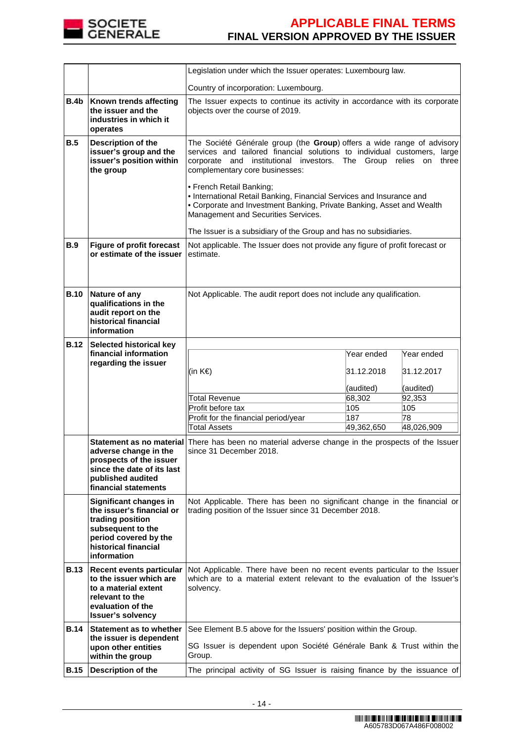| | | |
|---|---|---|
| | | Legislation under which the Issuer operates: Luxembourg law.<br><br>Country of incorporation: Luxembourg. |
| **B.4b** | **Known trends affecting the issuer and the industries in which it operates** | The Issuer expects to continue its activity in accordance with its corporate objects over the course of 2019. |
| **B.5** | **Description of the issuer's group and the issuer's position within the group** | The Société Générale group (the **Group**) offers a wide range of advisory services and tailored financial solutions to individual customers, large corporate and institutional investors. The Group relies on three complementary core businesses:<br><br>• French Retail Banking;<br>• International Retail Banking, Financial Services and Insurance and<br>• Corporate and Investment Banking, Private Banking, Asset and Wealth Management and Securities Services.<br><br>The Issuer is a subsidiary of the Group and has no subsidiaries. |
| **B.9** | **Figure of profit forecast or estimate of the issuer** | Not applicable. The Issuer does not provide any figure of profit forecast or estimate. |
| **B.10** | **Nature of any qualifications in the audit report on the historical financial information** | Not Applicable. The audit report does not include any qualification. |
| **B.12** | **Selected historical key financial information regarding the issuer** | (in K€) — Year ended 31.12.2018 (audited) / Year ended 31.12.2017 (audited)<br>Total Revenue: 68,302 / 92,353<br>Profit before tax: 105 / 105<br>Profit for the financial period/year: 187 / 78<br>Total Assets: 49,362,650 / 48,026,909 |
| | **Statement as no material adverse change in the prospects of the issuer since the date of its last published audited financial statements** | There has been no material adverse change in the prospects of the Issuer since 31 December 2018. |
| | **Significant changes in the issuer's financial or trading position subsequent to the period covered by the historical financial information** | Not Applicable. There has been no significant change in the financial or trading position of the Issuer since 31 December 2018. |
| **B.13** | **Recent events particular to the issuer which are to a material extent relevant to the evaluation of the Issuer's solvency** | Not Applicable. There have been no recent events particular to the Issuer which are to a material extent relevant to the evaluation of the Issuer's solvency. |
| **B.14** | **Statement as to whether the issuer is dependent upon other entities within the group** | See Element B.5 above for the Issuers' position within the Group.<br><br>SG Issuer is dependent upon Société Générale Bank & Trust within the Group. |
| **B.15** | **Description of the** | The principal activity of SG Issuer is raising finance by the issuance of |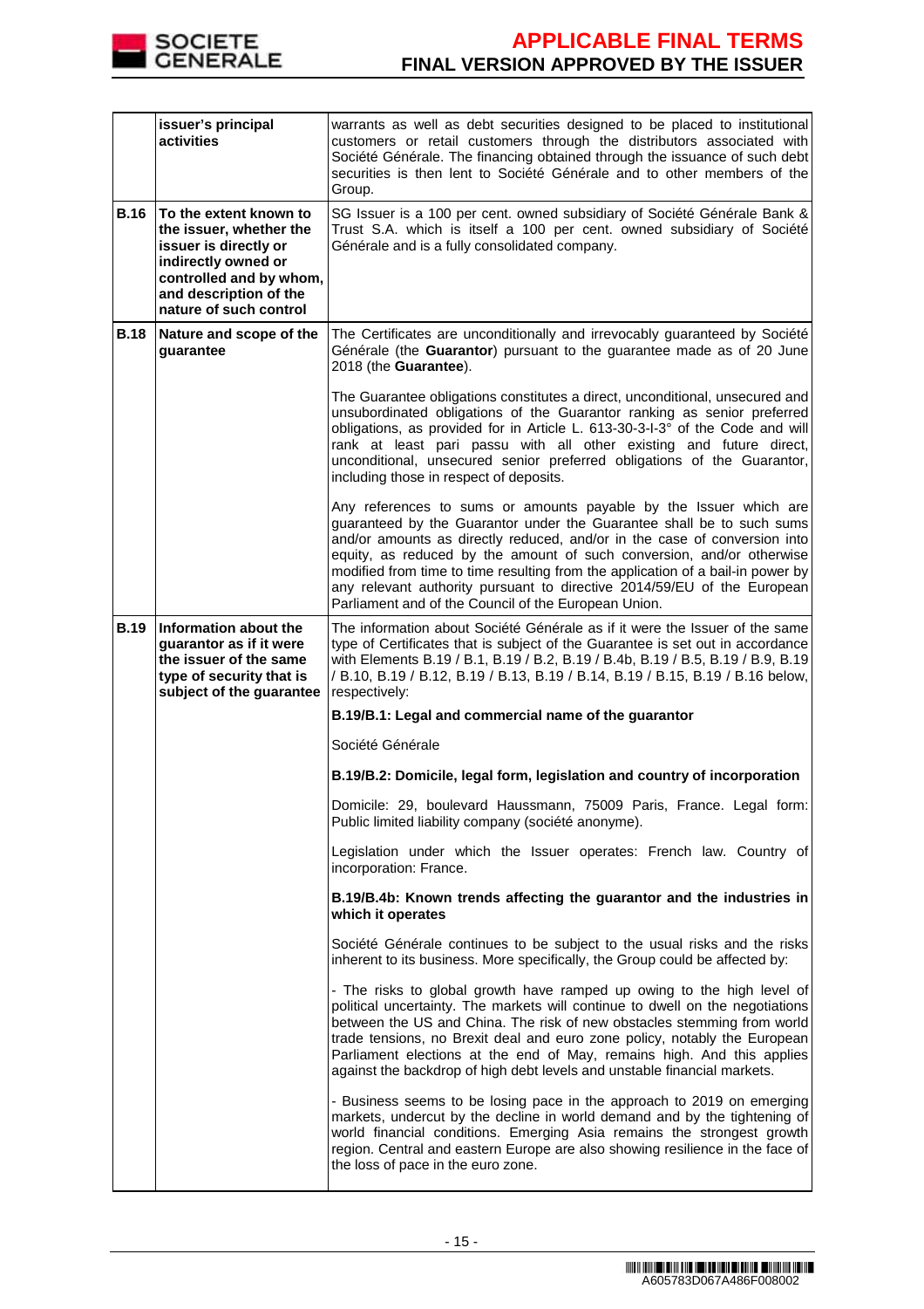| | | |
|---|---|---|
| | **issuer's principal activities** | warrants as well as debt securities designed to be placed to institutional customers or retail customers through the distributors associated with Société Générale. The financing obtained through the issuance of such debt securities is then lent to Société Générale and to other members of the Group. |
| **B.16** | **To the extent known to the issuer, whether the issuer is directly or indirectly owned or controlled and by whom, and description of the nature of such control** | SG Issuer is a 100 per cent. owned subsidiary of Société Générale Bank & Trust S.A. which is itself a 100 per cent. owned subsidiary of Société Générale and is a fully consolidated company. |
| **B.18** | **Nature and scope of the guarantee** | The Certificates are unconditionally and irrevocably guaranteed by Société Générale (the **Guarantor**) pursuant to the guarantee made as of 20 June 2018 (the **Guarantee**).<br><br>The Guarantee obligations constitutes a direct, unconditional, unsecured and unsubordinated obligations of the Guarantor ranking as senior preferred obligations, as provided for in Article L. 613-30-3-I-3° of the Code and will rank at least pari passu with all other existing and future direct, unconditional, unsecured senior preferred obligations of the Guarantor, including those in respect of deposits.<br><br>Any references to sums or amounts payable by the Issuer which are guaranteed by the Guarantor under the Guarantee shall be to such sums and/or amounts as directly reduced, and/or in the case of conversion into equity, as reduced by the amount of such conversion, and/or otherwise modified from time to time resulting from the application of a bail-in power by any relevant authority pursuant to directive 2014/59/EU of the European Parliament and of the Council of the European Union. |
| **B.19** | **Information about the guarantor as if it were the issuer of the same type of security that is subject of the guarantee** | The information about Société Générale as if it were the Issuer of the same type of Certificates that is subject of the Guarantee is set out in accordance with Elements B.19 / B.1, B.19 / B.2, B.19 / B.4b, B.19 / B.5, B.19 / B.9, B.19 / B.10, B.19 / B.12, B.19 / B.13, B.19 / B.14, B.19 / B.15, B.19 / B.16 below, respectively:<br><br>**B.19/B.1: Legal and commercial name of the guarantor**<br><br>Société Générale<br><br>**B.19/B.2: Domicile, legal form, legislation and country of incorporation**<br><br>Domicile: 29, boulevard Haussmann, 75009 Paris, France. Legal form: Public limited liability company (société anonyme).<br><br>Legislation under which the Issuer operates: French law. Country of incorporation: France.<br><br>**B.19/B.4b: Known trends affecting the guarantor and the industries in which it operates**<br><br>Société Générale continues to be subject to the usual risks and the risks inherent to its business. More specifically, the Group could be affected by:<br><br>- The risks to global growth have ramped up owing to the high level of political uncertainty. The markets will continue to dwell on the negotiations between the US and China. The risk of new obstacles stemming from world trade tensions, no Brexit deal and euro zone policy, notably the European Parliament elections at the end of May, remains high. And this applies against the backdrop of high debt levels and unstable financial markets.<br><br>- Business seems to be losing pace in the approach to 2019 on emerging markets, undercut by the decline in world demand and by the tightening of world financial conditions. Emerging Asia remains the strongest growth region. Central and eastern Europe are also showing resilience in the face of the loss of pace in the euro zone. |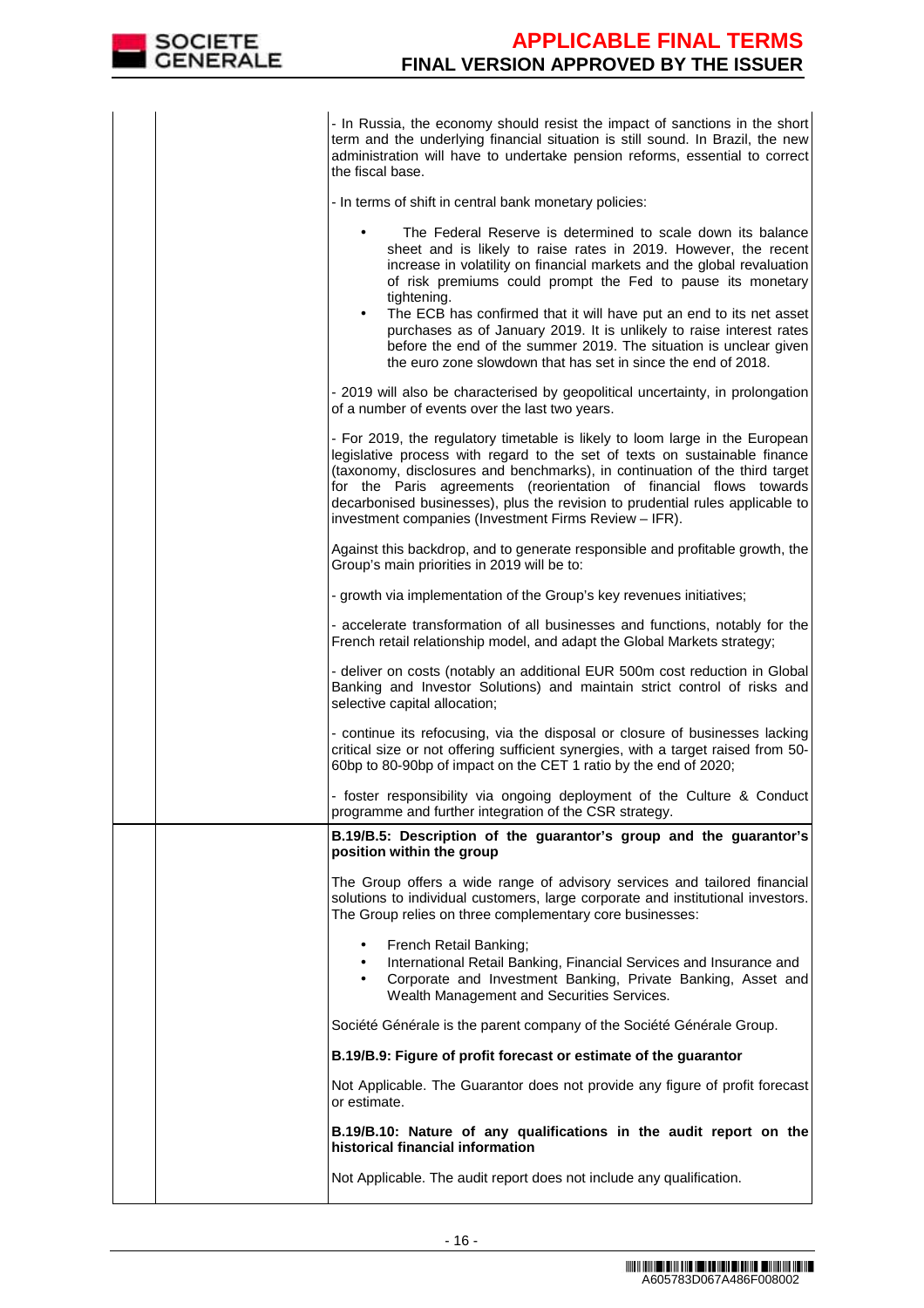- In Russia, the economy should resist the impact of sanctions in the short term and the underlying financial situation is still sound. In Brazil, the new administration will have to undertake pension reforms, essential to correct the fiscal base.

- In terms of shift in central bank monetary policies:

- The Federal Reserve is determined to scale down its balance sheet and is likely to raise rates in 2019. However, the recent increase in volatility on financial markets and the global revaluation of risk premiums could prompt the Fed to pause its monetary tightening.
- The ECB has confirmed that it will have put an end to its net asset purchases as of January 2019. It is unlikely to raise interest rates before the end of the summer 2019. The situation is unclear given the euro zone slowdown that has set in since the end of 2018.

- 2019 will also be characterised by geopolitical uncertainty, in prolongation of a number of events over the last two years.

- For 2019, the regulatory timetable is likely to loom large in the European legislative process with regard to the set of texts on sustainable finance (taxonomy, disclosures and benchmarks), in continuation of the third target for the Paris agreements (reorientation of financial flows towards decarbonised businesses), plus the revision to prudential rules applicable to investment companies (Investment Firms Review – IFR).

Against this backdrop, and to generate responsible and profitable growth, the Group's main priorities in 2019 will be to:

- growth via implementation of the Group's key revenues initiatives;

- accelerate transformation of all businesses and functions, notably for the French retail relationship model, and adapt the Global Markets strategy;

- deliver on costs (notably an additional EUR 500m cost reduction in Global Banking and Investor Solutions) and maintain strict control of risks and selective capital allocation;

- continue its refocusing, via the disposal or closure of businesses lacking critical size or not offering sufficient synergies, with a target raised from 50-60bp to 80-90bp of impact on the CET 1 ratio by the end of 2020;

- foster responsibility via ongoing deployment of the Culture & Conduct programme and further integration of the CSR strategy.

**B.19/B.5: Description of the guarantor's group and the guarantor's position within the group**

The Group offers a wide range of advisory services and tailored financial solutions to individual customers, large corporate and institutional investors. The Group relies on three complementary core businesses:

- French Retail Banking;
- International Retail Banking, Financial Services and Insurance and
- Corporate and Investment Banking, Private Banking, Asset and Wealth Management and Securities Services.

Société Générale is the parent company of the Société Générale Group.

**B.19/B.9: Figure of profit forecast or estimate of the guarantor**

Not Applicable. The Guarantor does not provide any figure of profit forecast or estimate.

**B.19/B.10: Nature of any qualifications in the audit report on the historical financial information**

Not Applicable. The audit report does not include any qualification.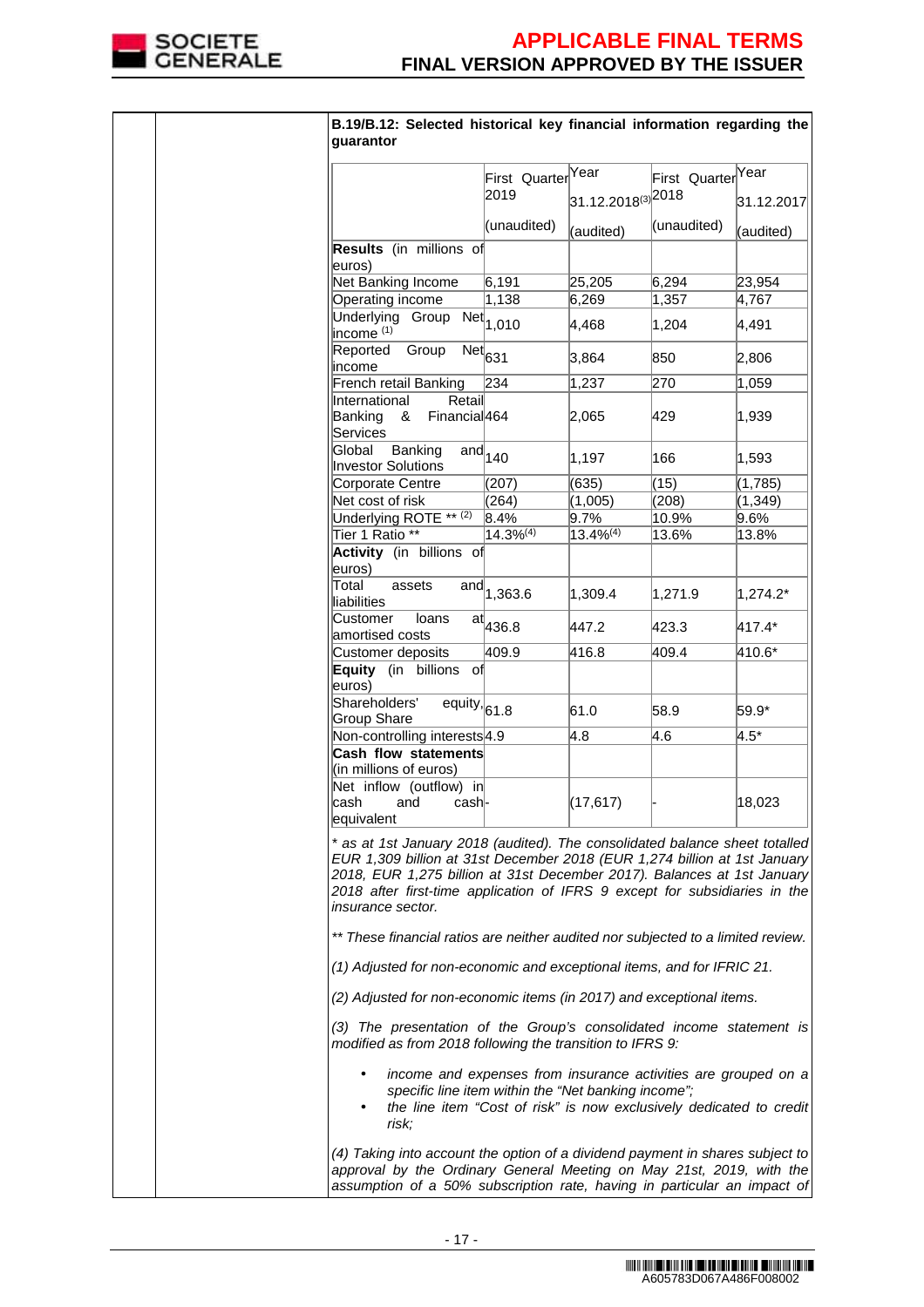**B.19/B.12: Selected historical key financial information regarding the guarantor**

| | First Quarter 2019 (unaudited) | Year 31.12.2018[(3)] (audited) | First Quarter 2018 (unaudited) | Year 31.12.2017 (audited) |
|---|---|---|---|---|
| **Results** (in millions of euros) | | | | |
| Net Banking Income | 6,191 | 25,205 | 6,294 | 23,954 |
| Operating income | 1,138 | 6,269 | 1,357 | 4,767 |
| Underlying Group Net income [(1)] | 1,010 | 4,468 | 1,204 | 4,491 |
| Reported Group Net income | 631 | 3,864 | 850 | 2,806 |
| French retail Banking | 234 | 1,237 | 270 | 1,059 |
| International Retail Banking & Financial Services | 464 | 2,065 | 429 | 1,939 |
| Global Banking and Investor Solutions | 140 | 1,197 | 166 | 1,593 |
| Corporate Centre | (207) | (635) | (15) | (1,785) |
| Net cost of risk | (264) | (1,005) | (208) | (1,349) |
| Underlying ROTE ** [(2)] | 8.4% | 9.7% | 10.9% | 9.6% |
| Tier 1 Ratio ** | 14.3%[(4)] | 13.4%[(4)] | 13.6% | 13.8% |
| **Activity** (in billions of euros) | | | | |
| Total assets and liabilities | 1,363.6 | 1,309.4 | 1,271.9 | 1,274.2* |
| Customer loans at amortised costs | 436.8 | 447.2 | 423.3 | 417.4* |
| Customer deposits | 409.9 | 416.8 | 409.4 | 410.6* |
| **Equity** (in billions of euros) | | | | |
| Shareholders' equity, Group Share | 61.8 | 61.0 | 58.9 | 59.9* |
| Non-controlling interests | 4.9 | 4.8 | 4.6 | 4.5* |
| **Cash flow statements** (in millions of euros) | | | | |
| Net inflow (outflow) in cash and cash equivalent | - | (17,617) | - | 18,023 |

*\* as at 1st January 2018 (audited). The consolidated balance sheet totalled EUR 1,309 billion at 31st December 2018 (EUR 1,274 billion at 1st January 2018, EUR 1,275 billion at 31st December 2017). Balances at 1st January 2018 after first-time application of IFRS 9 except for subsidiaries in the insurance sector.*

*\*\* These financial ratios are neither audited nor subjected to a limited review.*

*(1) Adjusted for non-economic and exceptional items, and for IFRIC 21.*

*(2) Adjusted for non-economic items (in 2017) and exceptional items.*

*(3) The presentation of the Group's consolidated income statement is modified as from 2018 following the transition to IFRS 9:*

- *income and expenses from insurance activities are grouped on a specific line item within the "Net banking income";*
- *the line item "Cost of risk" is now exclusively dedicated to credit risk;*

*(4) Taking into account the option of a dividend payment in shares subject to approval by the Ordinary General Meeting on May 21st, 2019, with the assumption of a 50% subscription rate, having in particular an impact of*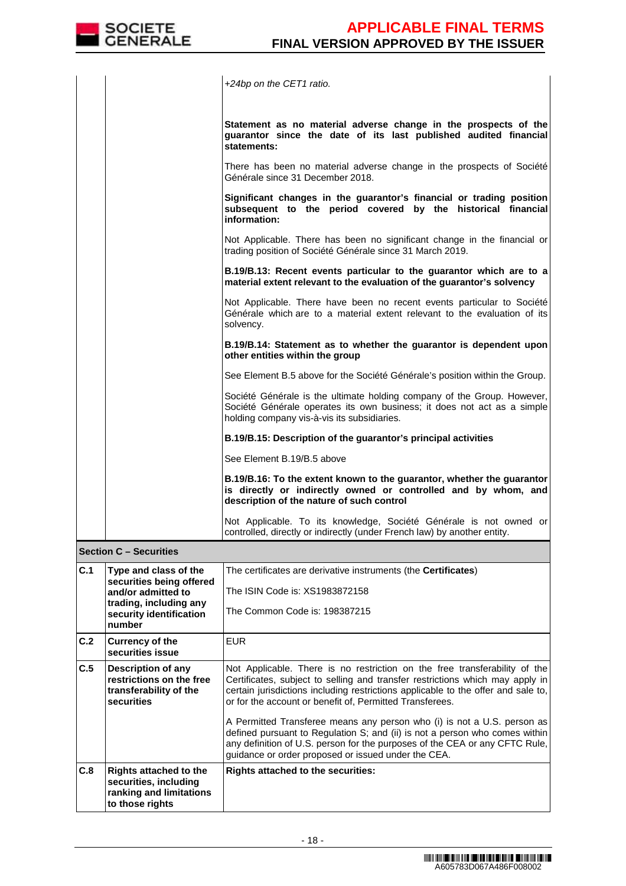| | | |
|---|---|---|
| | | *+24bp on the CET1 ratio.*<br><br>**Statement as no material adverse change in the prospects of the guarantor since the date of its last published audited financial statements:**<br><br>There has been no material adverse change in the prospects of Société Générale since 31 December 2018.<br><br>**Significant changes in the guarantor's financial or trading position subsequent to the period covered by the historical financial information:**<br><br>Not Applicable. There has been no significant change in the financial or trading position of Société Générale since 31 March 2019.<br><br>**B.19/B.13: Recent events particular to the guarantor which are to a material extent relevant to the evaluation of the guarantor's solvency**<br><br>Not Applicable. There have been no recent events particular to Société Générale which are to a material extent relevant to the evaluation of its solvency.<br><br>**B.19/B.14: Statement as to whether the guarantor is dependent upon other entities within the group**<br><br>See Element B.5 above for the Société Générale's position within the Group.<br><br>Société Générale is the ultimate holding company of the Group. However, Société Générale operates its own business; it does not act as a simple holding company vis-à-vis its subsidiaries.<br><br>**B.19/B.15: Description of the guarantor's principal activities**<br><br>See Element B.19/B.5 above<br><br>**B.19/B.16: To the extent known to the guarantor, whether the guarantor is directly or indirectly owned or controlled and by whom, and description of the nature of such control**<br><br>Not Applicable. To its knowledge, Société Générale is not owned or controlled, directly or indirectly (under French law) by another entity. |
| **Section C – Securities** | | |
| **C.1** | **Type and class of the securities being offered and/or admitted to trading, including any security identification number** | The certificates are derivative instruments (the **Certificates**)<br><br>The ISIN Code is: XS1983872158<br><br>The Common Code is: 198387215 |
| **C.2** | **Currency of the securities issue** | EUR |
| **C.5** | **Description of any restrictions on the free transferability of the securities** | Not Applicable. There is no restriction on the free transferability of the Certificates, subject to selling and transfer restrictions which may apply in certain jurisdictions including restrictions applicable to the offer and sale to, or for the account or benefit of, Permitted Transferees.<br><br>A Permitted Transferee means any person who (i) is not a U.S. person as defined pursuant to Regulation S; and (ii) is not a person who comes within any definition of U.S. person for the purposes of the CEA or any CFTC Rule, guidance or order proposed or issued under the CEA. |
| **C.8** | **Rights attached to the securities, including ranking and limitations to those rights** | **Rights attached to the securities:** |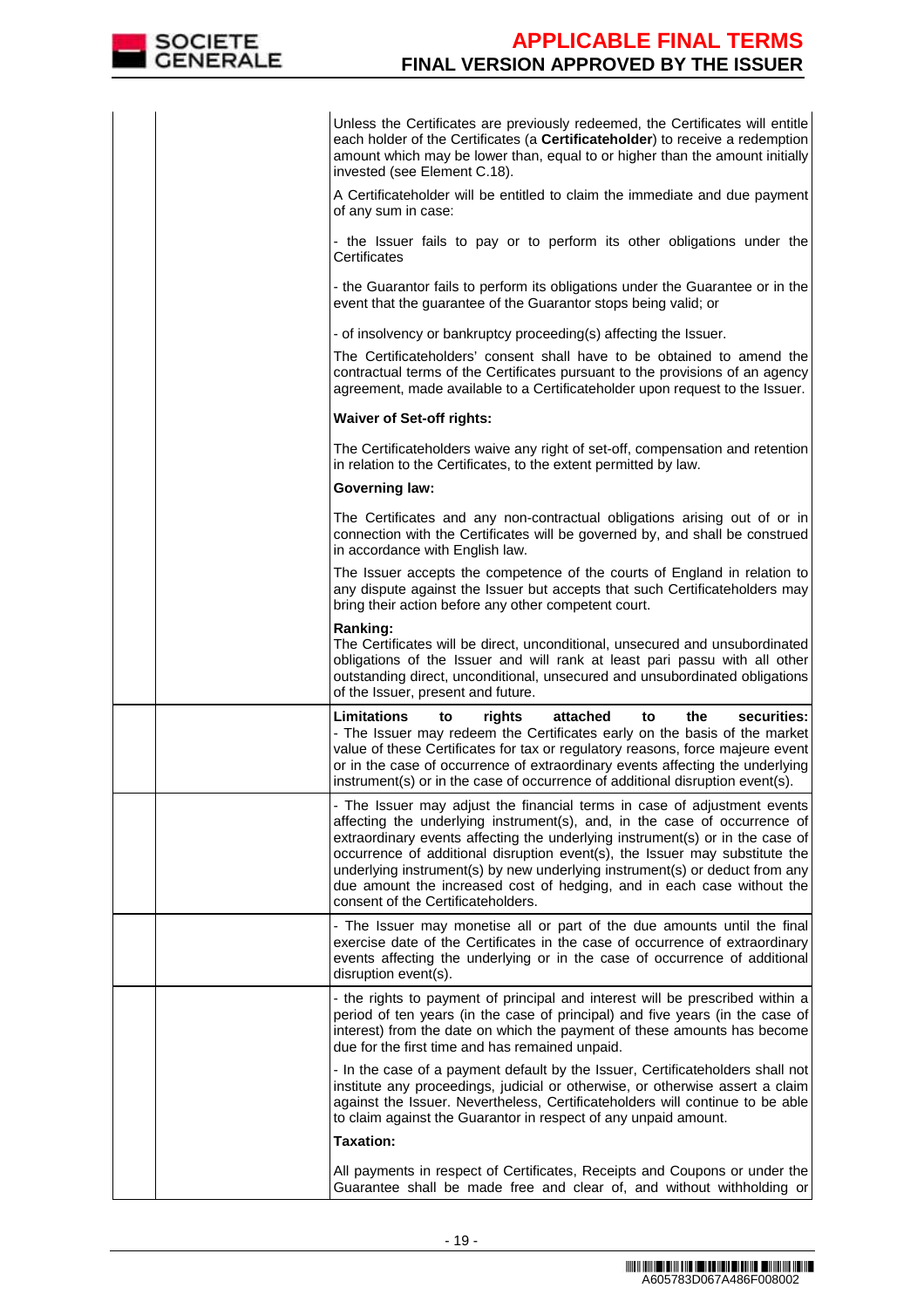| | | |
|---|---|---|
| | | Unless the Certificates are previously redeemed, the Certificates will entitle each holder of the Certificates (a **Certificateholder**) to receive a redemption amount which may be lower than, equal to or higher than the amount initially invested (see Element C.18).<br><br>A Certificateholder will be entitled to claim the immediate and due payment of any sum in case:<br><br>- the Issuer fails to pay or to perform its other obligations under the Certificates<br><br>- the Guarantor fails to perform its obligations under the Guarantee or in the event that the guarantee of the Guarantor stops being valid; or<br><br>- of insolvency or bankruptcy proceeding(s) affecting the Issuer.<br><br>The Certificateholders' consent shall have to be obtained to amend the contractual terms of the Certificates pursuant to the provisions of an agency agreement, made available to a Certificateholder upon request to the Issuer.<br><br>**Waiver of Set-off rights:**<br><br>The Certificateholders waive any right of set-off, compensation and retention in relation to the Certificates, to the extent permitted by law.<br><br>**Governing law:**<br><br>The Certificates and any non-contractual obligations arising out of or in connection with the Certificates will be governed by, and shall be construed in accordance with English law.<br><br>The Issuer accepts the competence of the courts of England in relation to any dispute against the Issuer but accepts that such Certificateholders may bring their action before any other competent court.<br><br>**Ranking:**<br>The Certificates will be direct, unconditional, unsecured and unsubordinated obligations of the Issuer and will rank at least pari passu with all other outstanding direct, unconditional, unsecured and unsubordinated obligations of the Issuer, present and future. |
| | | **Limitations to rights attached to the securities:**<br>- The Issuer may redeem the Certificates early on the basis of the market value of these Certificates for tax or regulatory reasons, force majeure event or in the case of occurrence of extraordinary events affecting the underlying instrument(s) or in the case of occurrence of additional disruption event(s). |
| | | - The Issuer may adjust the financial terms in case of adjustment events affecting the underlying instrument(s), and, in the case of occurrence of extraordinary events affecting the underlying instrument(s) or in the case of occurrence of additional disruption event(s), the Issuer may substitute the underlying instrument(s) by new underlying instrument(s) or deduct from any due amount the increased cost of hedging, and in each case without the consent of the Certificateholders. |
| | | - The Issuer may monetise all or part of the due amounts until the final exercise date of the Certificates in the case of occurrence of extraordinary events affecting the underlying or in the case of occurrence of additional disruption event(s). |
| | | - the rights to payment of principal and interest will be prescribed within a period of ten years (in the case of principal) and five years (in the case of interest) from the date on which the payment of these amounts has become due for the first time and has remained unpaid.<br><br>- In the case of a payment default by the Issuer, Certificateholders shall not institute any proceedings, judicial or otherwise, or otherwise assert a claim against the Issuer. Nevertheless, Certificateholders will continue to be able to claim against the Guarantor in respect of any unpaid amount.<br><br>**Taxation:**<br><br>All payments in respect of Certificates, Receipts and Coupons or under the Guarantee shall be made free and clear of, and without withholding or |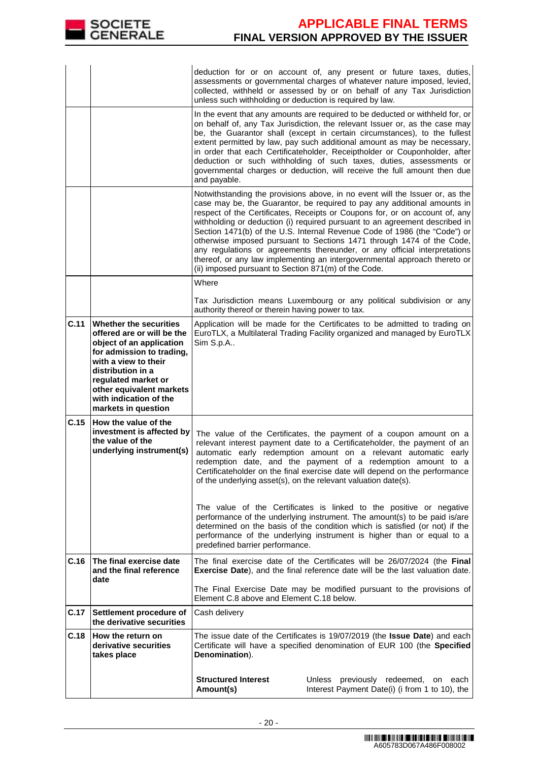| | | |
|---|---|---|
| | | deduction for or on account of, any present or future taxes, duties, assessments or governmental charges of whatever nature imposed, levied, collected, withheld or assessed by or on behalf of any Tax Jurisdiction unless such withholding or deduction is required by law. |
| | | In the event that any amounts are required to be deducted or withheld for, or on behalf of, any Tax Jurisdiction, the relevant Issuer or, as the case may be, the Guarantor shall (except in certain circumstances), to the fullest extent permitted by law, pay such additional amount as may be necessary, in order that each Certificateholder, Receiptholder or Couponholder, after deduction or such withholding of such taxes, duties, assessments or governmental charges or deduction, will receive the full amount then due and payable. |
| | | Notwithstanding the provisions above, in no event will the Issuer or, as the case may be, the Guarantor, be required to pay any additional amounts in respect of the Certificates, Receipts or Coupons for, or on account of, any withholding or deduction (i) required pursuant to an agreement described in Section 1471(b) of the U.S. Internal Revenue Code of 1986 (the "Code") or otherwise imposed pursuant to Sections 1471 through 1474 of the Code, any regulations or agreements thereunder, or any official interpretations thereof, or any law implementing an intergovernmental approach thereto or (ii) imposed pursuant to Section 871(m) of the Code. |
| | | Where<br><br>Tax Jurisdiction means Luxembourg or any political subdivision or any authority thereof or therein having power to tax. |
| **C.11** | **Whether the securities offered are or will be the object of an application for admission to trading, with a view to their distribution in a regulated market or other equivalent markets with indication of the markets in question** | Application will be made for the Certificates to be admitted to trading on EuroTLX, a Multilateral Trading Facility organized and managed by EuroTLX Sim S.p.A.. |
| **C.15** | **How the value of the investment is affected by the value of the underlying instrument(s)** | The value of the Certificates, the payment of a coupon amount on a relevant interest payment date to a Certificateholder, the payment of an automatic early redemption amount on a relevant automatic early redemption date, and the payment of a redemption amount to a Certificateholder on the final exercise date will depend on the performance of the underlying asset(s), on the relevant valuation date(s).<br><br>The value of the Certificates is linked to the positive or negative performance of the underlying instrument. The amount(s) to be paid is/are determined on the basis of the condition which is satisfied (or not) if the performance of the underlying instrument is higher than or equal to a predefined barrier performance. |
| **C.16** | **The final exercise date and the final reference date** | The final exercise date of the Certificates will be 26/07/2024 (the **Final Exercise Date**), and the final reference date will be the last valuation date.<br><br>The Final Exercise Date may be modified pursuant to the provisions of Element C.8 above and Element C.18 below. |
| **C.17** | **Settlement procedure of the derivative securities** | Cash delivery |
| **C.18** | **How the return on derivative securities takes place** | The issue date of the Certificates is 19/07/2019 (the **Issue Date**) and each Certificate will have a specified denomination of EUR 100 (the **Specified Denomination**).<br><br>**Structured Interest Amount(s)** — Unless previously redeemed, on each Interest Payment Date(i) (i from 1 to 10), the |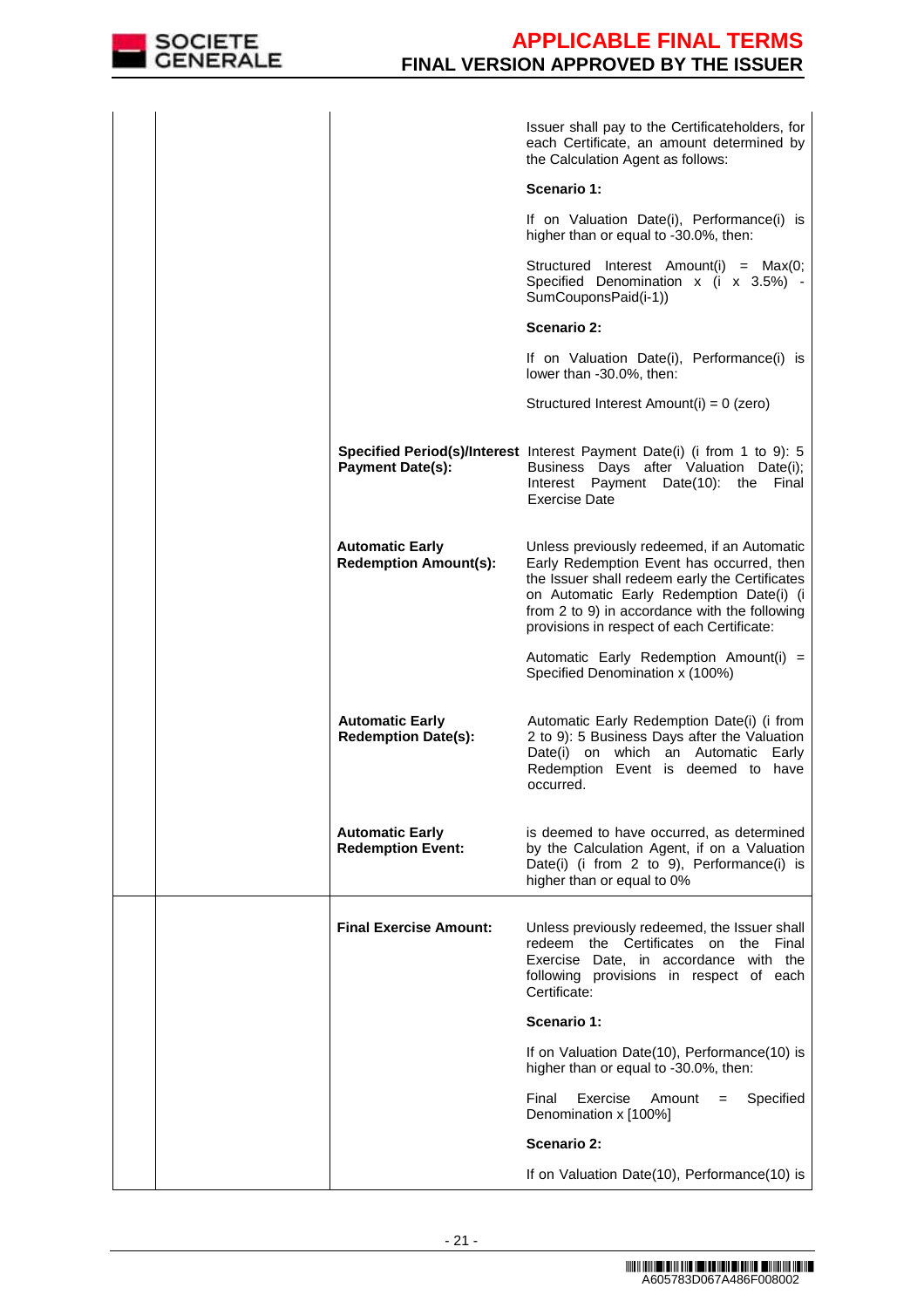| | | | |
|---|---|---|---|
| | | | Issuer shall pay to the Certificateholders, for each Certificate, an amount determined by the Calculation Agent as follows:<br><br>**Scenario 1:**<br><br>If on Valuation Date(i), Performance(i) is higher than or equal to -30.0%, then:<br><br>Structured Interest Amount(i) = Max(0; Specified Denomination x (i x 3.5%) - SumCouponsPaid(i-1))<br><br>**Scenario 2:**<br><br>If on Valuation Date(i), Performance(i) is lower than -30.0%, then:<br><br>Structured Interest Amount(i) = 0 (zero) |
| | | **Specified Period(s)/Interest Payment Date(s):** | Interest Payment Date(i) (i from 1 to 9): 5 Business Days after Valuation Date(i); Interest Payment Date(10): the Final Exercise Date |
| | | **Automatic Early Redemption Amount(s):** | Unless previously redeemed, if an Automatic Early Redemption Event has occurred, then the Issuer shall redeem early the Certificates on Automatic Early Redemption Date(i) (i from 2 to 9) in accordance with the following provisions in respect of each Certificate:<br><br>Automatic Early Redemption Amount(i) = Specified Denomination x (100%) |
| | | **Automatic Early Redemption Date(s):** | Automatic Early Redemption Date(i) (i from 2 to 9): 5 Business Days after the Valuation Date(i) on which an Automatic Early Redemption Event is deemed to have occurred. |
| | | **Automatic Early Redemption Event:** | is deemed to have occurred, as determined by the Calculation Agent, if on a Valuation Date(i) (i from 2 to 9), Performance(i) is higher than or equal to 0% |
| | | **Final Exercise Amount:** | Unless previously redeemed, the Issuer shall redeem the Certificates on the Final Exercise Date, in accordance with the following provisions in respect of each Certificate:<br><br>**Scenario 1:**<br><br>If on Valuation Date(10), Performance(10) is higher than or equal to -30.0%, then:<br><br>Final Exercise Amount = Specified Denomination x [100%]<br><br>**Scenario 2:**<br><br>If on Valuation Date(10), Performance(10) is |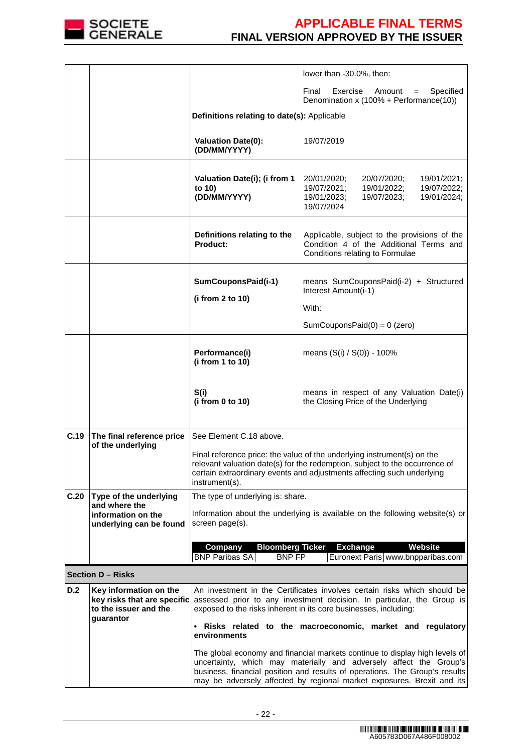| | | | |
|---|---|---|---|
| | | | lower than -30.0%, then:<br><br>Final Exercise Amount = Specified Denomination x (100% + Performance(10)) |
| | | **Definitions relating to date(s):** Applicable | |
| | | **Valuation Date(0): (DD/MM/YYYY)** | 19/07/2019 |
| | | **Valuation Date(i); (i from 1 to 10) (DD/MM/YYYY)** | 20/01/2020; 20/07/2020; 19/01/2021; 19/07/2021; 19/01/2022; 19/07/2022; 19/01/2023; 19/07/2023; 19/01/2024; 19/07/2024 |
| | | **Definitions relating to the Product:** | Applicable, subject to the provisions of the Condition 4 of the Additional Terms and Conditions relating to Formulae |
| | | **SumCouponsPaid(i-1)**<br><br>**(i from 2 to 10)** | means SumCouponsPaid(i-2) + Structured Interest Amount(i-1)<br><br>With:<br><br>SumCouponsPaid(0) = 0 (zero) |
| | | **Performance(i) (i from 1 to 10)**<br><br>**S(i) (i from 0 to 10)** | means (S(i) / S(0)) - 100%<br><br>means in respect of any Valuation Date(i) the Closing Price of the Underlying |
| **C.19** | **The final reference price of the underlying** | See Element C.18 above.<br><br>Final reference price: the value of the underlying instrument(s) on the relevant valuation date(s) for the redemption, subject to the occurrence of certain extraordinary events and adjustments affecting such underlying instrument(s). | |
| **C.20** | **Type of the underlying and where the information on the underlying can be found** | The type of underlying is: share.<br><br>Information about the underlying is available on the following website(s) or screen page(s). | |

| Company | Bloomberg Ticker | Exchange | Website |
|---|---|---|---|
| BNP Paribas SA | BNP FP | Euronext Paris | www.bnpparibas.com |

**Section D – Risks**

| | | |
|---|---|---|
| **D.2** | **Key information on the key risks that are specific to the issuer and the guarantor** | An investment in the Certificates involves certain risks which should be assessed prior to any investment decision. In particular, the Group is exposed to the risks inherent in its core businesses, including:<br><br>• **Risks related to the macroeconomic, market and regulatory environments**<br><br>The global economy and financial markets continue to display high levels of uncertainty, which may materially and adversely affect the Group's business, financial position and results of operations. The Group's results may be adversely affected by regional market exposures. Brexit and its |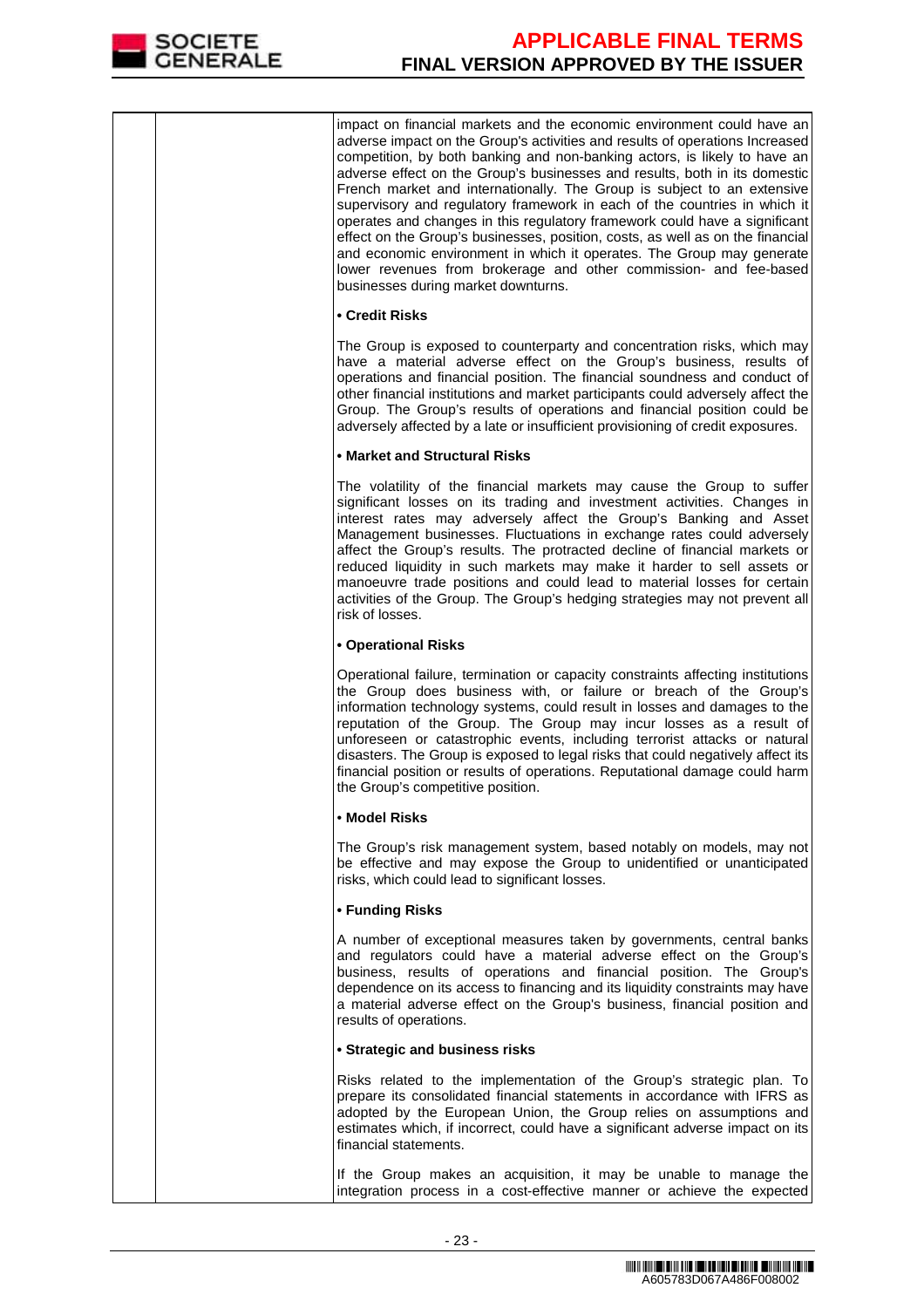| | | impact on financial markets and the economic environment could have an adverse impact on the Group's activities and results of operations Increased competition, by both banking and non-banking actors, is likely to have an adverse effect on the Group's businesses and results, both in its domestic French market and internationally. The Group is subject to an extensive supervisory and regulatory framework in each of the countries in which it operates and changes in this regulatory framework could have a significant effect on the Group's businesses, position, costs, as well as on the financial and economic environment in which it operates. The Group may generate lower revenues from brokerage and other commission- and fee-based businesses during market downturns.<br><br>**• Credit Risks**<br><br>The Group is exposed to counterparty and concentration risks, which may have a material adverse effect on the Group's business, results of operations and financial position. The financial soundness and conduct of other financial institutions and market participants could adversely affect the Group. The Group's results of operations and financial position could be adversely affected by a late or insufficient provisioning of credit exposures.<br><br>**• Market and Structural Risks**<br><br>The volatility of the financial markets may cause the Group to suffer significant losses on its trading and investment activities. Changes in interest rates may adversely affect the Group's Banking and Asset Management businesses. Fluctuations in exchange rates could adversely affect the Group's results. The protracted decline of financial markets or reduced liquidity in such markets may make it harder to sell assets or manoeuvre trade positions and could lead to material losses for certain activities of the Group. The Group's hedging strategies may not prevent all risk of losses.<br><br>**• Operational Risks**<br><br>Operational failure, termination or capacity constraints affecting institutions the Group does business with, or failure or breach of the Group's information technology systems, could result in losses and damages to the reputation of the Group. The Group may incur losses as a result of unforeseen or catastrophic events, including terrorist attacks or natural disasters. The Group is exposed to legal risks that could negatively affect its financial position or results of operations. Reputational damage could harm the Group's competitive position.<br><br>**• Model Risks**<br><br>The Group's risk management system, based notably on models, may not be effective and may expose the Group to unidentified or unanticipated risks, which could lead to significant losses.<br><br>**• Funding Risks**<br><br>A number of exceptional measures taken by governments, central banks and regulators could have a material adverse effect on the Group's business, results of operations and financial position. The Group's dependence on its access to financing and its liquidity constraints may have a material adverse effect on the Group's business, financial position and results of operations.<br><br>**• Strategic and business risks**<br><br>Risks related to the implementation of the Group's strategic plan. To prepare its consolidated financial statements in accordance with IFRS as adopted by the European Union, the Group relies on assumptions and estimates which, if incorrect, could have a significant adverse impact on its financial statements.<br><br>If the Group makes an acquisition, it may be unable to manage the integration process in a cost-effective manner or achieve the expected |
|---|---|---|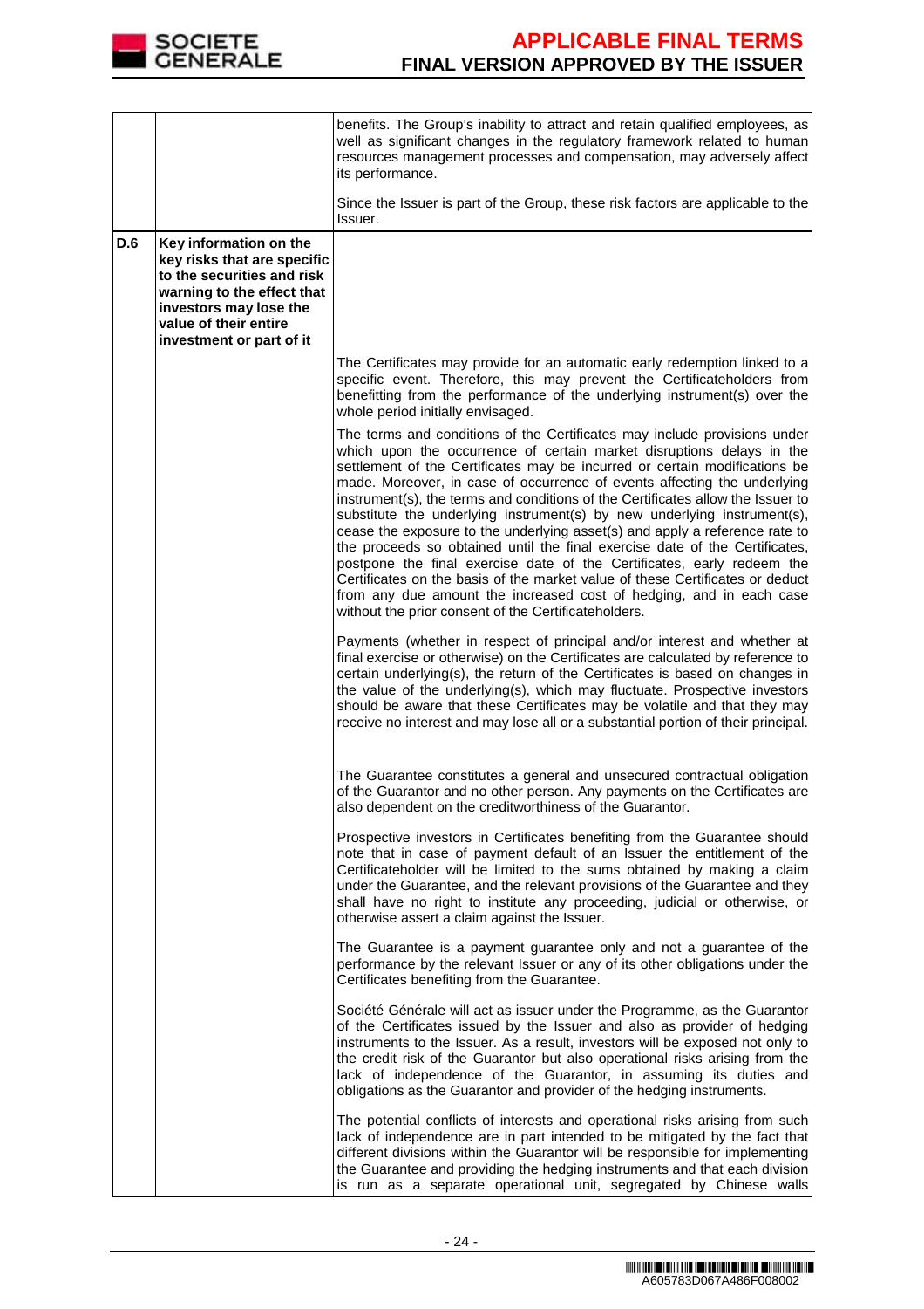| | | |
|---|---|---|
| | | benefits. The Group's inability to attract and retain qualified employees, as well as significant changes in the regulatory framework related to human resources management processes and compensation, may adversely affect its performance.<br><br>Since the Issuer is part of the Group, these risk factors are applicable to the Issuer. |
| **D.6** | **Key information on the key risks that are specific to the securities and risk warning to the effect that investors may lose the value of their entire investment or part of it** | |
| | | The Certificates may provide for an automatic early redemption linked to a specific event. Therefore, this may prevent the Certificateholders from benefitting from the performance of the underlying instrument(s) over the whole period initially envisaged.<br><br>The terms and conditions of the Certificates may include provisions under which upon the occurrence of certain market disruptions delays in the settlement of the Certificates may be incurred or certain modifications be made. Moreover, in case of occurrence of events affecting the underlying instrument(s), the terms and conditions of the Certificates allow the Issuer to substitute the underlying instrument(s) by new underlying instrument(s), cease the exposure to the underlying asset(s) and apply a reference rate to the proceeds so obtained until the final exercise date of the Certificates, postpone the final exercise date of the Certificates, early redeem the Certificates on the basis of the market value of these Certificates or deduct from any due amount the increased cost of hedging, and in each case without the prior consent of the Certificateholders.<br><br>Payments (whether in respect of principal and/or interest and whether at final exercise or otherwise) on the Certificates are calculated by reference to certain underlying(s), the return of the Certificates is based on changes in the value of the underlying(s), which may fluctuate. Prospective investors should be aware that these Certificates may be volatile and that they may receive no interest and may lose all or a substantial portion of their principal.<br><br>The Guarantee constitutes a general and unsecured contractual obligation of the Guarantor and no other person. Any payments on the Certificates are also dependent on the creditworthiness of the Guarantor.<br><br>Prospective investors in Certificates benefiting from the Guarantee should note that in case of payment default of an Issuer the entitlement of the Certificateholder will be limited to the sums obtained by making a claim under the Guarantee, and the relevant provisions of the Guarantee and they shall have no right to institute any proceeding, judicial or otherwise, or otherwise assert a claim against the Issuer.<br><br>The Guarantee is a payment guarantee only and not a guarantee of the performance by the relevant Issuer or any of its other obligations under the Certificates benefiting from the Guarantee.<br><br>Société Générale will act as issuer under the Programme, as the Guarantor of the Certificates issued by the Issuer and also as provider of hedging instruments to the Issuer. As a result, investors will be exposed not only to the credit risk of the Guarantor but also operational risks arising from the lack of independence of the Guarantor, in assuming its duties and obligations as the Guarantor and provider of the hedging instruments.<br><br>The potential conflicts of interests and operational risks arising from such lack of independence are in part intended to be mitigated by the fact that different divisions within the Guarantor will be responsible for implementing the Guarantee and providing the hedging instruments and that each division is run as a separate operational unit, segregated by Chinese walls |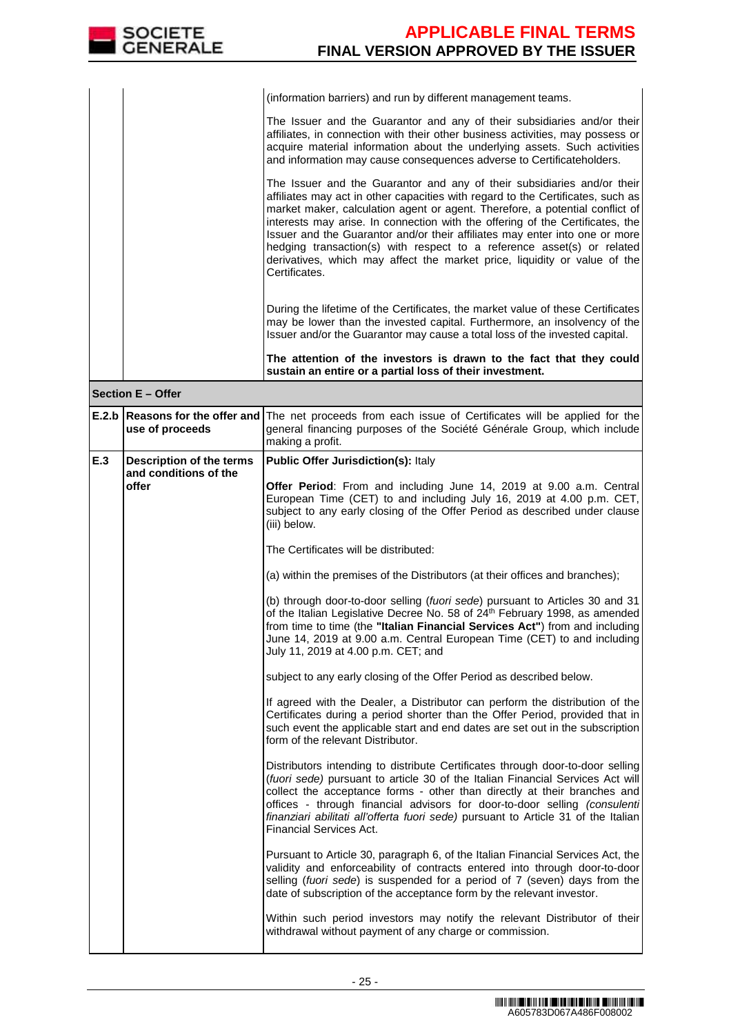| | | |
|---|---|---|
| | | (information barriers) and run by different management teams.<br><br>The Issuer and the Guarantor and any of their subsidiaries and/or their affiliates, in connection with their other business activities, may possess or acquire material information about the underlying assets. Such activities and information may cause consequences adverse to Certificateholders.<br><br>The Issuer and the Guarantor and any of their subsidiaries and/or their affiliates may act in other capacities with regard to the Certificates, such as market maker, calculation agent or agent. Therefore, a potential conflict of interests may arise. In connection with the offering of the Certificates, the Issuer and the Guarantor and/or their affiliates may enter into one or more hedging transaction(s) with respect to a reference asset(s) or related derivatives, which may affect the market price, liquidity or value of the Certificates.<br><br>During the lifetime of the Certificates, the market value of these Certificates may be lower than the invested capital. Furthermore, an insolvency of the Issuer and/or the Guarantor may cause a total loss of the invested capital.<br><br>**The attention of the investors is drawn to the fact that they could sustain an entire or a partial loss of their investment.** |
| **Section E – Offer** | | |
| **E.2.b** | **Reasons for the offer and use of proceeds** | The net proceeds from each issue of Certificates will be applied for the general financing purposes of the Société Générale Group, which include making a profit. |
| **E.3** | **Description of the terms and conditions of the offer** | **Public Offer Jurisdiction(s):** Italy<br><br>**Offer Period**: From and including June 14, 2019 at 9.00 a.m. Central European Time (CET) to and including July 16, 2019 at 4.00 p.m. CET, subject to any early closing of the Offer Period as described under clause (iii) below.<br><br>The Certificates will be distributed:<br><br>(a) within the premises of the Distributors (at their offices and branches);<br><br>(b) through door-to-door selling (*fuori sede*) pursuant to Articles 30 and 31 of the Italian Legislative Decree No. 58 of 24th February 1998, as amended from time to time (the **"Italian Financial Services Act"**) from and including June 14, 2019 at 9.00 a.m. Central European Time (CET) to and including July 11, 2019 at 4.00 p.m. CET; and<br><br>subject to any early closing of the Offer Period as described below.<br><br>If agreed with the Dealer, a Distributor can perform the distribution of the Certificates during a period shorter than the Offer Period, provided that in such event the applicable start and end dates are set out in the subscription form of the relevant Distributor.<br><br>Distributors intending to distribute Certificates through door-to-door selling (*fuori sede)* pursuant to article 30 of the Italian Financial Services Act will collect the acceptance forms - other than directly at their branches and offices - through financial advisors for door-to-door selling *(consulenti finanziari abilitati all'offerta fuori sede)* pursuant to Article 31 of the Italian Financial Services Act.<br><br>Pursuant to Article 30, paragraph 6, of the Italian Financial Services Act, the validity and enforceability of contracts entered into through door-to-door selling (*fuori sede*) is suspended for a period of 7 (seven) days from the date of subscription of the acceptance form by the relevant investor.<br><br>Within such period investors may notify the relevant Distributor of their withdrawal without payment of any charge or commission. |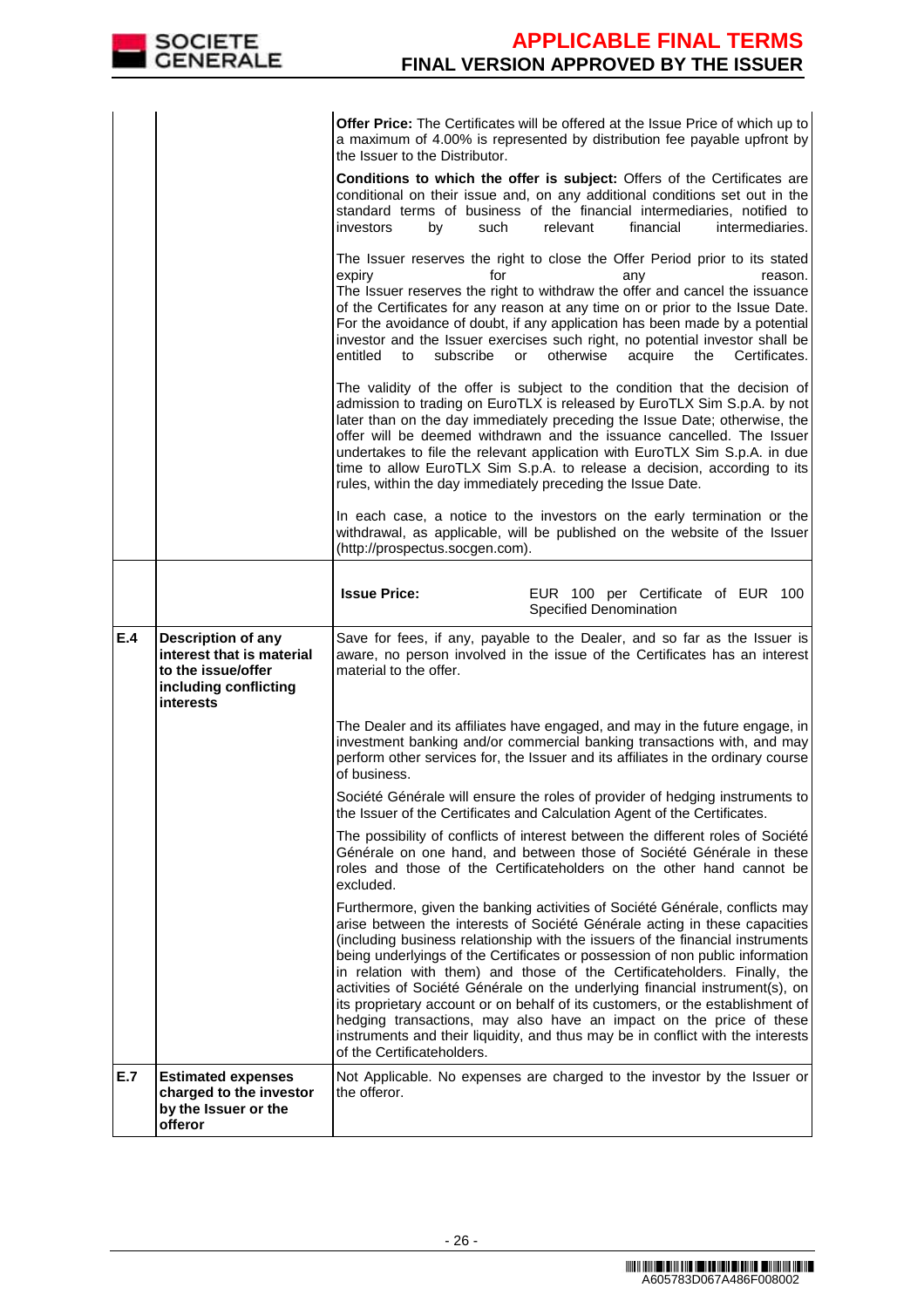| | | |
|---|---|---|
| | | **Offer Price:** The Certificates will be offered at the Issue Price of which up to a maximum of 4.00% is represented by distribution fee payable upfront by the Issuer to the Distributor.<br><br>**Conditions to which the offer is subject:** Offers of the Certificates are conditional on their issue and, on any additional conditions set out in the standard terms of business of the financial intermediaries, notified to investors by such relevant financial intermediaries.<br><br>The Issuer reserves the right to close the Offer Period prior to its stated expiry for any reason.<br>The Issuer reserves the right to withdraw the offer and cancel the issuance of the Certificates for any reason at any time on or prior to the Issue Date. For the avoidance of doubt, if any application has been made by a potential investor and the Issuer exercises such right, no potential investor shall be entitled to subscribe or otherwise acquire the Certificates.<br><br>The validity of the offer is subject to the condition that the decision of admission to trading on EuroTLX is released by EuroTLX Sim S.p.A. by not later than on the day immediately preceding the Issue Date; otherwise, the offer will be deemed withdrawn and the issuance cancelled. The Issuer undertakes to file the relevant application with EuroTLX Sim S.p.A. in due time to allow EuroTLX Sim S.p.A. to release a decision, according to its rules, within the day immediately preceding the Issue Date.<br><br>In each case, a notice to the investors on the early termination or the withdrawal, as applicable, will be published on the website of the Issuer (http://prospectus.socgen.com). |
| | | **Issue Price:** EUR 100 per Certificate of EUR 100 Specified Denomination |
| **E.4** | **Description of any interest that is material to the issue/offer including conflicting interests** | Save for fees, if any, payable to the Dealer, and so far as the Issuer is aware, no person involved in the issue of the Certificates has an interest material to the offer.<br><br>The Dealer and its affiliates have engaged, and may in the future engage, in investment banking and/or commercial banking transactions with, and may perform other services for, the Issuer and its affiliates in the ordinary course of business.<br><br>Société Générale will ensure the roles of provider of hedging instruments to the Issuer of the Certificates and Calculation Agent of the Certificates.<br><br>The possibility of conflicts of interest between the different roles of Société Générale on one hand, and between those of Société Générale in these roles and those of the Certificateholders on the other hand cannot be excluded.<br><br>Furthermore, given the banking activities of Société Générale, conflicts may arise between the interests of Société Générale acting in these capacities (including business relationship with the issuers of the financial instruments being underlyings of the Certificates or possession of non public information in relation with them) and those of the Certificateholders. Finally, the activities of Société Générale on the underlying financial instrument(s), on its proprietary account or on behalf of its customers, or the establishment of hedging transactions, may also have an impact on the price of these instruments and their liquidity, and thus may be in conflict with the interests of the Certificateholders. |
| **E.7** | **Estimated expenses charged to the investor by the Issuer or the offeror** | Not Applicable. No expenses are charged to the investor by the Issuer or the offeror. |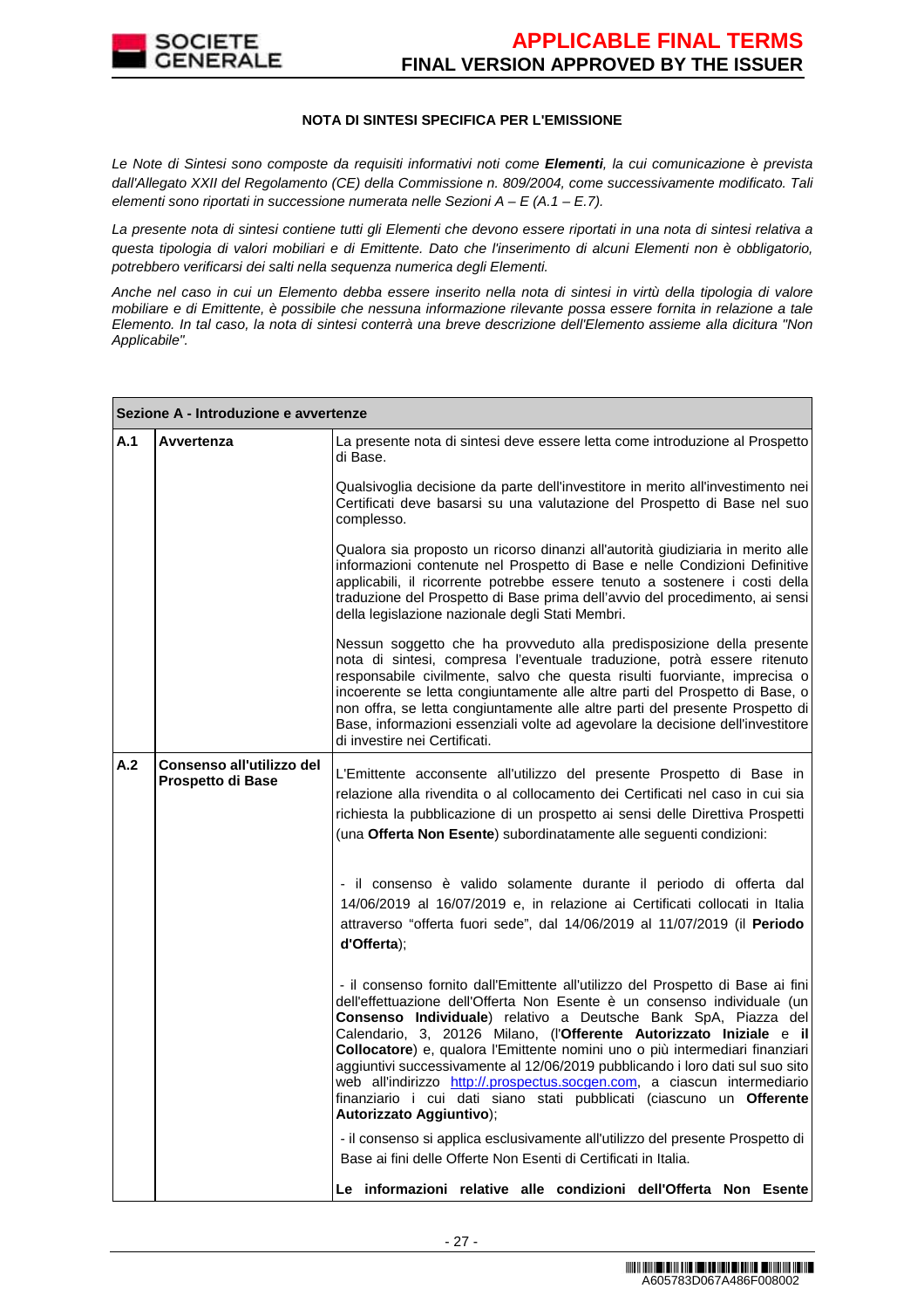**NOTA DI SINTESI SPECIFICA PER L'EMISSIONE**

*Le Note di Sintesi sono composte da requisiti informativi noti come **Elementi**, la cui comunicazione è prevista dall'Allegato XXII del Regolamento (CE) della Commissione n. 809/2004, come successivamente modificato. Tali elementi sono riportati in successione numerata nelle Sezioni A – E (A.1 – E.7).*

*La presente nota di sintesi contiene tutti gli Elementi che devono essere riportati in una nota di sintesi relativa a questa tipologia di valori mobiliari e di Emittente. Dato che l'inserimento di alcuni Elementi non è obbligatorio, potrebbero verificarsi dei salti nella sequenza numerica degli Elementi.*

*Anche nel caso in cui un Elemento debba essere inserito nella nota di sintesi in virtù della tipologia di valore mobiliare e di Emittente, è possibile che nessuna informazione rilevante possa essere fornita in relazione a tale Elemento. In tal caso, la nota di sintesi conterrà una breve descrizione dell'Elemento assieme alla dicitura "Non Applicabile".*

| **Sezione A - Introduzione e avvertenze** | | |
|---|---|---|
| **A.1** | **Avvertenza** | La presente nota di sintesi deve essere letta come introduzione al Prospetto di Base.<br><br>Qualsivoglia decisione da parte dell'investitore in merito all'investimento nei Certificati deve basarsi su una valutazione del Prospetto di Base nel suo complesso.<br><br>Qualora sia proposto un ricorso dinanzi all'autorità giudiziaria in merito alle informazioni contenute nel Prospetto di Base e nelle Condizioni Definitive applicabili, il ricorrente potrebbe essere tenuto a sostenere i costi della traduzione del Prospetto di Base prima dell'avvio del procedimento, ai sensi della legislazione nazionale degli Stati Membri.<br><br>Nessun soggetto che ha provveduto alla predisposizione della presente nota di sintesi, compresa l'eventuale traduzione, potrà essere ritenuto responsabile civilmente, salvo che questa risulti fuorviante, imprecisa o incoerente se letta congiuntamente alle altre parti del Prospetto di Base, o non offra, se letta congiuntamente alle altre parti del presente Prospetto di Base, informazioni essenziali volte ad agevolare la decisione dell'investitore di investire nei Certificati. |
| **A.2** | **Consenso all'utilizzo del Prospetto di Base** | L'Emittente acconsente all'utilizzo del presente Prospetto di Base in relazione alla rivendita o al collocamento dei Certificati nel caso in cui sia richiesta la pubblicazione di un prospetto ai sensi delle Direttiva Prospetti (una **Offerta Non Esente**) subordinatamente alle seguenti condizioni:<br><br>- il consenso è valido solamente durante il periodo di offerta dal 14/06/2019 al 16/07/2019 e, in relazione ai Certificati collocati in Italia attraverso "offerta fuori sede", dal 14/06/2019 al 11/07/2019 (il **Periodo d'Offerta**);<br><br>- il consenso fornito dall'Emittente all'utilizzo del Prospetto di Base ai fini dell'effettuazione dell'Offerta Non Esente è un consenso individuale (un **Consenso Individuale**) relativo a Deutsche Bank SpA, Piazza del Calendario, 3, 20126 Milano, (l'**Offerente Autorizzato Iniziale** e **il Collocatore**) e, qualora l'Emittente nomini uno o più intermediari finanziari aggiuntivi successivamente al 12/06/2019 pubblicando i loro dati sul suo sito web all'indirizzo http://.prospectus.socgen.com, a ciascun intermediario finanziario i cui dati siano stati pubblicati (ciascuno un **Offerente Autorizzato Aggiuntivo**);<br><br>- il consenso si applica esclusivamente all'utilizzo del presente Prospetto di Base ai fini delle Offerte Non Esenti di Certificati in Italia.<br><br>**Le informazioni relative alle condizioni dell'Offerta Non Esente** |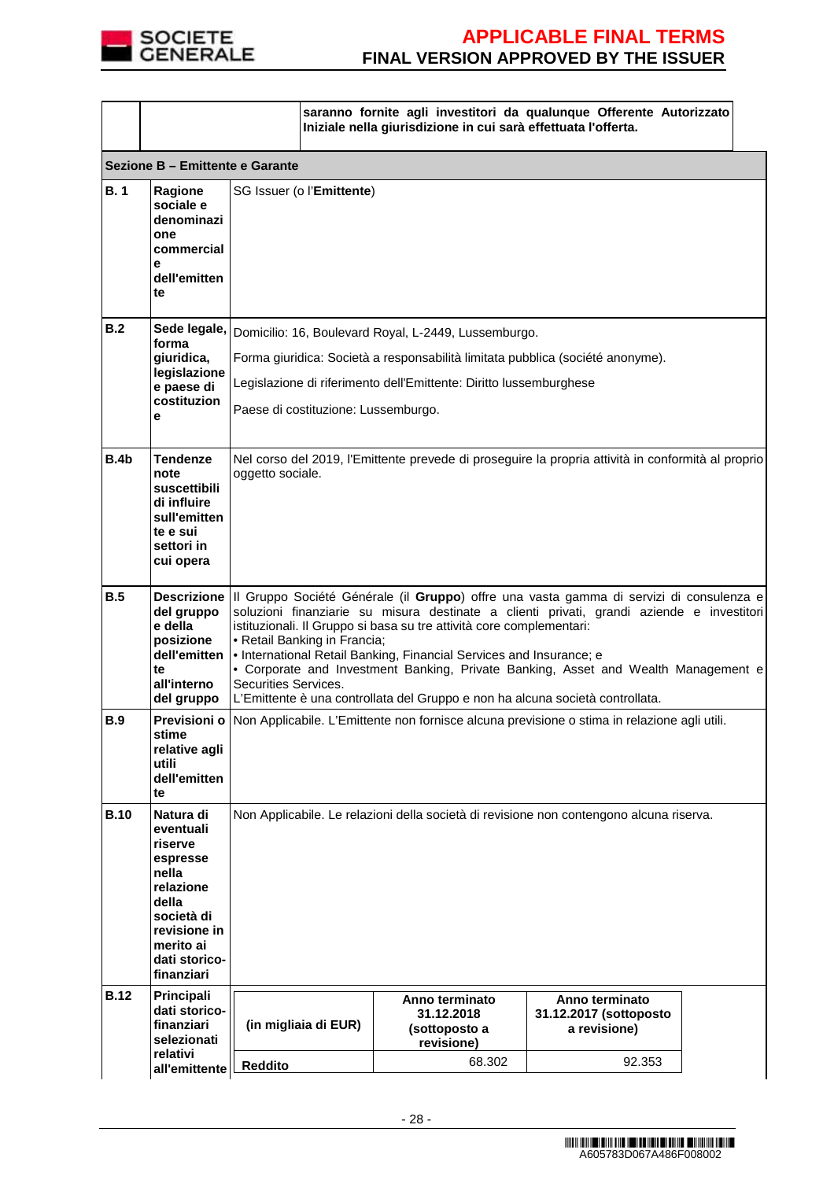| | | |
|---|---|---|
| | | **saranno fornite agli investitori da qualunque Offerente Autorizzato Iniziale nella giurisdizione in cui sarà effettuata l'offerta.** |

| | | |
|---|---|---|
| **Sezione B – Emittente e Garante** | | |
| **B. 1** | **Ragione sociale e denominazione commerciale dell'emittente** | SG Issuer (o l'**Emittente**) |
| **B.2** | **Sede legale, forma giuridica, legislazione e paese di costituzione** | Domicilio: 16, Boulevard Royal, L-2449, Lussemburgo.<br><br>Forma giuridica: Società a responsabilità limitata pubblica (société anonyme).<br><br>Legislazione di riferimento dell'Emittente: Diritto lussemburghese<br><br>Paese di costituzione: Lussemburgo. |
| **B.4b** | **Tendenze note suscettibili di influire sull'emittente e sui settori in cui opera** | Nel corso del 2019, l'Emittente prevede di proseguire la propria attività in conformità al proprio oggetto sociale. |
| **B.5** | **Descrizione del gruppo e della posizione dell'emittente all'interno del gruppo** | Il Gruppo Société Générale (il **Gruppo**) offre una vasta gamma di servizi di consulenza e soluzioni finanziarie su misura destinate a clienti privati, grandi aziende e investitori istituzionali. Il Gruppo si basa su tre attività core complementari:<br>• Retail Banking in Francia;<br>• International Retail Banking, Financial Services and Insurance; e<br>• Corporate and Investment Banking, Private Banking, Asset and Wealth Management e Securities Services.<br>L'Emittente è una controllata del Gruppo e non ha alcuna società controllata. |
| **B.9** | **Previsioni o stime relative agli utili dell'emittente** | Non Applicabile. L'Emittente non fornisce alcuna previsione o stima in relazione agli utili. |
| **B.10** | **Natura di eventuali riserve espresse nella relazione della società di revisione in merito ai dati storico-finanziari** | Non Applicabile. Le relazioni della società di revisione non contengono alcuna riserva. |
| **B.12** | **Principali dati storico-finanziari selezionati relativi all'emittente** | |

| (in migliaia di EUR) | Anno terminato 31.12.2018 (sottoposto a revisione) | Anno terminato 31.12.2017 (sottoposto a revisione) |
|---|---|---|
| **Reddito** | 68.302 | 92.353 |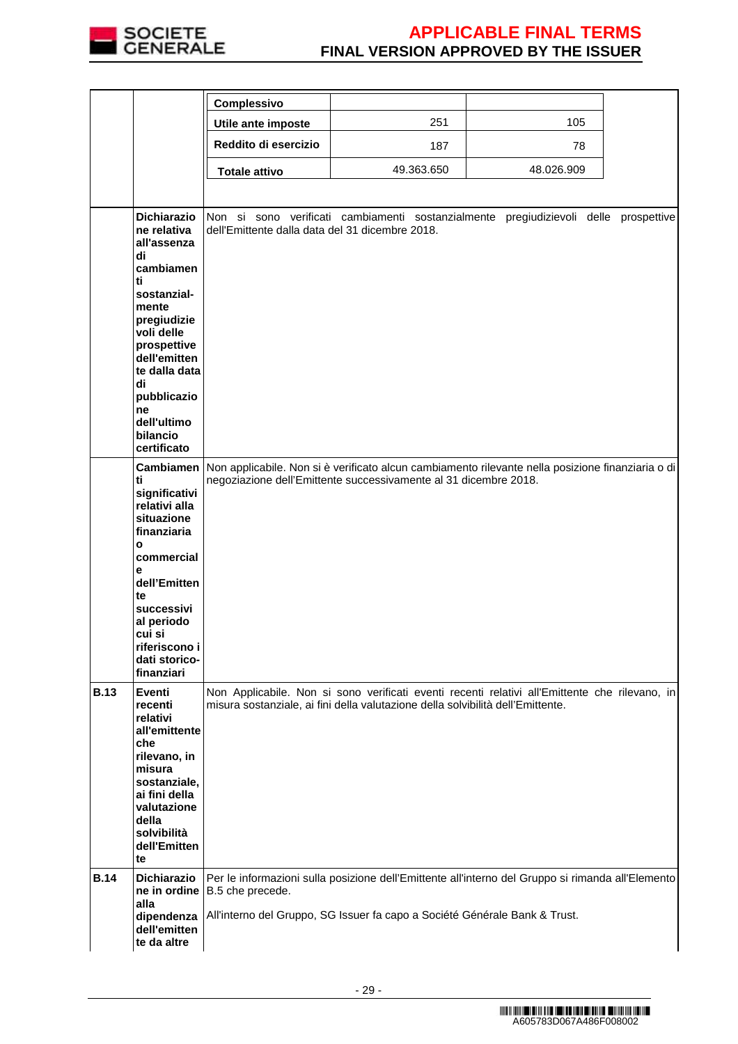| | | | | |
|---|---|---|---|---|
| | | **Complessivo** | | |
| | | **Utile ante imposte** | 251 | 105 |
| | | **Reddito di esercizio** | 187 | 78 |
| | | **Totale attivo** | 49.363.650 | 48.026.909 |
| | **Dichiarazione relativa all'assenza di cambiamenti sostanzial-mente pregiudizievoli delle prospettive dell'emittente dalla data di pubblicazione dell'ultimo bilancio certificato** | Non si sono verificati cambiamenti sostanzialmente pregiudizievoli delle prospettive dell'Emittente dalla data del 31 dicembre 2018. | | |
| | **Cambiamenti significativi relativi alla situazione finanziaria o commerciale dell'Emittente successivi al periodo cui si riferiscono i dati storico-finanziari** | Non applicabile. Non si è verificato alcun cambiamento rilevante nella posizione finanziaria o di negoziazione dell'Emittente successivamente al 31 dicembre 2018. | | |
| **B.13** | **Eventi recenti relativi all'emittente che rilevano, in misura sostanziale, ai fini della valutazione della solvibilità dell'Emittente** | Non Applicabile. Non si sono verificati eventi recenti relativi all'Emittente che rilevano, in misura sostanziale, ai fini della valutazione della solvibilità dell'Emittente. | | |
| **B.14** | **Dichiarazione in ordine alla dipendenza dell'emittente da altre** | Per le informazioni sulla posizione dell'Emittente all'interno del Gruppo si rimanda all'Elemento B.5 che precede.<br><br>All'interno del Gruppo, SG Issuer fa capo a Société Générale Bank & Trust. | | |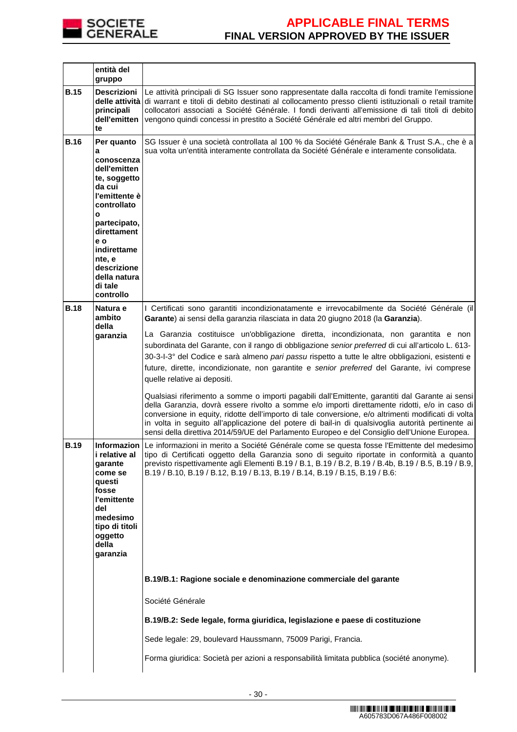| | | |
|---|---|---|
| | **entità del gruppo** | |
| **B.15** | **Descrizioni delle attività principali dell'emittente** | Le attività principali di SG Issuer sono rappresentate dalla raccolta di fondi tramite l'emissione di warrant e titoli di debito destinati al collocamento presso clienti istituzionali o retail tramite collocatori associati a Société Générale. I fondi derivanti all'emissione di tali titoli di debito vengono quindi concessi in prestito a Société Générale ed altri membri del Gruppo. |
| **B.16** | **Per quanto a conoscenza dell'emittente, soggetto da cui l'emittente è controllato o partecipato, direttamente e o indirettamente, e descrizione della natura di tale controllo** | SG Issuer è una società controllata al 100 % da Société Générale Bank & Trust S.A., che è a sua volta un'entità interamente controllata da Société Générale e interamente consolidata. |
| **B.18** | **Natura e ambito della garanzia** | I Certificati sono garantiti incondizionatamente e irrevocabilmente da Société Générale (il **Garante**) ai sensi della garanzia rilasciata in data 20 giugno 2018 (la **Garanzia**).<br><br>La Garanzia costituisce un'obbligazione diretta, incondizionata, non garantita e non subordinata del Garante, con il rango di obbligazione *senior preferred* di cui all'articolo L. 613-30-3-I-3° del Codice e sarà almeno *pari passu* rispetto a tutte le altre obbligazioni, esistenti e future, dirette, incondizionate, non garantite e *senior preferred* del Garante, ivi comprese quelle relative ai depositi.<br><br>Qualsiasi riferimento a somme o importi pagabili dall'Emittente, garantiti dal Garante ai sensi della Garanzia, dovrà essere rivolto a somme e/o importi direttamente ridotti, e/o in caso di conversione in equity, ridotte dell'importo di tale conversione, e/o altrimenti modificati di volta in volta in seguito all'applicazione del potere di bail-in di qualsivoglia autorità pertinente ai sensi della direttiva 2014/59/UE del Parlamento Europeo e del Consiglio dell'Unione Europea. |
| **B.19** | **Informazioni relative al garante come se questi fosse l'emittente del medesimo tipo di titoli oggetto della garanzia** | Le informazioni in merito a Société Générale come se questa fosse l'Emittente del medesimo tipo di Certificati oggetto della Garanzia sono di seguito riportate in conformità a quanto previsto rispettivamente agli Elementi B.19 / B.1, B.19 / B.2, B.19 / B.4b, B.19 / B.5, B.19 / B.9, B.19 / B.10, B.19 / B.12, B.19 / B.13, B.19 / B.14, B.19 / B.15, B.19 / B.6:<br><br>**B.19/B.1: Ragione sociale e denominazione commerciale del garante**<br><br>Société Générale<br><br>**B.19/B.2: Sede legale, forma giuridica, legislazione e paese di costituzione**<br><br>Sede legale: 29, boulevard Haussmann, 75009 Parigi, Francia.<br><br>Forma giuridica: Società per azioni a responsabilità limitata pubblica (société anonyme). |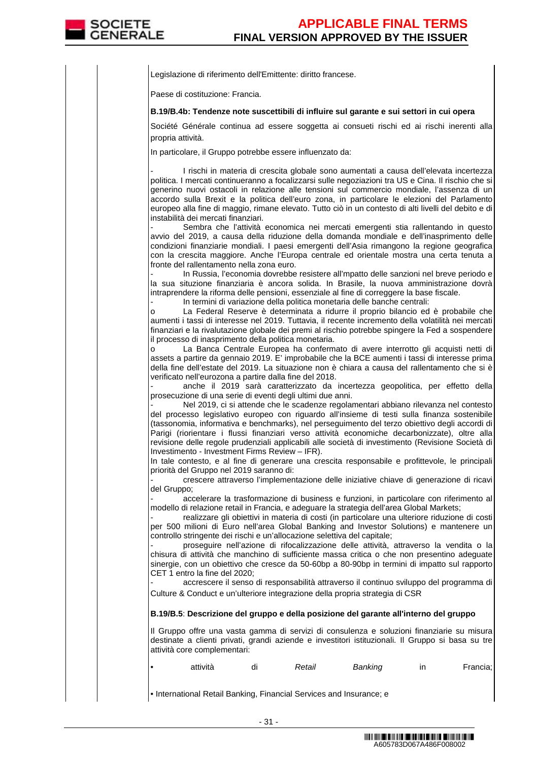Legislazione di riferimento dell'Emittente: diritto francese.

Paese di costituzione: Francia.

**B.19/B.4b: Tendenze note suscettibili di influire sul garante e sui settori in cui opera**

Société Générale continua ad essere soggetta ai consueti rischi ed ai rischi inerenti alla propria attività.

In particolare, il Gruppo potrebbe essere influenzato da:

- I rischi in materia di crescita globale sono aumentati a causa dell'elevata incertezza politica. I mercati continueranno a focalizzarsi sulle negoziazioni tra US e Cina. Il rischio che si generino nuovi ostacoli in relazione alle tensioni sul commercio mondiale, l'assenza di un accordo sulla Brexit e la politica dell'euro zona, in particolare le elezioni del Parlamento europeo alla fine di maggio, rimane elevato. Tutto ciò in un contesto di alti livelli del debito e di instabilità dei mercati finanziari.
- Sembra che l'attività economica nei mercati emergenti stia rallentando in questo avvio del 2019, a causa della riduzione della domanda mondiale e dell'inasprimento delle condizioni finanziarie mondiali. I paesi emergenti dell'Asia rimangono la regione geografica con la crescita maggiore. Anche l'Europa centrale ed orientale mostra una certa tenuta a fronte del rallentamento nella zona euro.
- In Russia, l'economia dovrebbe resistere all'mpatto delle sanzioni nel breve periodo e la sua situazione finanziaria è ancora solida. In Brasile, la nuova amministrazione dovrà intraprendere la riforma delle pensioni, essenziale al fine di correggere la base fiscale.
- In termini di variazione della politica monetaria delle banche centrali:
  - o La Federal Reserve è determinata a ridurre il proprio bilancio ed è probabile che aumenti i tassi di interesse nel 2019. Tuttavia, il recente incremento della volatilità nei mercati finanziari e la rivalutazione globale dei premi al rischio potrebbe spingere la Fed a sospendere il processo di inasprimento della politica monetaria.
  - o La Banca Centrale Europea ha confermato di avere interrotto gli acquisti netti di assets a partire da gennaio 2019. E' improbabile che la BCE aumenti i tassi di interesse prima della fine dell'estate del 2019. La situazione non è chiara a causa del rallentamento che si è verificato nell'eurozona a partire dalla fine del 2018.
- anche il 2019 sarà caratterizzato da incertezza geopolitica, per effetto della prosecuzione di una serie di eventi degli ultimi due anni.
- Nel 2019, ci si attende che le scadenze regolamentari abbiano rilevanza nel contesto del processo legislativo europeo con riguardo all'insieme di testi sulla finanza sostenibile (tassonomia, informativa e benchmarks), nel perseguimento del terzo obiettivo degli accordi di Parigi (riorientare i flussi finanziari verso attività economiche decarbonizzate), oltre alla revisione delle regole prudenziali applicabili alle società di investimento (Revisione Società di Investimento - Investment Firms Review – IFR).

In tale contesto, e al fine di generare una crescita responsabile e profittevole, le principali priorità del Gruppo nel 2019 saranno di:

- crescere attraverso l'implementazione delle iniziative chiave di generazione di ricavi del Gruppo;
- accelerare la trasformazione di business e funzioni, in particolare con riferimento al modello di relazione retail in Francia, e adeguare la strategia dell'area Global Markets;
- realizzare gli obiettivi in materia di costi (in particolare una ulteriore riduzione di costi per 500 milioni di Euro nell'area Global Banking and Investor Solutions) e mantenere un controllo stringente dei rischi e un'allocazione selettiva del capitale;
- proseguire nell'azione di rifocalizzazione delle attività, attraverso la vendita o la chisura di attività che manchino di sufficiente massa critica o che non presentino adeguate sinergie, con un obiettivo che cresce da 50-60bp a 80-90bp in termini di impatto sul rapporto CET 1 entro la fine del 2020;
- accrescere il senso di responsabilità attraverso il continuo sviluppo del programma di Culture & Conduct e un'ulteriore integrazione della propria strategia di CSR

**B.19/B.5**: **Descrizione del gruppo e della posizione del garante all'interno del gruppo**

Il Gruppo offre una vasta gamma di servizi di consulenza e soluzioni finanziarie su misura destinate a clienti privati, grandi aziende e investitori istituzionali. Il Gruppo si basa su tre attività core complementari:

- attività di *Retail Banking* in Francia;
- International Retail Banking, Financial Services and Insurance; e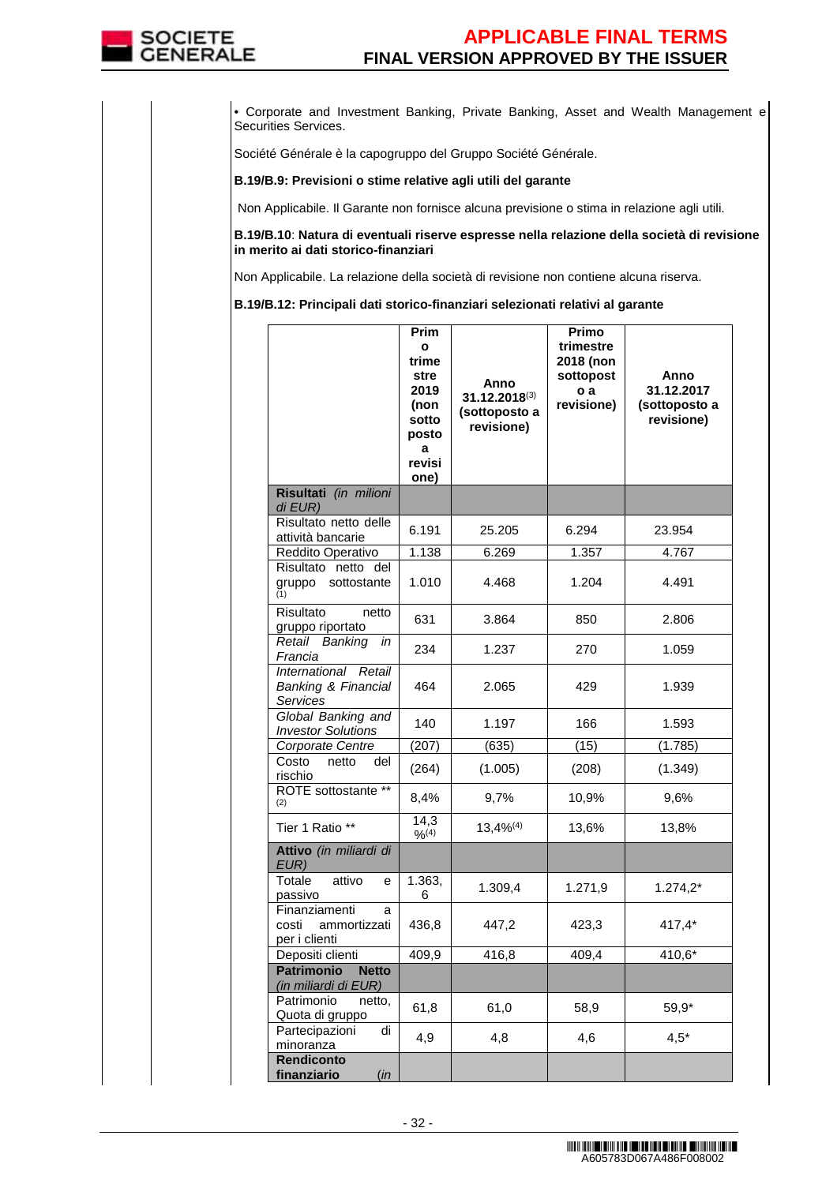• Corporate and Investment Banking, Private Banking, Asset and Wealth Management e Securities Services.

Société Générale è la capogruppo del Gruppo Société Générale.

**B.19/B.9: Previsioni o stime relative agli utili del garante**

Non Applicabile. Il Garante non fornisce alcuna previsione o stima in relazione agli utili.

**B.19/B.10**: **Natura di eventuali riserve espresse nella relazione della società di revisione in merito ai dati storico-finanziari**

Non Applicabile. La relazione della società di revisione non contiene alcuna riserva.

**B.19/B.12: Principali dati storico-finanziari selezionati relativi al garante**

| | **Primo trimestre 2019 (non sottoposto a revisione)** | **Anno 31.12.2018[3] (sottoposto a revisione)** | **Primo trimestre 2018 (non sottoposto a revisione)** | **Anno 31.12.2017 (sottoposto a revisione)** |
|---|---|---|---|---|
| **Risultati** *(in milioni di EUR)* | | | | |
| Risultato netto delle attività bancarie | 6.191 | 25.205 | 6.294 | 23.954 |
| Reddito Operativo | 1.138 | 6.269 | 1.357 | 4.767 |
| Risultato netto del gruppo sottostante [1] | 1.010 | 4.468 | 1.204 | 4.491 |
| Risultato netto gruppo riportato | 631 | 3.864 | 850 | 2.806 |
| *Retail Banking in Francia* | 234 | 1.237 | 270 | 1.059 |
| *International Retail Banking & Financial Services* | 464 | 2.065 | 429 | 1.939 |
| *Global Banking and Investor Solutions* | 140 | 1.197 | 166 | 1.593 |
| *Corporate Centre* | (207) | (635) | (15) | (1.785) |
| Costo netto del rischio | (264) | (1.005) | (208) | (1.349) |
| ROTE sottostante ** [2] | 8,4% | 9,7% | 10,9% | 9,6% |
| Tier 1 Ratio ** | 14,3 %[4] | 13,4%[4] | 13,6% | 13,8% |
| **Attivo** *(in miliardi di EUR)* | | | | |
| Totale attivo e passivo | 1.363,6 | 1.309,4 | 1.271,9 | 1.274,2* |
| Finanziamenti a costi ammortizzati per i clienti | 436,8 | 447,2 | 423,3 | 417,4* |
| Depositi clienti | 409,9 | 416,8 | 409,4 | 410,6* |
| **Patrimonio Netto** *(in miliardi di EUR)* | | | | |
| Patrimonio netto, Quota di gruppo | 61,8 | 61,0 | 58,9 | 59,9* |
| Partecipazioni di minoranza | 4,9 | 4,8 | 4,6 | 4,5* |
| **Rendiconto finanziario** *(in* | | | | |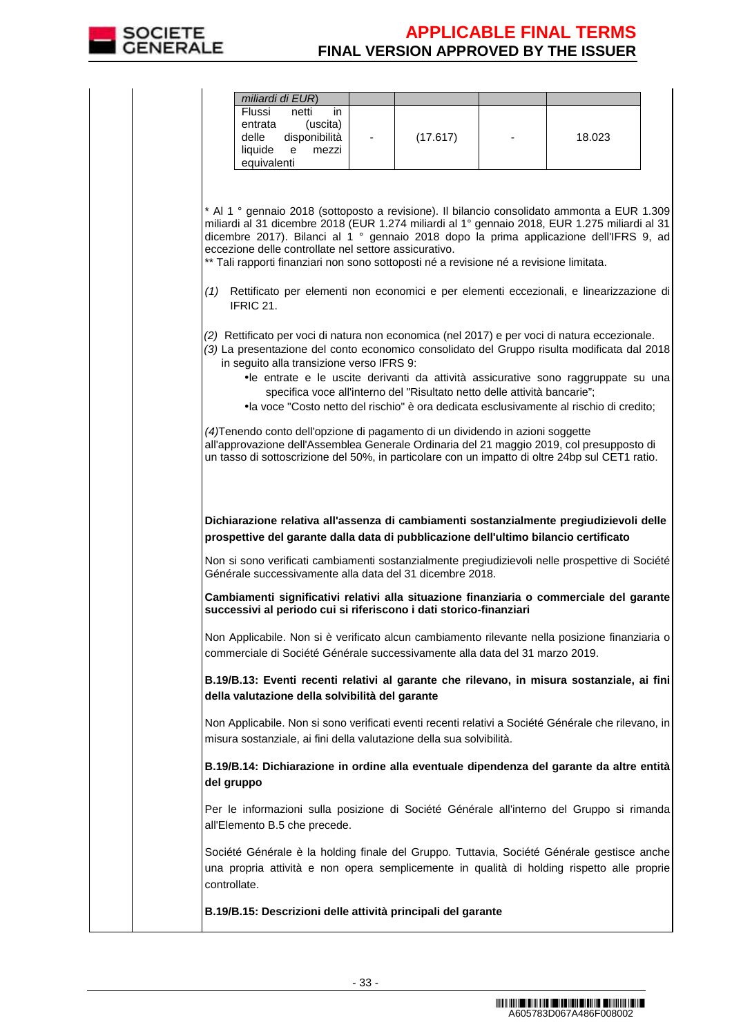| *miliardi di EUR*) | | | | |
|---|---|---|---|---|
| Flussi netti in entrata (uscita) delle disponibilità liquide e mezzi equivalenti | - | (17.617) | - | 18.023 |

\* Al 1 ° gennaio 2018 (sottoposto a revisione). Il bilancio consolidato ammonta a EUR 1.309 miliardi al 31 dicembre 2018 (EUR 1.274 miliardi al 1° gennaio 2018, EUR 1.275 miliardi al 31 dicembre 2017). Bilanci al 1 ° gennaio 2018 dopo la prima applicazione dell'IFRS 9, ad eccezione delle controllate nel settore assicurativo.
\*\* Tali rapporti finanziari non sono sottoposti né a revisione né a revisione limitata.

*(1)* Rettificato per elementi non economici e per elementi eccezionali, e linearizzazione di IFRIC 21.

*(2)* Rettificato per voci di natura non economica (nel 2017) e per voci di natura eccezionale.
*(3)* La presentazione del conto economico consolidato del Gruppo risulta modificata dal 2018 in seguito alla transizione verso IFRS 9:

- le entrate e le uscite derivanti da attività assicurative sono raggruppate su una specifica voce all'interno del "Risultato netto delle attività bancarie";
- la voce "Costo netto del rischio" è ora dedicata esclusivamente al rischio di credito;

*(4)*Tenendo conto dell'opzione di pagamento di un dividendo in azioni soggette all'approvazione dell'Assemblea Generale Ordinaria del 21 maggio 2019, col presupposto di un tasso di sottoscrizione del 50%, in particolare con un impatto di oltre 24bp sul CET1 ratio.

**Dichiarazione relativa all'assenza di cambiamenti sostanzialmente pregiudizievoli delle prospettive del garante dalla data di pubblicazione dell'ultimo bilancio certificato**

Non si sono verificati cambiamenti sostanzialmente pregiudizievoli nelle prospettive di Société Générale successivamente alla data del 31 dicembre 2018.

**Cambiamenti significativi relativi alla situazione finanziaria o commerciale del garante successivi al periodo cui si riferiscono i dati storico-finanziari**

Non Applicabile. Non si è verificato alcun cambiamento rilevante nella posizione finanziaria o commerciale di Société Générale successivamente alla data del 31 marzo 2019.

**B.19/B.13: Eventi recenti relativi al garante che rilevano, in misura sostanziale, ai fini della valutazione della solvibilità del garante**

Non Applicabile. Non si sono verificati eventi recenti relativi a Société Générale che rilevano, in misura sostanziale, ai fini della valutazione della sua solvibilità.

**B.19/B.14: Dichiarazione in ordine alla eventuale dipendenza del garante da altre entità del gruppo**

Per le informazioni sulla posizione di Société Générale all'interno del Gruppo si rimanda all'Elemento B.5 che precede.

Société Générale è la holding finale del Gruppo. Tuttavia, Société Générale gestisce anche una propria attività e non opera semplicemente in qualità di holding rispetto alle proprie controllate.

**B.19/B.15: Descrizioni delle attività principali del garante**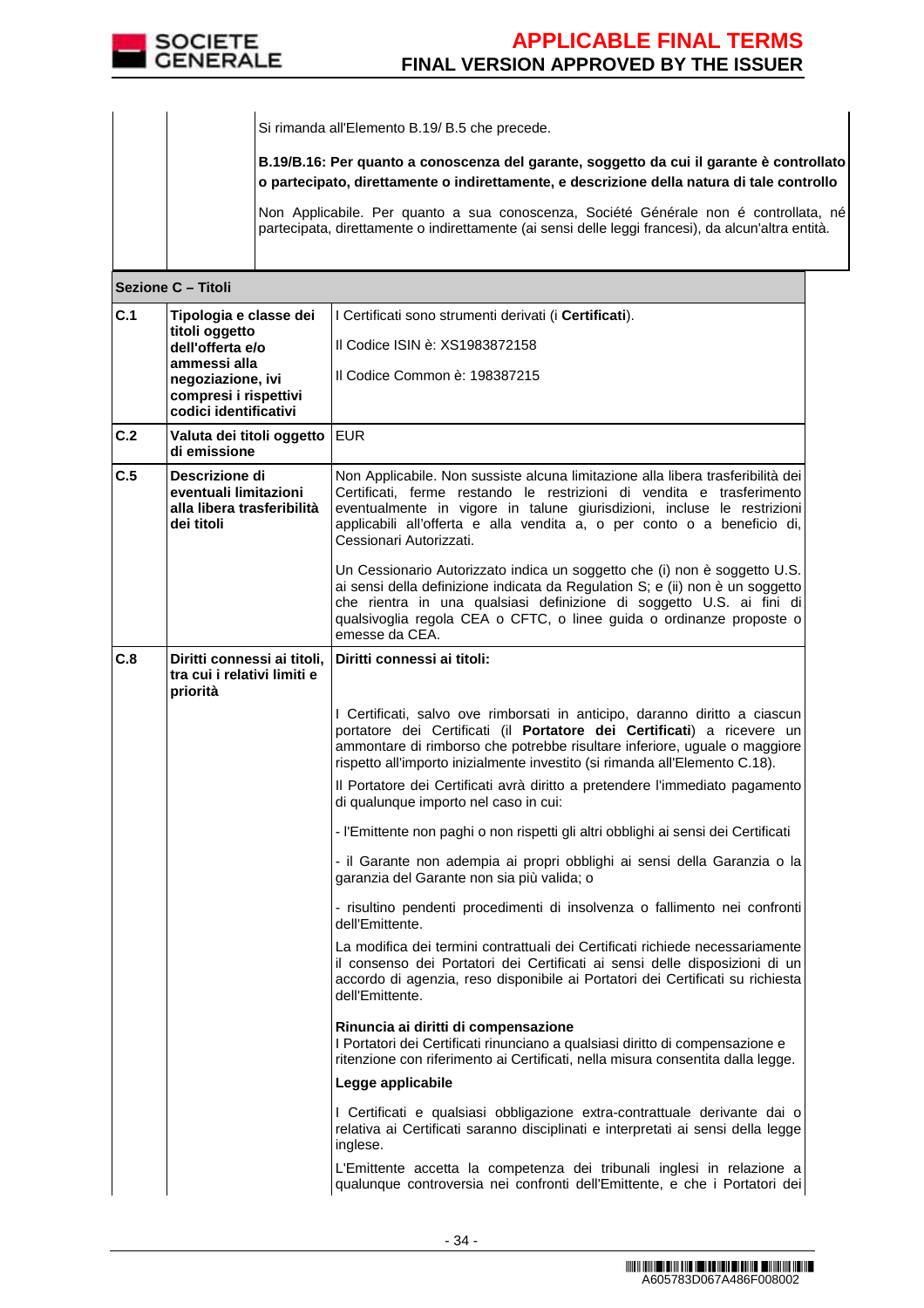| | | |
|---|---|---|
| | | Si rimanda all'Elemento B.19/ B.5 che precede.<br><br>**B.19/B.16: Per quanto a conoscenza del garante, soggetto da cui il garante è controllato o partecipato, direttamente o indirettamente, e descrizione della natura di tale controllo**<br><br>Non Applicabile. Per quanto a sua conoscenza, Société Générale non é controllata, né partecipata, direttamente o indirettamente (ai sensi delle leggi francesi), da alcun'altra entità. |

| **Sezione C – Titoli** | | |
|---|---|---|
| **C.1** | **Tipologia e classe dei titoli oggetto dell'offerta e/o ammessi alla negoziazione, ivi compresi i rispettivi codici identificativi** | I Certificati sono strumenti derivati (i **Certificati**).<br><br>Il Codice ISIN è: XS1983872158<br><br>Il Codice Common è: 198387215 |
| **C.2** | **Valuta dei titoli oggetto di emissione** | EUR |
| **C.5** | **Descrizione di eventuali limitazioni alla libera trasferibilità dei titoli** | Non Applicabile. Non sussiste alcuna limitazione alla libera trasferibilità dei Certificati, ferme restando le restrizioni di vendita e trasferimento eventualmente in vigore in talune giurisdizioni, incluse le restrizioni applicabili all'offerta e alla vendita a, o per conto o a beneficio di, Cessionari Autorizzati.<br><br>Un Cessionario Autorizzato indica un soggetto che (i) non è soggetto U.S. ai sensi della definizione indicata da Regulation S; e (ii) non è un soggetto che rientra in una qualsiasi definizione di soggetto U.S. ai fini di qualsivoglia regola CEA o CFTC, o linee guida o ordinanze proposte o emesse da CEA. |
| **C.8** | **Diritti connessi ai titoli, tra cui i relativi limiti e priorità** | **Diritti connessi ai titoli:**<br><br>I Certificati, salvo ove rimborsati in anticipo, daranno diritto a ciascun portatore dei Certificati (il **Portatore dei Certificati**) a ricevere un ammontare di rimborso che potrebbe risultare inferiore, uguale o maggiore rispetto all'importo inizialmente investito (si rimanda all'Elemento C.18).<br><br>Il Portatore dei Certificati avrà diritto a pretendere l'immediato pagamento di qualunque importo nel caso in cui:<br><br>- l'Emittente non paghi o non rispetti gli altri obblighi ai sensi dei Certificati<br><br>- il Garante non adempia ai propri obblighi ai sensi della Garanzia o la garanzia del Garante non sia più valida; o<br><br>- risultino pendenti procedimenti di insolvenza o fallimento nei confronti dell'Emittente.<br><br>La modifica dei termini contrattuali dei Certificati richiede necessariamente il consenso dei Portatori dei Certificati ai sensi delle disposizioni di un accordo di agenzia, reso disponibile ai Portatori dei Certificati su richiesta dell'Emittente.<br><br>**Rinuncia ai diritti di compensazione**<br>I Portatori dei Certificati rinunciano a qualsiasi diritto di compensazione e ritenzione con riferimento ai Certificati, nella misura consentita dalla legge.<br><br>**Legge applicabile**<br><br>I Certificati e qualsiasi obbligazione extra-contrattuale derivante dai o relativa ai Certificati saranno disciplinati e interpretati ai sensi della legge inglese.<br><br>L'Emittente accetta la competenza dei tribunali inglesi in relazione a qualunque controversia nei confronti dell'Emittente, e che i Portatori dei |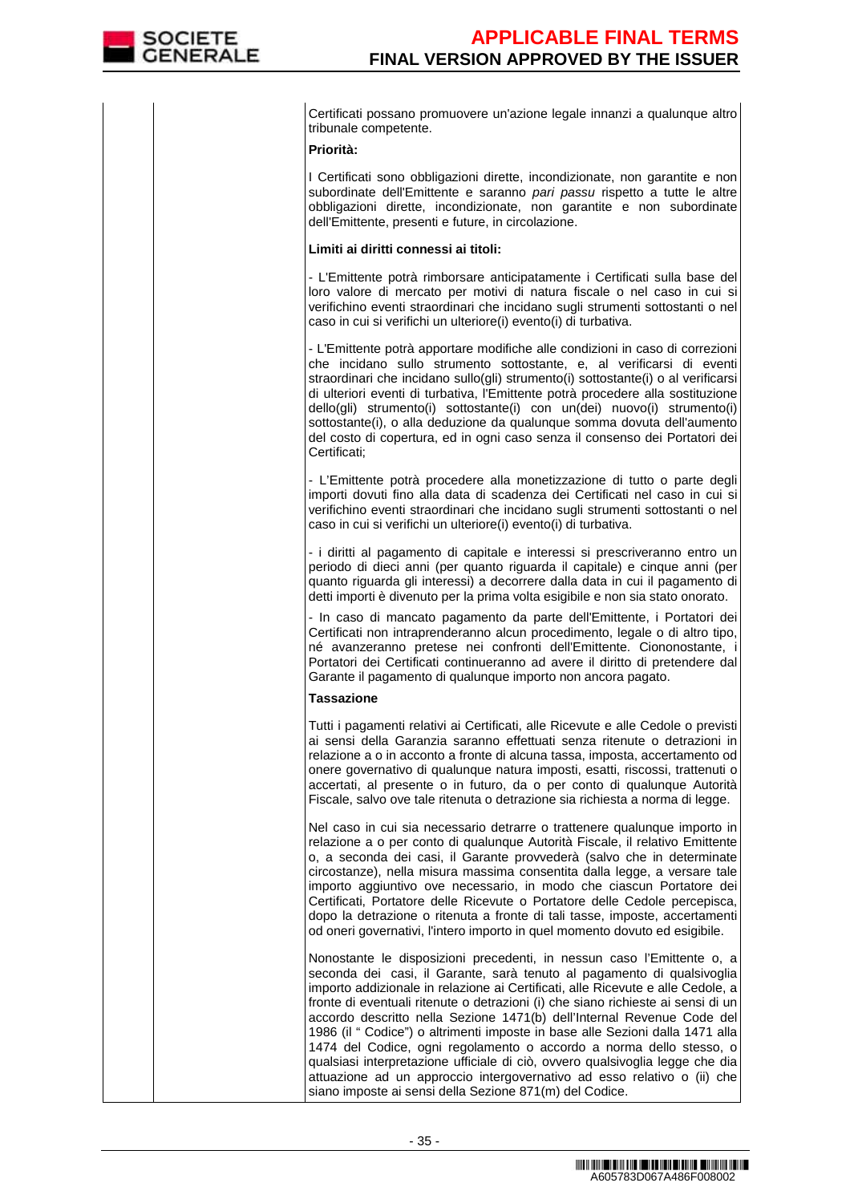Certificati possano promuovere un'azione legale innanzi a qualunque altro tribunale competente.

**Priorità:**

I Certificati sono obbligazioni dirette, incondizionate, non garantite e non subordinate dell'Emittente e saranno *pari passu* rispetto a tutte le altre obbligazioni dirette, incondizionate, non garantite e non subordinate dell'Emittente, presenti e future, in circolazione.

**Limiti ai diritti connessi ai titoli:**

- L'Emittente potrà rimborsare anticipatamente i Certificati sulla base del loro valore di mercato per motivi di natura fiscale o nel caso in cui si verifichino eventi straordinari che incidano sugli strumenti sottostanti o nel caso in cui si verifichi un ulteriore(i) evento(i) di turbativa.

- L'Emittente potrà apportare modifiche alle condizioni in caso di correzioni che incidano sullo strumento sottostante, e, al verificarsi di eventi straordinari che incidano sullo(gli) strumento(i) sottostante(i) o al verificarsi di ulteriori eventi di turbativa, l'Emittente potrà procedere alla sostituzione dello(gli) strumento(i) sottostante(i) con un(dei) nuovo(i) strumento(i) sottostante(i), o alla deduzione da qualunque somma dovuta dell'aumento del costo di copertura, ed in ogni caso senza il consenso dei Portatori dei Certificati;

- L'Emittente potrà procedere alla monetizzazione di tutto o parte degli importi dovuti fino alla data di scadenza dei Certificati nel caso in cui si verifichino eventi straordinari che incidano sugli strumenti sottostanti o nel caso in cui si verifichi un ulteriore(i) evento(i) di turbativa.

- i diritti al pagamento di capitale e interessi si prescriveranno entro un periodo di dieci anni (per quanto riguarda il capitale) e cinque anni (per quanto riguarda gli interessi) a decorrere dalla data in cui il pagamento di detti importi è divenuto per la prima volta esigibile e non sia stato onorato.

- In caso di mancato pagamento da parte dell'Emittente, i Portatori dei Certificati non intraprenderanno alcun procedimento, legale o di altro tipo, né avanzeranno pretese nei confronti dell'Emittente. Ciononostante, i Portatori dei Certificati continueranno ad avere il diritto di pretendere dal Garante il pagamento di qualunque importo non ancora pagato.

**Tassazione**

Tutti i pagamenti relativi ai Certificati, alle Ricevute e alle Cedole o previsti ai sensi della Garanzia saranno effettuati senza ritenute o detrazioni in relazione a o in acconto a fronte di alcuna tassa, imposta, accertamento od onere governativo di qualunque natura imposti, esatti, riscossi, trattenuti o accertati, al presente o in futuro, da o per conto di qualunque Autorità Fiscale, salvo ove tale ritenuta o detrazione sia richiesta a norma di legge.

Nel caso in cui sia necessario detrarre o trattenere qualunque importo in relazione a o per conto di qualunque Autorità Fiscale, il relativo Emittente o, a seconda dei casi, il Garante provvederà (salvo che in determinate circostanze), nella misura massima consentita dalla legge, a versare tale importo aggiuntivo ove necessario, in modo che ciascun Portatore dei Certificati, Portatore delle Ricevute o Portatore delle Cedole percepisca, dopo la detrazione o ritenuta a fronte di tali tasse, imposte, accertamenti od oneri governativi, l'intero importo in quel momento dovuto ed esigibile.

Nonostante le disposizioni precedenti, in nessun caso l'Emittente o, a seconda dei casi, il Garante, sarà tenuto al pagamento di qualsivoglia importo addizionale in relazione ai Certificati, alle Ricevute e alle Cedole, a fronte di eventuali ritenute o detrazioni (i) che siano richieste ai sensi di un accordo descritto nella Sezione 1471(b) dell'Internal Revenue Code del 1986 (il " Codice") o altrimenti imposte in base alle Sezioni dalla 1471 alla 1474 del Codice, ogni regolamento o accordo a norma dello stesso, o qualsiasi interpretazione ufficiale di ciò, ovvero qualsivoglia legge che dia attuazione ad un approccio intergovernativo ad esso relativo o (ii) che siano imposte ai sensi della Sezione 871(m) del Codice.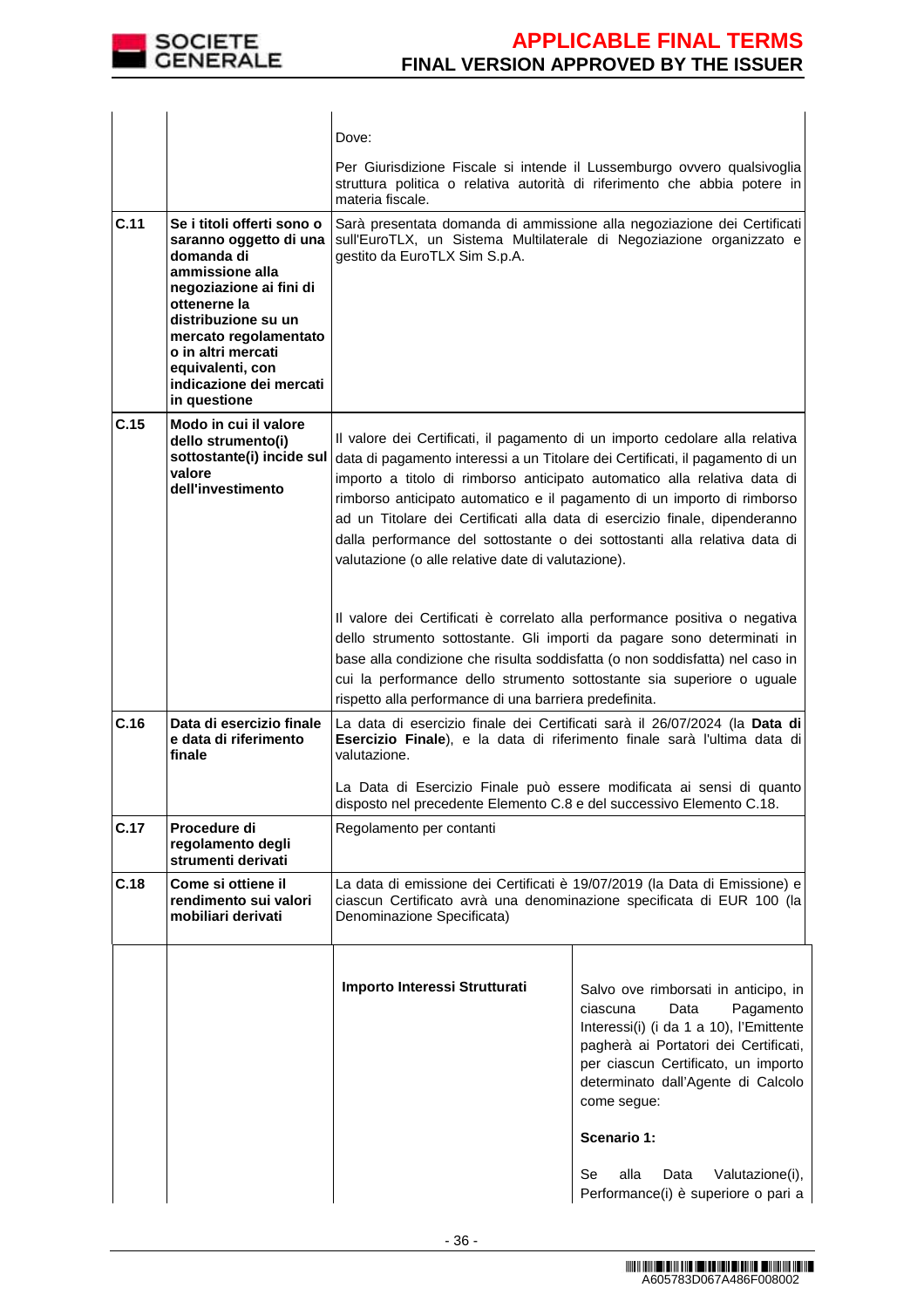| | | |
|---|---|---|
| | | Dove:<br><br>Per Giurisdizione Fiscale si intende il Lussemburgo ovvero qualsivoglia struttura politica o relativa autorità di riferimento che abbia potere in materia fiscale. |
| **C.11** | **Se i titoli offerti sono o saranno oggetto di una domanda di ammissione alla negoziazione ai fini di ottenerne la distribuzione su un mercato regolamentato o in altri mercati equivalenti, con indicazione dei mercati in questione** | Sarà presentata domanda di ammissione alla negoziazione dei Certificati sull'EuroTLX, un Sistema Multilaterale di Negoziazione organizzato e gestito da EuroTLX Sim S.p.A. |
| **C.15** | **Modo in cui il valore dello strumento(i) sottostante(i) incide sul valore dell'investimento** | Il valore dei Certificati, il pagamento di un importo cedolare alla relativa data di pagamento interessi a un Titolare dei Certificati, il pagamento di un importo a titolo di rimborso anticipato automatico alla relativa data di rimborso anticipato automatico e il pagamento di un importo di rimborso ad un Titolare dei Certificati alla data di esercizio finale, dipenderanno dalla performance del sottostante o dei sottostanti alla relativa data di valutazione (o alle relative date di valutazione).<br><br>Il valore dei Certificati è correlato alla performance positiva o negativa dello strumento sottostante. Gli importi da pagare sono determinati in base alla condizione che risulta soddisfatta (o non soddisfatta) nel caso in cui la performance dello strumento sottostante sia superiore o uguale rispetto alla performance di una barriera predefinita. |
| **C.16** | **Data di esercizio finale e data di riferimento finale** | La data di esercizio finale dei Certificati sarà il 26/07/2024 (la **Data di Esercizio Finale**), e la data di riferimento finale sarà l'ultima data di valutazione.<br><br>La Data di Esercizio Finale può essere modificata ai sensi di quanto disposto nel precedente Elemento C.8 e del successivo Elemento C.18. |
| **C.17** | **Procedure di regolamento degli strumenti derivati** | Regolamento per contanti |
| **C.18** | **Come si ottiene il rendimento sui valori mobiliari derivati** | La data di emissione dei Certificati è 19/07/2019 (la Data di Emissione) e ciascun Certificato avrà una denominazione specificata di EUR 100 (la Denominazione Specificata) |

| | | | |
|---|---|---|---|
| | | **Importo Interessi Strutturati** | Salvo ove rimborsati in anticipo, in ciascuna Data Pagamento Interessi(i) (i da 1 a 10), l'Emittente pagherà ai Portatori dei Certificati, per ciascun Certificato, un importo determinato dall'Agente di Calcolo come segue:<br><br>**Scenario 1:**<br><br>Se alla Data Valutazione(i), Performance(i) è superiore o pari a |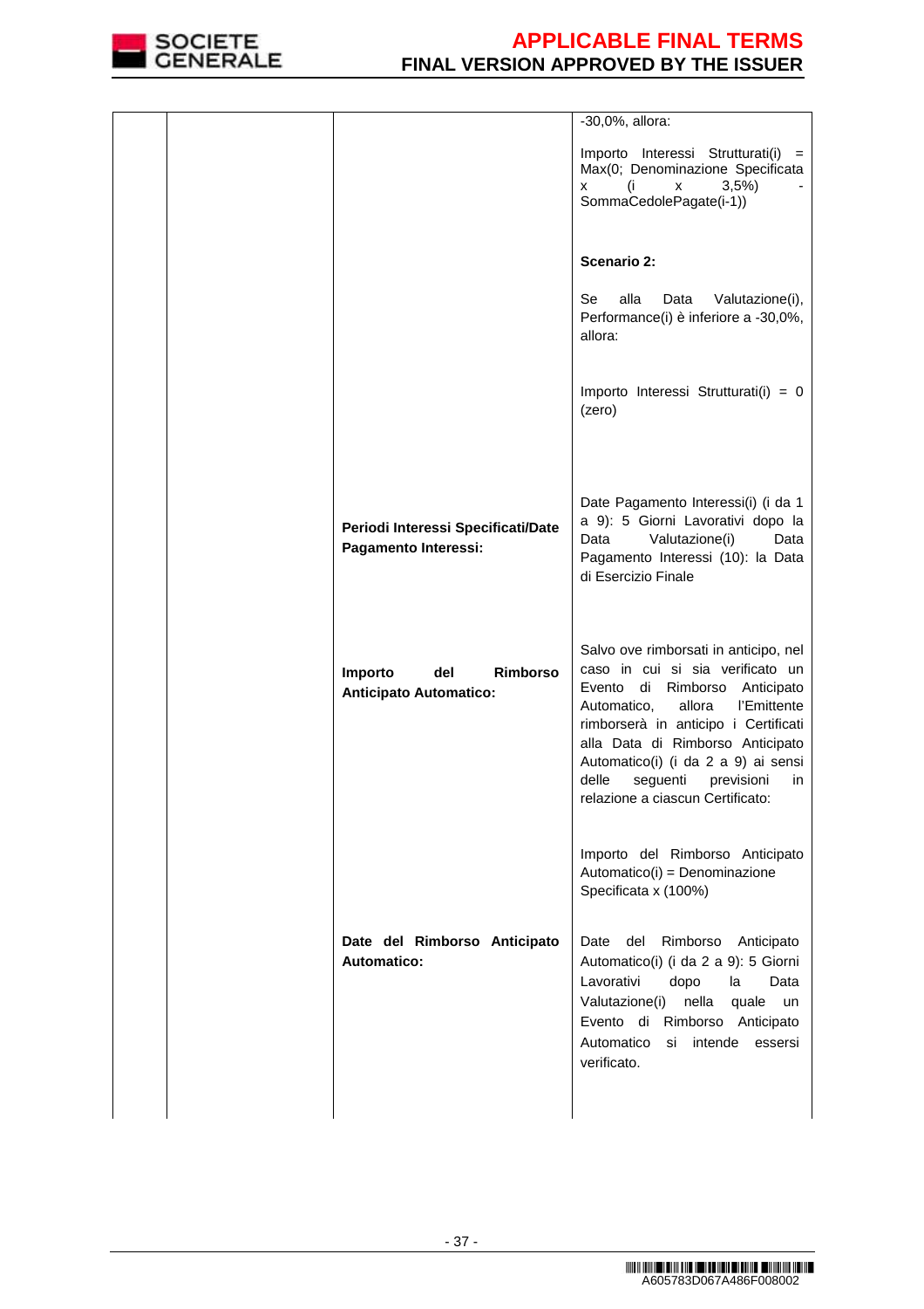| | | | |
|---|---|---|---|
| | | | -30,0%, allora:<br><br>Importo Interessi Strutturati(i) = Max(0; Denominazione Specificata x (i x 3,5%) - SommaCedolePagate(i-1))<br><br>**Scenario 2:**<br><br>Se alla Data Valutazione(i), Performance(i) è inferiore a -30,0%, allora:<br><br>Importo Interessi Strutturati(i) = 0 (zero) |
| | | **Periodi Interessi Specificati/Date Pagamento Interessi:** | Date Pagamento Interessi(i) (i da 1 a 9): 5 Giorni Lavorativi dopo la Data Valutazione(i) Data Pagamento Interessi (10): la Data di Esercizio Finale |
| | | **Importo del Rimborso Anticipato Automatico:** | Salvo ove rimborsati in anticipo, nel caso in cui si sia verificato un Evento di Rimborso Anticipato Automatico, allora l'Emittente rimborserà in anticipo i Certificati alla Data di Rimborso Anticipato Automatico(i) (i da 2 a 9) ai sensi delle seguenti previsioni in relazione a ciascun Certificato:<br><br>Importo del Rimborso Anticipato Automatico(i) = Denominazione Specificata x (100%) |
| | | **Date del Rimborso Anticipato Automatico:** | Date del Rimborso Anticipato Automatico(i) (i da 2 a 9): 5 Giorni Lavorativi dopo la Data Valutazione(i) nella quale un Evento di Rimborso Anticipato Automatico si intende essersi verificato. |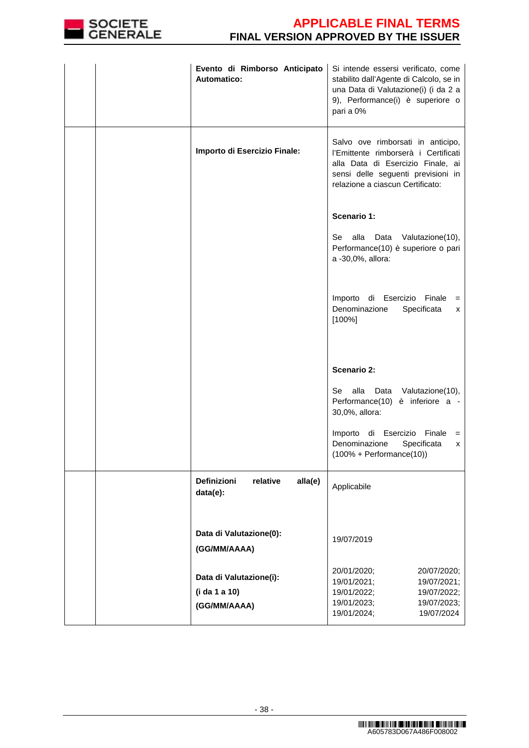| | | | |
|---|---|---|---|
| | | **Evento di Rimborso Anticipato Automatico:** | Si intende essersi verificato, come stabilito dall'Agente di Calcolo, se in una Data di Valutazione(i) (i da 2 a 9), Performance(i) è superiore o pari a 0% |
| | | **Importo di Esercizio Finale:** | Salvo ove rimborsati in anticipo, l'Emittente rimborserà i Certificati alla Data di Esercizio Finale, ai sensi delle seguenti previsioni in relazione a ciascun Certificato:<br><br>**Scenario 1:**<br><br>Se alla Data Valutazione(10), Performance(10) è superiore o pari a -30,0%, allora:<br><br>Importo di Esercizio Finale = Denominazione Specificata x [100%]<br><br>**Scenario 2:**<br><br>Se alla Data Valutazione(10), Performance(10) è inferiore a -30,0%, allora:<br><br>Importo di Esercizio Finale = Denominazione Specificata x (100% + Performance(10)) |
| | | **Definizioni relative alla(e) data(e):**<br><br>**Data di Valutazione(0): (GG/MM/AAAA)**<br><br>**Data di Valutazione(i): (i da 1 a 10) (GG/MM/AAAA)** | Applicabile<br><br>19/07/2019<br><br>20/01/2020; 20/07/2020; 19/01/2021; 19/07/2021; 19/01/2022; 19/07/2022; 19/01/2023; 19/07/2023; 19/01/2024; 19/07/2024 |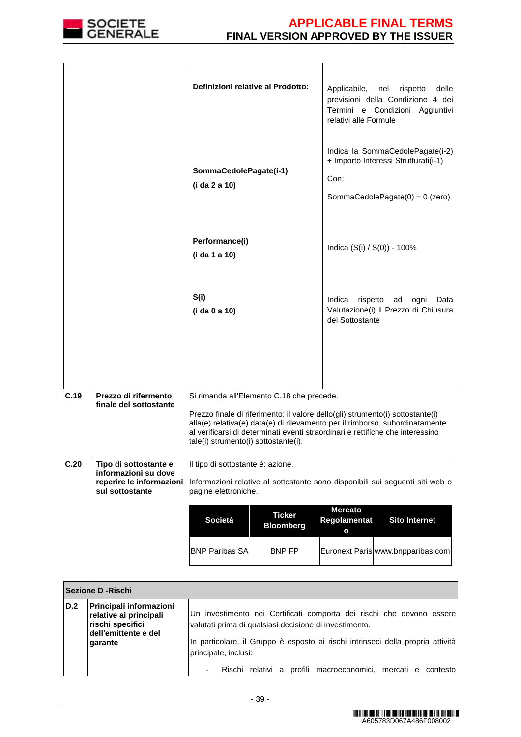| | | | |
|---|---|---|---|
| | | **Definizioni relative al Prodotto:** | Applicabile, nel rispetto delle previsioni della Condizione 4 dei Termini e Condizioni Aggiuntivi relativi alle Formule |
| | | **SommaCedolePagate(i-1)** **(i da 2 a 10)** | Indica la SommaCedolePagate(i-2) + Importo Interessi Strutturati(i-1) Con: SommaCedolePagate(0) = 0 (zero) |
| | | **Performance(i)** **(i da 1 a 10)** | Indica (S(i) / S(0)) - 100% |
| | | **S(i)** **(i da 0 a 10)** | Indica rispetto ad ogni Data Valutazione(i) il Prezzo di Chiusura del Sottostante |
| **C.19** | **Prezzo di rifermento finale del sottostante** | Si rimanda all'Elemento C.18 che precede. Prezzo finale di riferimento: il valore dello(gli) strumento(i) sottostante(i) alla(e) relativa(e) data(e) di rilevamento per il rimborso, subordinatamente al verificarsi di determinati eventi straordinari e rettifiche che interessino tale(i) strumento(i) sottostante(i). | |
| **C.20** | **Tipo di sottostante e informazioni su dove reperire le informazioni sul sottostante** | Il tipo di sottostante è: azione. Informazioni relative al sottostante sono disponibili sui seguenti siti web o pagine elettroniche. | |

| Società | Ticker Bloomberg | Mercato Regolamentato | Sito Internet |
|---|---|---|---|
| BNP Paribas SA | BNP FP | Euronext Paris | www.bnpparibas.com |

**Sezione D -Rischi**

| | | |
|---|---|---|
| **D.2** | **Principali informazioni relative ai principali rischi specifici dell'emittente e del garante** | Un investimento nei Certificati comporta dei rischi che devono essere valutati prima di qualsiasi decisione di investimento. In particolare, il Gruppo è esposto ai rischi intrinseci della propria attività principale, inclusi: - <u>Rischi relativi a profili macroeconomici, mercati e contesto</u> |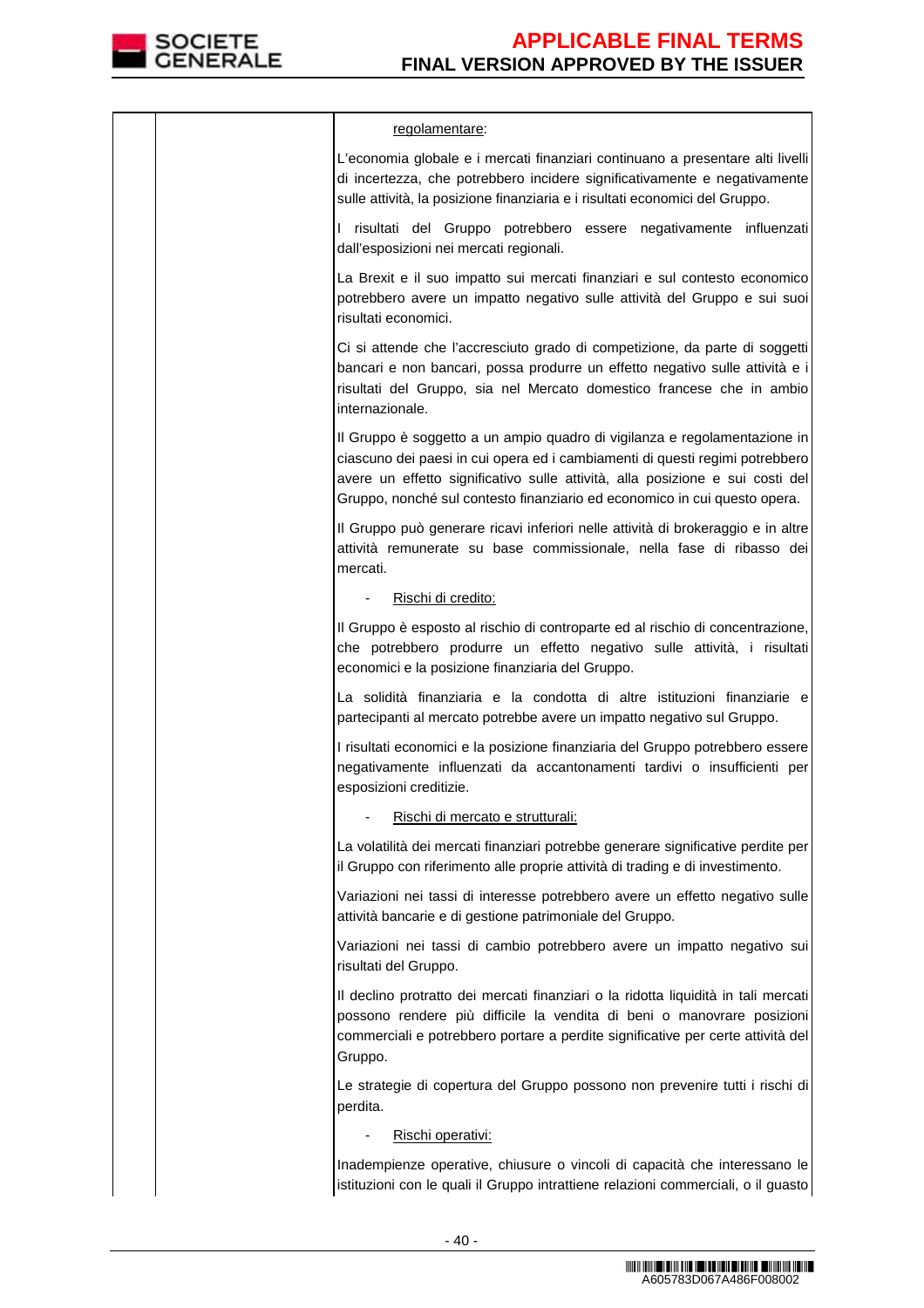| | | regolamentare: |
|---|---|---|
| | | L'economia globale e i mercati finanziari continuano a presentare alti livelli di incertezza, che potrebbero incidere significativamente e negativamente sulle attività, la posizione finanziaria e i risultati economici del Gruppo. |
| | | I risultati del Gruppo potrebbero essere negativamente influenzati dall'esposizioni nei mercati regionali. |
| | | La Brexit e il suo impatto sui mercati finanziari e sul contesto economico potrebbero avere un impatto negativo sulle attività del Gruppo e sui suoi risultati economici. |
| | | Ci si attende che l'accresciuto grado di competizione, da parte di soggetti bancari e non bancari, possa produrre un effetto negativo sulle attività e i risultati del Gruppo, sia nel Mercato domestico francese che in ambio internazionale. |
| | | Il Gruppo è soggetto a un ampio quadro di vigilanza e regolamentazione in ciascuno dei paesi in cui opera ed i cambiamenti di questi regimi potrebbero avere un effetto significativo sulle attività, alla posizione e sui costi del Gruppo, nonché sul contesto finanziario ed economico in cui questo opera. |
| | | Il Gruppo può generare ricavi inferiori nelle attività di brokeraggio e in altre attività remunerate su base commissionale, nella fase di ribasso dei mercati. |
| | | - Rischi di credito: |
| | | Il Gruppo è esposto al rischio di controparte ed al rischio di concentrazione, che potrebbero produrre un effetto negativo sulle attività, i risultati economici e la posizione finanziaria del Gruppo. |
| | | La solidità finanziaria e la condotta di altre istituzioni finanziarie e partecipanti al mercato potrebbe avere un impatto negativo sul Gruppo. |
| | | I risultati economici e la posizione finanziaria del Gruppo potrebbero essere negativamente influenzati da accantonamenti tardivi o insufficienti per esposizioni creditizie. |
| | | - Rischi di mercato e strutturali: |
| | | La volatilità dei mercati finanziari potrebbe generare significative perdite per il Gruppo con riferimento alle proprie attività di trading e di investimento. |
| | | Variazioni nei tassi di interesse potrebbero avere un effetto negativo sulle attività bancarie e di gestione patrimoniale del Gruppo. |
| | | Variazioni nei tassi di cambio potrebbero avere un impatto negativo sui risultati del Gruppo. |
| | | Il declino protratto dei mercati finanziari o la ridotta liquidità in tali mercati possono rendere più difficile la vendita di beni o manovrare posizioni commerciali e potrebbero portare a perdite significative per certe attività del Gruppo. |
| | | Le strategie di copertura del Gruppo possono non prevenire tutti i rischi di perdita. |
| | | - Rischi operativi: |
| | | Inadempienze operative, chiusure o vincoli di capacità che interessano le istituzioni con le quali il Gruppo intrattiene relazioni commerciali, o il guasto |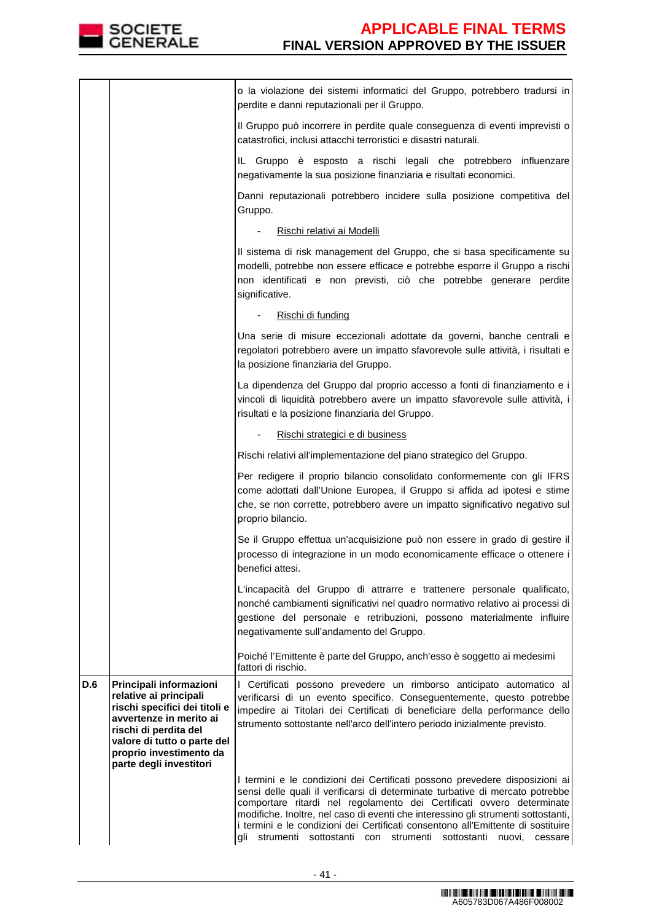| | | |
|---|---|---|
| | | o la violazione dei sistemi informatici del Gruppo, potrebbero tradursi in perdite e danni reputazionali per il Gruppo.<br><br>Il Gruppo può incorrere in perdite quale conseguenza di eventi imprevisti o catastrofici, inclusi attacchi terroristici e disastri naturali.<br><br>IL Gruppo è esposto a rischi legali che potrebbero influenzare negativamente la sua posizione finanziaria e risultati economici.<br><br>Danni reputazionali potrebbero incidere sulla posizione competitiva del Gruppo.<br><br>- Rischi relativi ai Modelli<br><br>Il sistema di risk management del Gruppo, che si basa specificamente su modelli, potrebbe non essere efficace e potrebbe esporre il Gruppo a rischi non identificati e non previsti, ciò che potrebbe generare perdite significative.<br><br>- Rischi di funding<br><br>Una serie di misure eccezionali adottate da governi, banche centrali e regolatori potrebbero avere un impatto sfavorevole sulle attività, i risultati e la posizione finanziaria del Gruppo.<br><br>La dipendenza del Gruppo dal proprio accesso a fonti di finanziamento e i vincoli di liquidità potrebbero avere un impatto sfavorevole sulle attività, i risultati e la posizione finanziaria del Gruppo.<br><br>- Rischi strategici e di business<br><br>Rischi relativi all'implementazione del piano strategico del Gruppo.<br><br>Per redigere il proprio bilancio consolidato conformemente con gli IFRS come adottati dall'Unione Europea, il Gruppo si affida ad ipotesi e stime che, se non corrette, potrebbero avere un impatto significativo negativo sul proprio bilancio.<br><br>Se il Gruppo effettua un'acquisizione può non essere in grado di gestire il processo di integrazione in un modo economicamente efficace o ottenere i benefici attesi.<br><br>L'incapacità del Gruppo di attrarre e trattenere personale qualificato, nonché cambiamenti significativi nel quadro normativo relativo ai processi di gestione del personale e retribuzioni, possono materialmente influire negativamente sull'andamento del Gruppo.<br><br>Poiché l'Emittente è parte del Gruppo, anch'esso è soggetto ai medesimi fattori di rischio. |
| **D.6** | **Principali informazioni relative ai principali rischi specifici dei titoli e avvertenze in merito ai rischi di perdita del valore di tutto o parte del proprio investimento da parte degli investitori** | I Certificati possono prevedere un rimborso anticipato automatico al verificarsi di un evento specifico. Conseguentemente, questo potrebbe impedire ai Titolari dei Certificati di beneficiare della performance dello strumento sottostante nell'arco dell'intero periodo inizialmente previsto.<br><br>I termini e le condizioni dei Certificati possono prevedere disposizioni ai sensi delle quali il verificarsi di determinate turbative di mercato potrebbe comportare ritardi nel regolamento dei Certificati ovvero determinate modifiche. Inoltre, nel caso di eventi che interessino gli strumenti sottostanti, i termini e le condizioni dei Certificati consentono all'Emittente di sostituire gli strumenti sottostanti con strumenti sottostanti nuovi, cessare |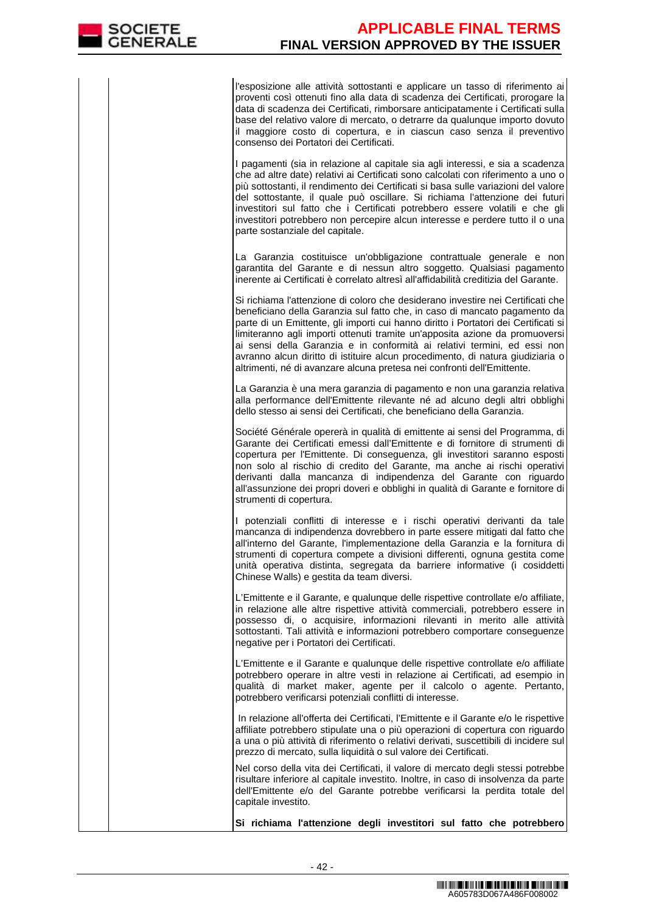| | | l'esposizione alle attività sottostanti e applicare un tasso di riferimento ai proventi così ottenuti fino alla data di scadenza dei Certificati, prorogare la data di scadenza dei Certificati, rimborsare anticipatamente i Certificati sulla base del relativo valore di mercato, o detrarre da qualunque importo dovuto il maggiore costo di copertura, e in ciascun caso senza il preventivo consenso dei Portatori dei Certificati.<br><br>I pagamenti (sia in relazione al capitale sia agli interessi, e sia a scadenza che ad altre date) relativi ai Certificati sono calcolati con riferimento a uno o più sottostanti, il rendimento dei Certificati si basa sulle variazioni del valore del sottostante, il quale può oscillare. Si richiama l'attenzione dei futuri investitori sul fatto che i Certificati potrebbero essere volatili e che gli investitori potrebbero non percepire alcun interesse e perdere tutto il o una parte sostanziale del capitale.<br><br>La Garanzia costituisce un'obbligazione contrattuale generale e non garantita del Garante e di nessun altro soggetto. Qualsiasi pagamento inerente ai Certificati è correlato altresì all'affidabilità creditizia del Garante.<br><br>Si richiama l'attenzione di coloro che desiderano investire nei Certificati che beneficiano della Garanzia sul fatto che, in caso di mancato pagamento da parte di un Emittente, gli importi cui hanno diritto i Portatori dei Certificati si limiteranno agli importi ottenuti tramite un'apposita azione da promuoversi ai sensi della Garanzia e in conformità ai relativi termini, ed essi non avranno alcun diritto di istituire alcun procedimento, di natura giudiziaria o altrimenti, né di avanzare alcuna pretesa nei confronti dell'Emittente.<br><br>La Garanzia è una mera garanzia di pagamento e non una garanzia relativa alla performance dell'Emittente rilevante né ad alcuno degli altri obblighi dello stesso ai sensi dei Certificati, che beneficiano della Garanzia.<br><br>Société Générale opererà in qualità di emittente ai sensi del Programma, di Garante dei Certificati emessi dall'Emittente e di fornitore di strumenti di copertura per l'Emittente. Di conseguenza, gli investitori saranno esposti non solo al rischio di credito del Garante, ma anche ai rischi operativi derivanti dalla mancanza di indipendenza del Garante con riguardo all'assunzione dei propri doveri e obblighi in qualità di Garante e fornitore di strumenti di copertura.<br><br>I potenziali conflitti di interesse e i rischi operativi derivanti da tale mancanza di indipendenza dovrebbero in parte essere mitigati dal fatto che all'interno del Garante, l'implementazione della Garanzia e la fornitura di strumenti di copertura compete a divisioni differenti, ognuna gestita come unità operativa distinta, segregata da barriere informative (i cosiddetti Chinese Walls) e gestita da team diversi.<br><br>L'Emittente e il Garante, e qualunque delle rispettive controllate e/o affiliate, in relazione alle altre rispettive attività commerciali, potrebbero essere in possesso di, o acquisire, informazioni rilevanti in merito alle attività sottostanti. Tali attività e informazioni potrebbero comportare conseguenze negative per i Portatori dei Certificati.<br><br>L'Emittente e il Garante e qualunque delle rispettive controllate e/o affiliate potrebbero operare in altre vesti in relazione ai Certificati, ad esempio in qualità di market maker, agente per il calcolo o agente. Pertanto, potrebbero verificarsi potenziali conflitti di interesse.<br><br>In relazione all'offerta dei Certificati, l'Emittente e il Garante e/o le rispettive affiliate potrebbero stipulate una o più operazioni di copertura con riguardo a una o più attività di riferimento o relativi derivati, suscettibili di incidere sul prezzo di mercato, sulla liquidità o sul valore dei Certificati.<br><br>Nel corso della vita dei Certificati, il valore di mercato degli stessi potrebbe risultare inferiore al capitale investito. Inoltre, in caso di insolvenza da parte dell'Emittente e/o del Garante potrebbe verificarsi la perdita totale del capitale investito.<br><br>**Si richiama l'attenzione degli investitori sul fatto che potrebbero** |
|---|---|---|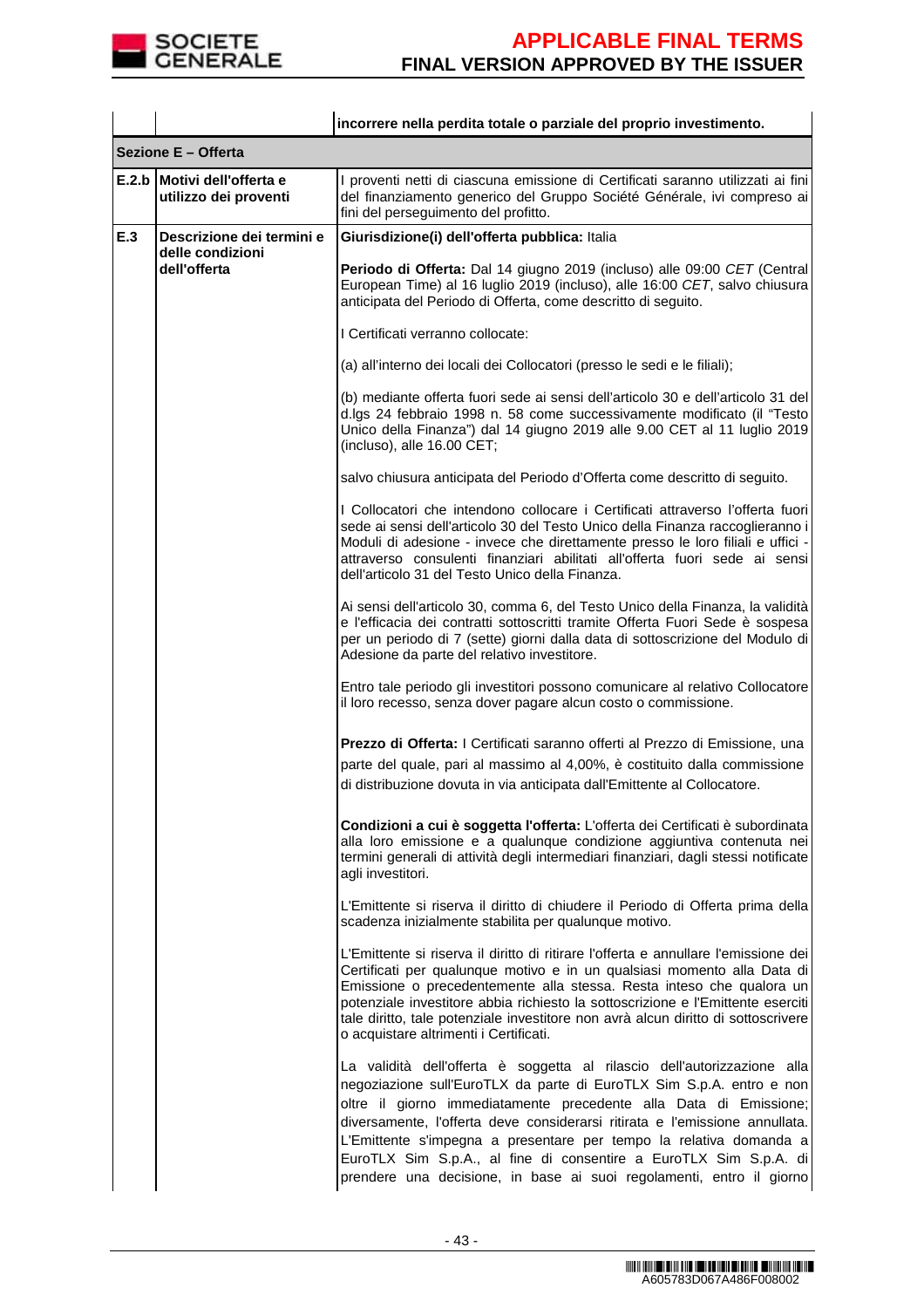| | | incorrere nella perdita totale o parziale del proprio investimento. |
|---|---|---|
| **Sezione E – Offerta** | | |
| **E.2.b** | **Motivi dell'offerta e utilizzo dei proventi** | I proventi netti di ciascuna emissione di Certificati saranno utilizzati ai fini del finanziamento generico del Gruppo Société Générale, ivi compreso ai fini del perseguimento del profitto. |
| **E.3** | **Descrizione dei termini e delle condizioni dell'offerta** | **Giurisdizione(i) dell'offerta pubblica:** Italia<br><br>**Periodo di Offerta:** Dal 14 giugno 2019 (incluso) alle 09:00 *CET* (Central European Time) al 16 luglio 2019 (incluso), alle 16:00 *CET*, salvo chiusura anticipata del Periodo di Offerta, come descritto di seguito.<br><br>I Certificati verranno collocate:<br><br>(a) all'interno dei locali dei Collocatori (presso le sedi e le filiali);<br><br>(b) mediante offerta fuori sede ai sensi dell'articolo 30 e dell'articolo 31 del d.lgs 24 febbraio 1998 n. 58 come successivamente modificato (il "Testo Unico della Finanza") dal 14 giugno 2019 alle 9.00 CET al 11 luglio 2019 (incluso), alle 16.00 CET;<br><br>salvo chiusura anticipata del Periodo d'Offerta come descritto di seguito.<br><br>I Collocatori che intendono collocare i Certificati attraverso l'offerta fuori sede ai sensi dell'articolo 30 del Testo Unico della Finanza raccoglieranno i Moduli di adesione - invece che direttamente presso le loro filiali e uffici - attraverso consulenti finanziari abilitati all'offerta fuori sede ai sensi dell'articolo 31 del Testo Unico della Finanza.<br><br>Ai sensi dell'articolo 30, comma 6, del Testo Unico della Finanza, la validità e l'efficacia dei contratti sottoscritti tramite Offerta Fuori Sede è sospesa per un periodo di 7 (sette) giorni dalla data di sottoscrizione del Modulo di Adesione da parte del relativo investitore.<br><br>Entro tale periodo gli investitori possono comunicare al relativo Collocatore il loro recesso, senza dover pagare alcun costo o commissione.<br><br>**Prezzo di Offerta:** I Certificati saranno offerti al Prezzo di Emissione, una parte del quale, pari al massimo al 4,00%, è costituito dalla commissione di distribuzione dovuta in via anticipata dall'Emittente al Collocatore.<br><br>**Condizioni a cui è soggetta l'offerta:** L'offerta dei Certificati è subordinata alla loro emissione e a qualunque condizione aggiuntiva contenuta nei termini generali di attività degli intermediari finanziari, dagli stessi notificate agli investitori.<br><br>L'Emittente si riserva il diritto di chiudere il Periodo di Offerta prima della scadenza inizialmente stabilita per qualunque motivo.<br><br>L'Emittente si riserva il diritto di ritirare l'offerta e annullare l'emissione dei Certificati per qualunque motivo e in un qualsiasi momento alla Data di Emissione o precedentemente alla stessa. Resta inteso che qualora un potenziale investitore abbia richiesto la sottoscrizione e l'Emittente eserciti tale diritto, tale potenziale investitore non avrà alcun diritto di sottoscrivere o acquistare altrimenti i Certificati.<br><br>La validità dell'offerta è soggetta al rilascio dell'autorizzazione alla negoziazione sull'EuroTLX da parte di EuroTLX Sim S.p.A. entro e non oltre il giorno immediatamente precedente alla Data di Emissione; diversamente, l'offerta deve considerarsi ritirata e l'emissione annullata. L'Emittente s'impegna a presentare per tempo la relativa domanda a EuroTLX Sim S.p.A., al fine di consentire a EuroTLX Sim S.p.A. di prendere una decisione, in base ai suoi regolamenti, entro il giorno |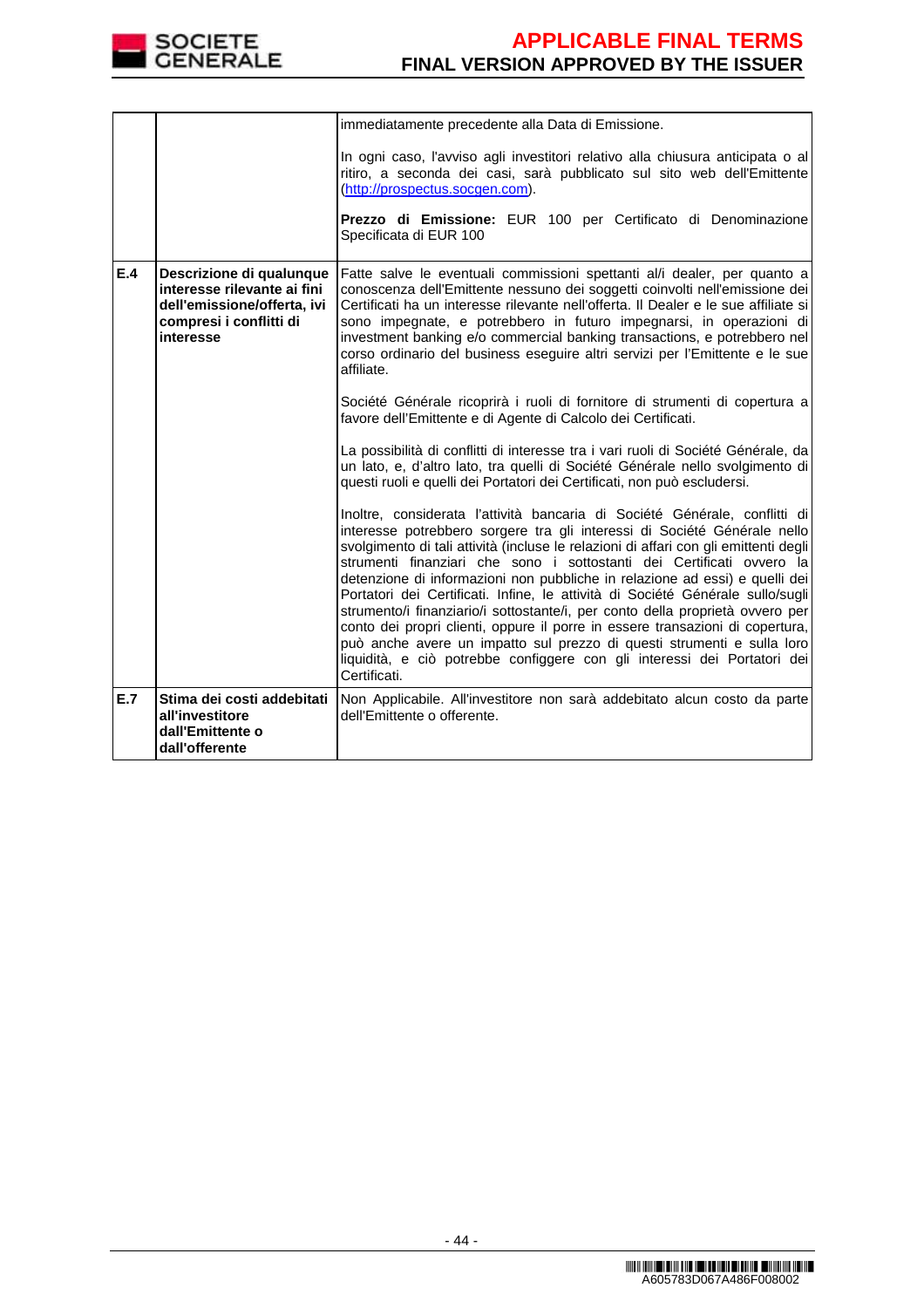| | | |
|---|---|---|
| | | immediatamente precedente alla Data di Emissione.<br><br>In ogni caso, l'avviso agli investitori relativo alla chiusura anticipata o al ritiro, a seconda dei casi, sarà pubblicato sul sito web dell'Emittente (http://prospectus.socgen.com).<br><br>**Prezzo di Emissione:** EUR 100 per Certificato di Denominazione Specificata di EUR 100 |
| **E.4** | **Descrizione di qualunque interesse rilevante ai fini dell'emissione/offerta, ivi compresi i conflitti di interesse** | Fatte salve le eventuali commissioni spettanti al/i dealer, per quanto a conoscenza dell'Emittente nessuno dei soggetti coinvolti nell'emissione dei Certificati ha un interesse rilevante nell'offerta. Il Dealer e le sue affiliate si sono impegnate, e potrebbero in futuro impegnarsi, in operazioni di investment banking e/o commercial banking transactions, e potrebbero nel corso ordinario del business eseguire altri servizi per l'Emittente e le sue affiliate.<br><br>Société Générale ricoprirà i ruoli di fornitore di strumenti di copertura a favore dell'Emittente e di Agente di Calcolo dei Certificati.<br><br>La possibilità di conflitti di interesse tra i vari ruoli di Société Générale, da un lato, e, d'altro lato, tra quelli di Société Générale nello svolgimento di questi ruoli e quelli dei Portatori dei Certificati, non può escludersi.<br><br>Inoltre, considerata l'attività bancaria di Société Générale, conflitti di interesse potrebbero sorgere tra gli interessi di Société Générale nello svolgimento di tali attività (incluse le relazioni di affari con gli emittenti degli strumenti finanziari che sono i sottostanti dei Certificati ovvero la detenzione di informazioni non pubbliche in relazione ad essi) e quelli dei Portatori dei Certificati. Infine, le attività di Société Générale sullo/sugli strumento/i finanziario/i sottostante/i, per conto della proprietà ovvero per conto dei propri clienti, oppure il porre in essere transazioni di copertura, può anche avere un impatto sul prezzo di questi strumenti e sulla loro liquidità, e ciò potrebbe configgere con gli interessi dei Portatori dei Certificati. |
| **E.7** | **Stima dei costi addebitati all'investitore dall'Emittente o dall'offerente** | Non Applicabile. All'investitore non sarà addebitato alcun costo da parte dell'Emittente o offerente. |